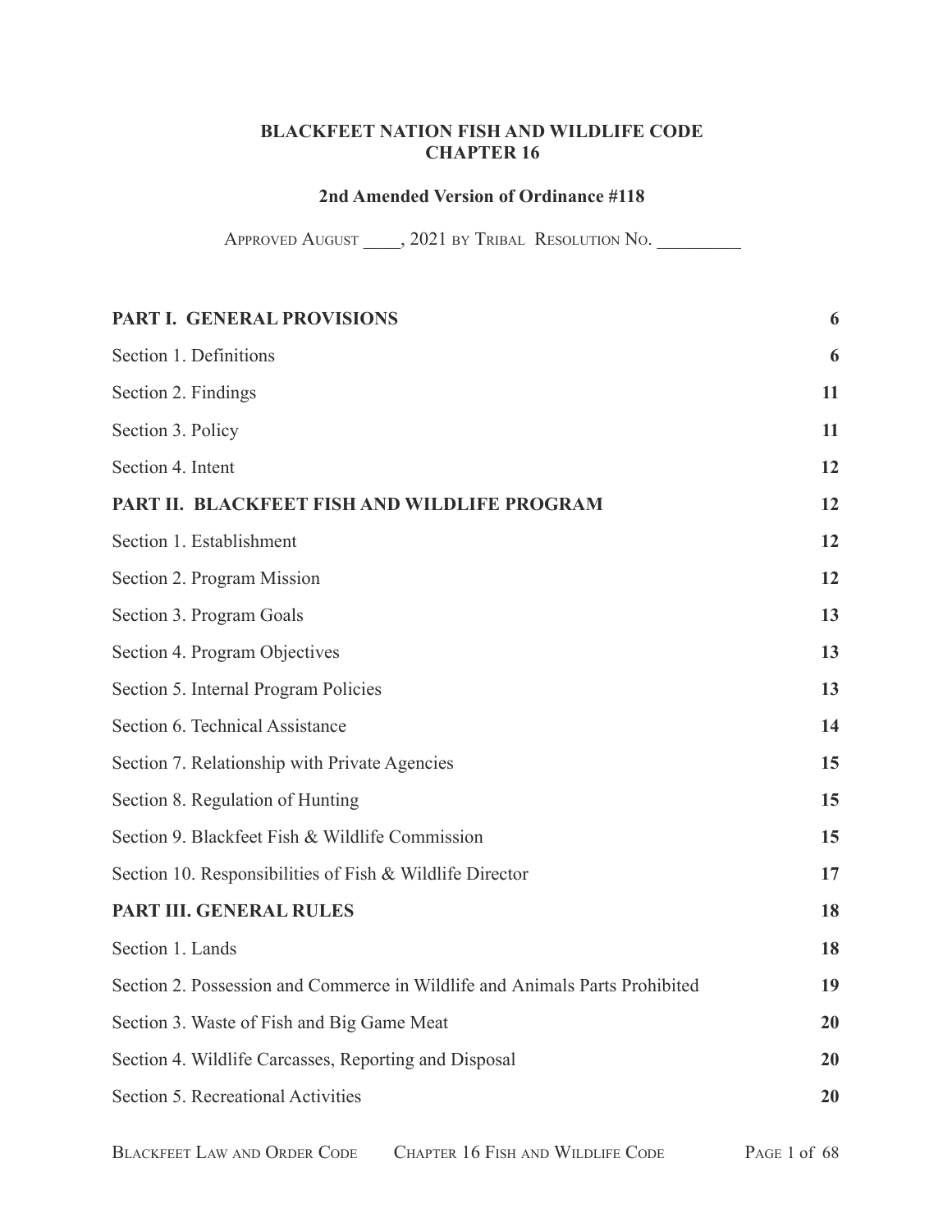# BLACKFEET NATION FISH AND WILDLIFE CODE
# CHAPTER 16

## 2nd Amended Version of Ordinance #118

APPROVED AUGUST ____, 2021 BY TRIBAL RESOLUTION NO. _________

| | |
|---|---|
| **PART I. GENERAL PROVISIONS** | **6** |
| Section 1. Definitions | **6** |
| Section 2. Findings | **11** |
| Section 3. Policy | **11** |
| Section 4. Intent | **12** |
| **PART II. BLACKFEET FISH AND WILDLIFE PROGRAM** | **12** |
| Section 1. Establishment | **12** |
| Section 2. Program Mission | **12** |
| Section 3. Program Goals | **13** |
| Section 4. Program Objectives | **13** |
| Section 5. Internal Program Policies | **13** |
| Section 6. Technical Assistance | **14** |
| Section 7. Relationship with Private Agencies | **15** |
| Section 8. Regulation of Hunting | **15** |
| Section 9. Blackfeet Fish & Wildlife Commission | **15** |
| Section 10. Responsibilities of Fish & Wildlife Director | **17** |
| **PART III. GENERAL RULES** | **18** |
| Section 1. Lands | **18** |
| Section 2. Possession and Commerce in Wildlife and Animals Parts Prohibited | **19** |
| Section 3. Waste of Fish and Big Game Meat | **20** |
| Section 4. Wildlife Carcasses, Reporting and Disposal | **20** |
| Section 5. Recreational Activities | **20** |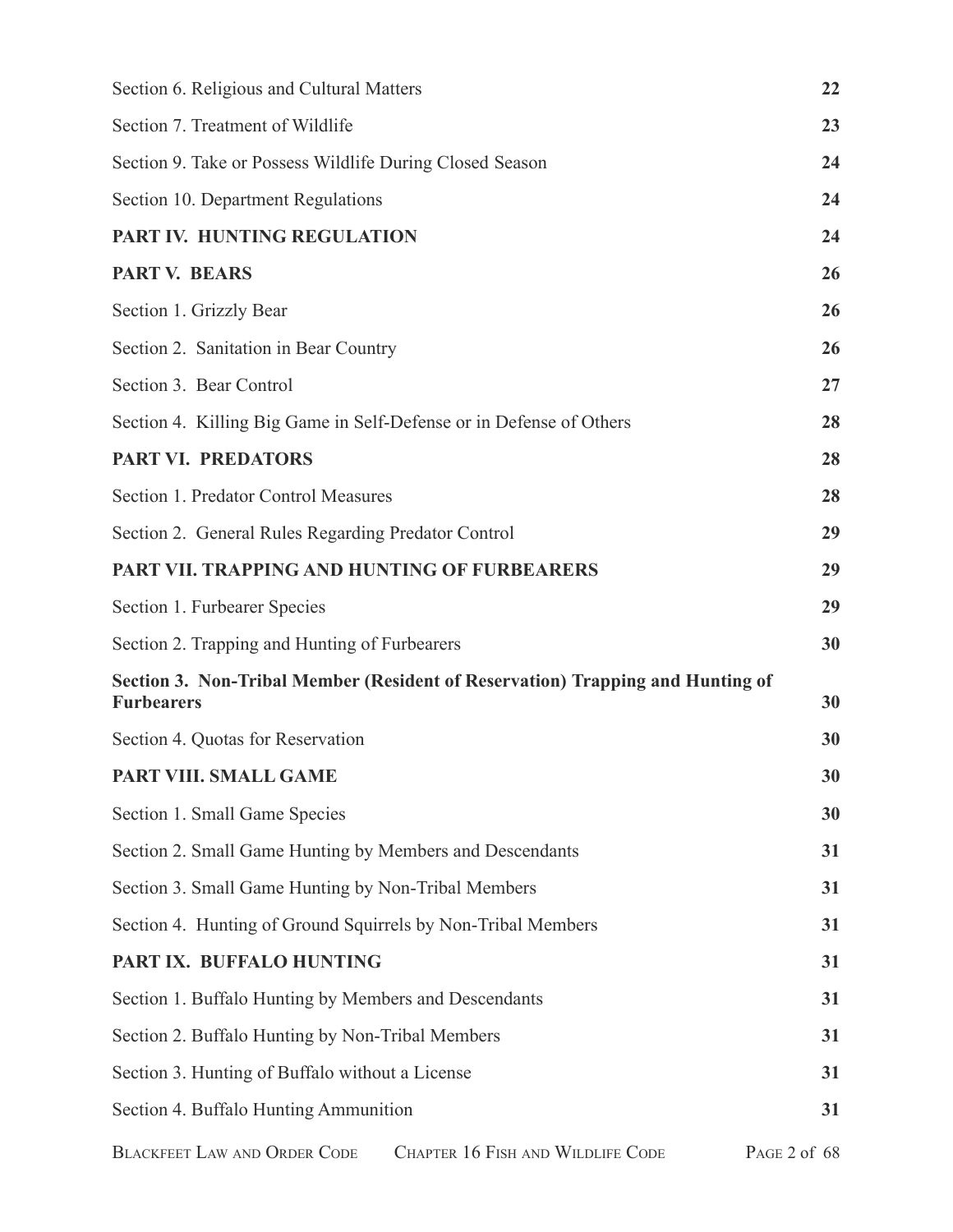| | |
|---|---|
| Section 6. Religious and Cultural Matters | **22** |
| Section 7. Treatment of Wildlife | **23** |
| Section 9. Take or Possess Wildlife During Closed Season | **24** |
| Section 10. Department Regulations | **24** |
| **PART IV. HUNTING REGULATION** | **24** |
| **PART V. BEARS** | **26** |
| Section 1. Grizzly Bear | **26** |
| Section 2. Sanitation in Bear Country | **26** |
| Section 3. Bear Control | **27** |
| Section 4. Killing Big Game in Self-Defense or in Defense of Others | **28** |
| **PART VI. PREDATORS** | **28** |
| Section 1. Predator Control Measures | **28** |
| Section 2. General Rules Regarding Predator Control | **29** |
| **PART VII. TRAPPING AND HUNTING OF FURBEARERS** | **29** |
| Section 1. Furbearer Species | **29** |
| Section 2. Trapping and Hunting of Furbearers | **30** |
| **Section 3. Non-Tribal Member (Resident of Reservation) Trapping and Hunting of Furbearers** | **30** |
| Section 4. Quotas for Reservation | **30** |
| **PART VIII. SMALL GAME** | **30** |
| Section 1. Small Game Species | **30** |
| Section 2. Small Game Hunting by Members and Descendants | **31** |
| Section 3. Small Game Hunting by Non-Tribal Members | **31** |
| Section 4. Hunting of Ground Squirrels by Non-Tribal Members | **31** |
| **PART IX. BUFFALO HUNTING** | **31** |
| Section 1. Buffalo Hunting by Members and Descendants | **31** |
| Section 2. Buffalo Hunting by Non-Tribal Members | **31** |
| Section 3. Hunting of Buffalo without a License | **31** |
| Section 4. Buffalo Hunting Ammunition | **31** |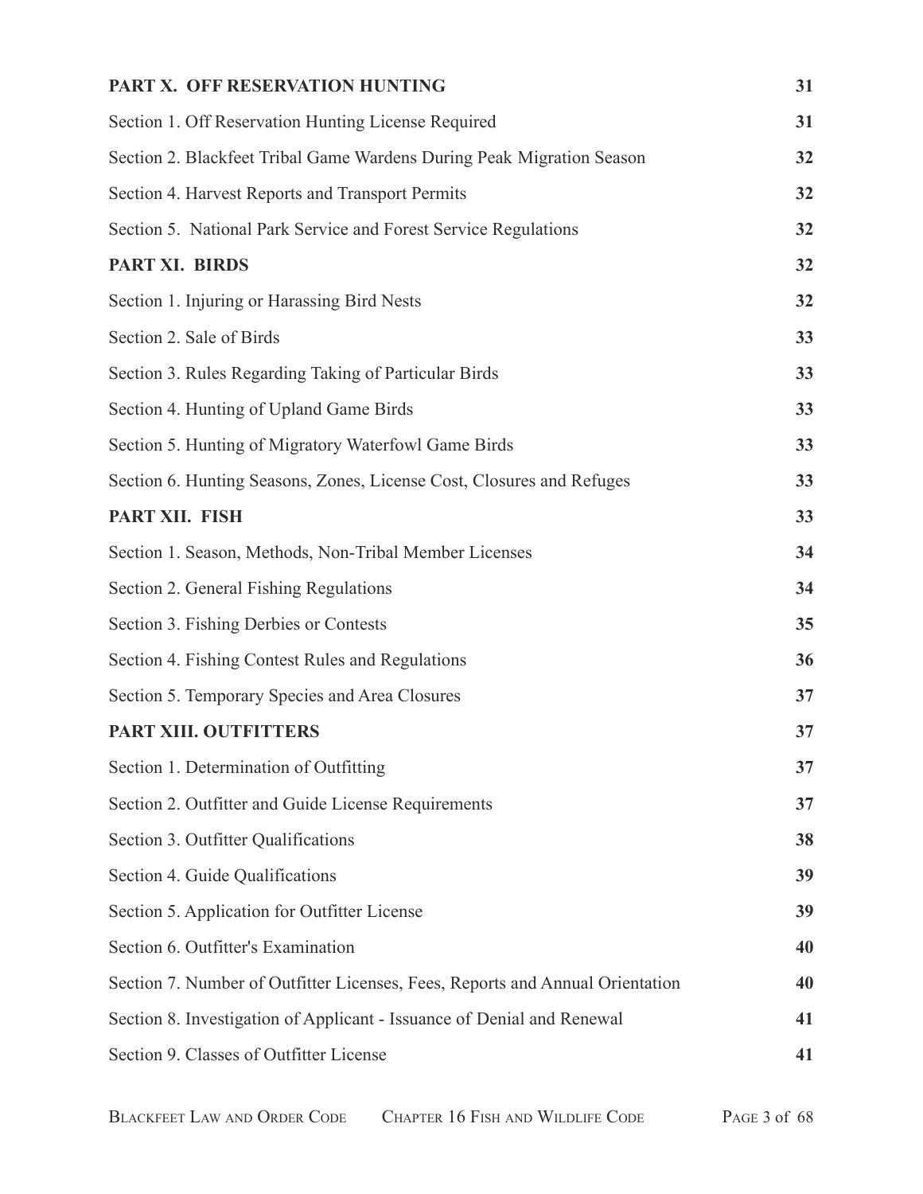| | |
|---|---|
| **PART X. OFF RESERVATION HUNTING** | **31** |
| Section 1. Off Reservation Hunting License Required | **31** |
| Section 2. Blackfeet Tribal Game Wardens During Peak Migration Season | **32** |
| Section 4. Harvest Reports and Transport Permits | **32** |
| Section 5. National Park Service and Forest Service Regulations | **32** |
| **PART XI. BIRDS** | **32** |
| Section 1. Injuring or Harassing Bird Nests | **32** |
| Section 2. Sale of Birds | **33** |
| Section 3. Rules Regarding Taking of Particular Birds | **33** |
| Section 4. Hunting of Upland Game Birds | **33** |
| Section 5. Hunting of Migratory Waterfowl Game Birds | **33** |
| Section 6. Hunting Seasons, Zones, License Cost, Closures and Refuges | **33** |
| **PART XII. FISH** | **33** |
| Section 1. Season, Methods, Non-Tribal Member Licenses | **34** |
| Section 2. General Fishing Regulations | **34** |
| Section 3. Fishing Derbies or Contests | **35** |
| Section 4. Fishing Contest Rules and Regulations | **36** |
| Section 5. Temporary Species and Area Closures | **37** |
| **PART XIII. OUTFITTERS** | **37** |
| Section 1. Determination of Outfitting | **37** |
| Section 2. Outfitter and Guide License Requirements | **37** |
| Section 3. Outfitter Qualifications | **38** |
| Section 4. Guide Qualifications | **39** |
| Section 5. Application for Outfitter License | **39** |
| Section 6. Outfitter's Examination | **40** |
| Section 7. Number of Outfitter Licenses, Fees, Reports and Annual Orientation | **40** |
| Section 8. Investigation of Applicant - Issuance of Denial and Renewal | **41** |
| Section 9. Classes of Outfitter License | **41** |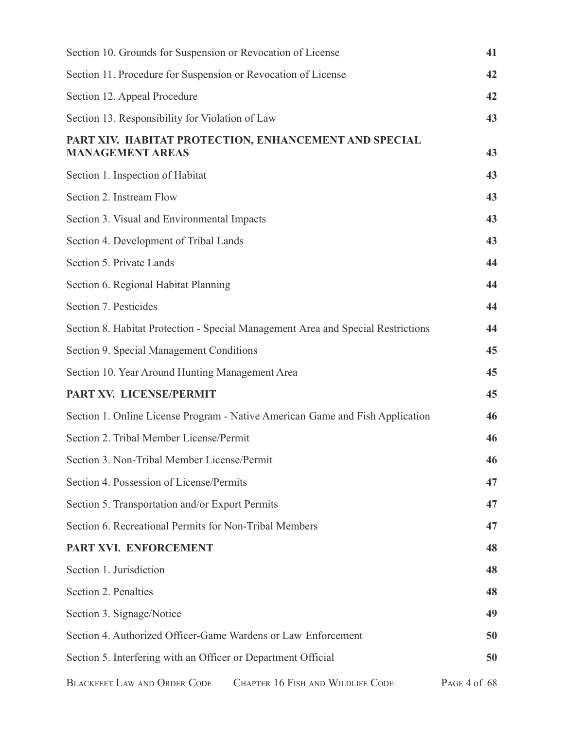| | |
|---|---|
| Section 10. Grounds for Suspension or Revocation of License | **41** |
| Section 11. Procedure for Suspension or Revocation of License | **42** |
| Section 12. Appeal Procedure | **42** |
| Section 13. Responsibility for Violation of Law | **43** |
| **PART XIV. HABITAT PROTECTION, ENHANCEMENT AND SPECIAL MANAGEMENT AREAS** | **43** |
| Section 1. Inspection of Habitat | **43** |
| Section 2. Instream Flow | **43** |
| Section 3. Visual and Environmental Impacts | **43** |
| Section 4. Development of Tribal Lands | **43** |
| Section 5. Private Lands | **44** |
| Section 6. Regional Habitat Planning | **44** |
| Section 7. Pesticides | **44** |
| Section 8. Habitat Protection - Special Management Area and Special Restrictions | **44** |
| Section 9. Special Management Conditions | **45** |
| Section 10. Year Around Hunting Management Area | **45** |
| **PART XV. LICENSE/PERMIT** | **45** |
| Section 1. Online License Program - Native American Game and Fish Application | **46** |
| Section 2. Tribal Member License/Permit | **46** |
| Section 3. Non-Tribal Member License/Permit | **46** |
| Section 4. Possession of License/Permits | **47** |
| Section 5. Transportation and/or Export Permits | **47** |
| Section 6. Recreational Permits for Non-Tribal Members | **47** |
| **PART XVI. ENFORCEMENT** | **48** |
| Section 1. Jurisdiction | **48** |
| Section 2. Penalties | **48** |
| Section 3. Signage/Notice | **49** |
| Section 4. Authorized Officer-Game Wardens or Law Enforcement | **50** |
| Section 5. Interfering with an Officer or Department Official | **50** |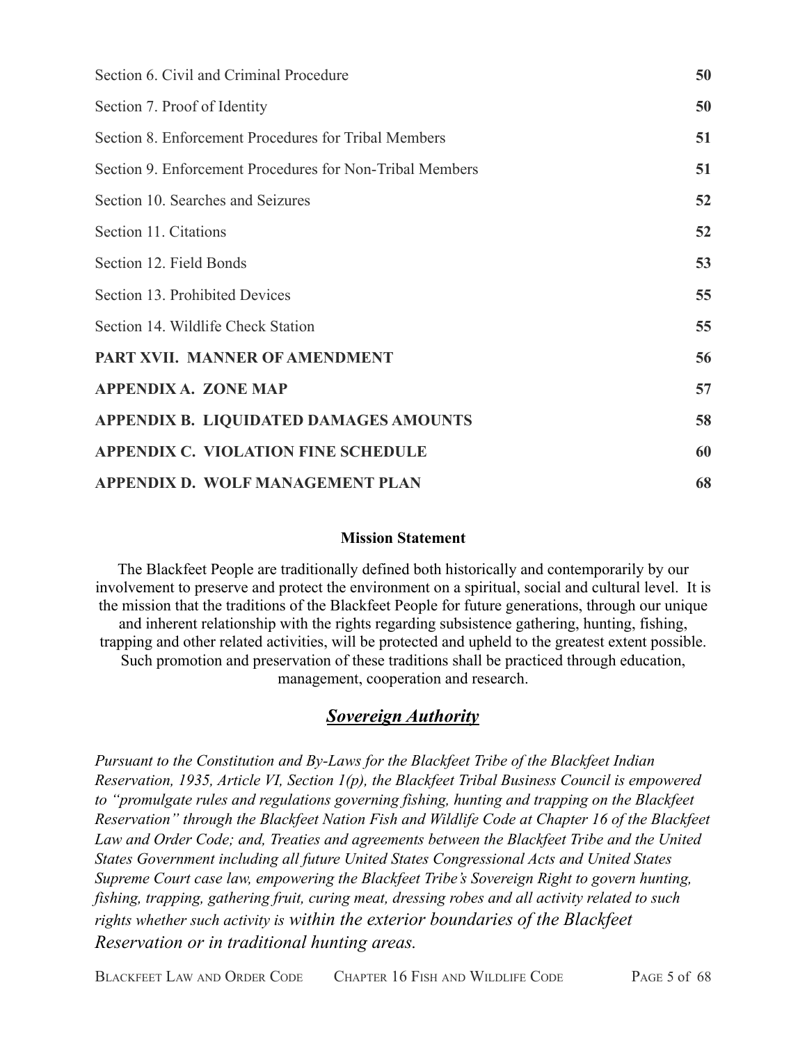| | |
|---|---|
| Section 6. Civil and Criminal Procedure | **50** |
| Section 7. Proof of Identity | **50** |
| Section 8. Enforcement Procedures for Tribal Members | **51** |
| Section 9. Enforcement Procedures for Non-Tribal Members | **51** |
| Section 10. Searches and Seizures | **52** |
| Section 11. Citations | **52** |
| Section 12. Field Bonds | **53** |
| Section 13. Prohibited Devices | **55** |
| Section 14. Wildlife Check Station | **55** |
| **PART XVII. MANNER OF AMENDMENT** | **56** |
| **APPENDIX A. ZONE MAP** | **57** |
| **APPENDIX B. LIQUIDATED DAMAGES AMOUNTS** | **58** |
| **APPENDIX C. VIOLATION FINE SCHEDULE** | **60** |
| **APPENDIX D. WOLF MANAGEMENT PLAN** | **68** |

**Mission Statement**

The Blackfeet People are traditionally defined both historically and contemporarily by our involvement to preserve and protect the environment on a spiritual, social and cultural level. It is the mission that the traditions of the Blackfeet People for future generations, through our unique and inherent relationship with the rights regarding subsistence gathering, hunting, fishing, trapping and other related activities, will be protected and upheld to the greatest extent possible. Such promotion and preservation of these traditions shall be practiced through education, management, cooperation and research.

## ***Sovereign Authority***

*Pursuant to the Constitution and By-Laws for the Blackfeet Tribe of the Blackfeet Indian Reservation, 1935, Article VI, Section 1(p), the Blackfeet Tribal Business Council is empowered to "promulgate rules and regulations governing fishing, hunting and trapping on the Blackfeet Reservation" through the Blackfeet Nation Fish and Wildlife Code at Chapter 16 of the Blackfeet Law and Order Code; and, Treaties and agreements between the Blackfeet Tribe and the United States Government including all future United States Congressional Acts and United States Supreme Court case law, empowering the Blackfeet Tribe's Sovereign Right to govern hunting, fishing, trapping, gathering fruit, curing meat, dressing robes and all activity related to such rights whether such activity is within the exterior boundaries of the Blackfeet Reservation or in traditional hunting areas.*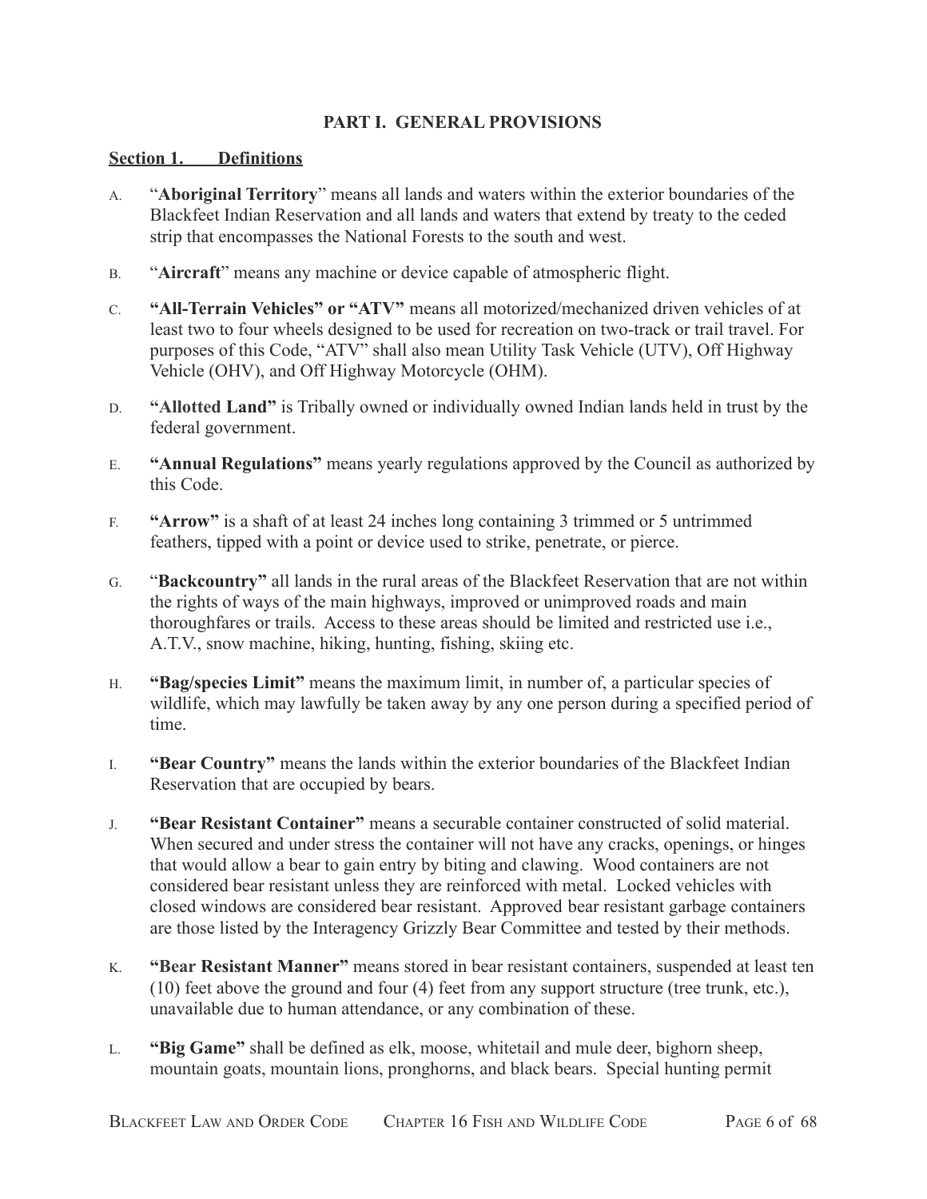## PART I. GENERAL PROVISIONS

**Section 1. Definitions**

A. "**Aboriginal Territory**" means all lands and waters within the exterior boundaries of the Blackfeet Indian Reservation and all lands and waters that extend by treaty to the ceded strip that encompasses the National Forests to the south and west.

B. "**Aircraft**" means any machine or device capable of atmospheric flight.

C. **"All-Terrain Vehicles" or "ATV"** means all motorized/mechanized driven vehicles of at least two to four wheels designed to be used for recreation on two-track or trail travel. For purposes of this Code, "ATV" shall also mean Utility Task Vehicle (UTV), Off Highway Vehicle (OHV), and Off Highway Motorcycle (OHM).

D. **"Allotted Land"** is Tribally owned or individually owned Indian lands held in trust by the federal government.

E. **"Annual Regulations"** means yearly regulations approved by the Council as authorized by this Code.

F. **"Arrow"** is a shaft of at least 24 inches long containing 3 trimmed or 5 untrimmed feathers, tipped with a point or device used to strike, penetrate, or pierce.

G. "**Backcountry"** all lands in the rural areas of the Blackfeet Reservation that are not within the rights of ways of the main highways, improved or unimproved roads and main thoroughfares or trails. Access to these areas should be limited and restricted use i.e., A.T.V., snow machine, hiking, hunting, fishing, skiing etc.

H. **"Bag/species Limit"** means the maximum limit, in number of, a particular species of wildlife, which may lawfully be taken away by any one person during a specified period of time.

I. **"Bear Country"** means the lands within the exterior boundaries of the Blackfeet Indian Reservation that are occupied by bears.

J. **"Bear Resistant Container"** means a securable container constructed of solid material. When secured and under stress the container will not have any cracks, openings, or hinges that would allow a bear to gain entry by biting and clawing. Wood containers are not considered bear resistant unless they are reinforced with metal. Locked vehicles with closed windows are considered bear resistant. Approved bear resistant garbage containers are those listed by the Interagency Grizzly Bear Committee and tested by their methods.

K. **"Bear Resistant Manner"** means stored in bear resistant containers, suspended at least ten (10) feet above the ground and four (4) feet from any support structure (tree trunk, etc.), unavailable due to human attendance, or any combination of these.

L. **"Big Game"** shall be defined as elk, moose, whitetail and mule deer, bighorn sheep, mountain goats, mountain lions, pronghorns, and black bears. Special hunting permit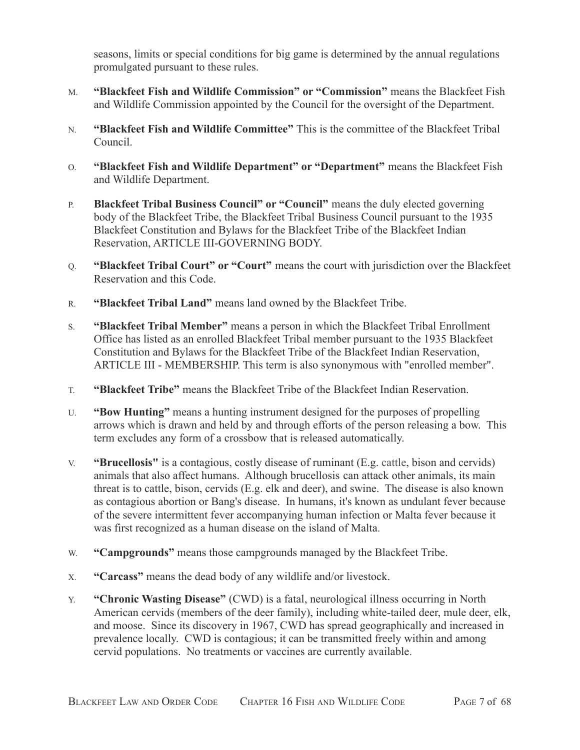seasons, limits or special conditions for big game is determined by the annual regulations promulgated pursuant to these rules.

M. **"Blackfeet Fish and Wildlife Commission" or "Commission"** means the Blackfeet Fish and Wildlife Commission appointed by the Council for the oversight of the Department.

N. **"Blackfeet Fish and Wildlife Committee"** This is the committee of the Blackfeet Tribal Council.

O. **"Blackfeet Fish and Wildlife Department" or "Department"** means the Blackfeet Fish and Wildlife Department.

P. **Blackfeet Tribal Business Council" or "Council"** means the duly elected governing body of the Blackfeet Tribe, the Blackfeet Tribal Business Council pursuant to the 1935 Blackfeet Constitution and Bylaws for the Blackfeet Tribe of the Blackfeet Indian Reservation, ARTICLE III-GOVERNING BODY.

Q. **"Blackfeet Tribal Court" or "Court"** means the court with jurisdiction over the Blackfeet Reservation and this Code.

R. **"Blackfeet Tribal Land"** means land owned by the Blackfeet Tribe.

S. **"Blackfeet Tribal Member"** means a person in which the Blackfeet Tribal Enrollment Office has listed as an enrolled Blackfeet Tribal member pursuant to the 1935 Blackfeet Constitution and Bylaws for the Blackfeet Tribe of the Blackfeet Indian Reservation, ARTICLE III - MEMBERSHIP. This term is also synonymous with "enrolled member".

T. **"Blackfeet Tribe"** means the Blackfeet Tribe of the Blackfeet Indian Reservation.

U. **"Bow Hunting"** means a hunting instrument designed for the purposes of propelling arrows which is drawn and held by and through efforts of the person releasing a bow. This term excludes any form of a crossbow that is released automatically.

V. **"Brucellosis"** is a contagious, costly disease of ruminant (E.g. cattle, bison and cervids) animals that also affect humans. Although brucellosis can attack other animals, its main threat is to cattle, bison, cervids (E.g. elk and deer), and swine. The disease is also known as contagious abortion or Bang's disease. In humans, it's known as undulant fever because of the severe intermittent fever accompanying human infection or Malta fever because it was first recognized as a human disease on the island of Malta.

W. **"Campgrounds"** means those campgrounds managed by the Blackfeet Tribe.

X. **"Carcass"** means the dead body of any wildlife and/or livestock.

Y. **"Chronic Wasting Disease"** (CWD) is a fatal, neurological illness occurring in North American cervids (members of the deer family), including white-tailed deer, mule deer, elk, and moose. Since its discovery in 1967, CWD has spread geographically and increased in prevalence locally. CWD is contagious; it can be transmitted freely within and among cervid populations. No treatments or vaccines are currently available.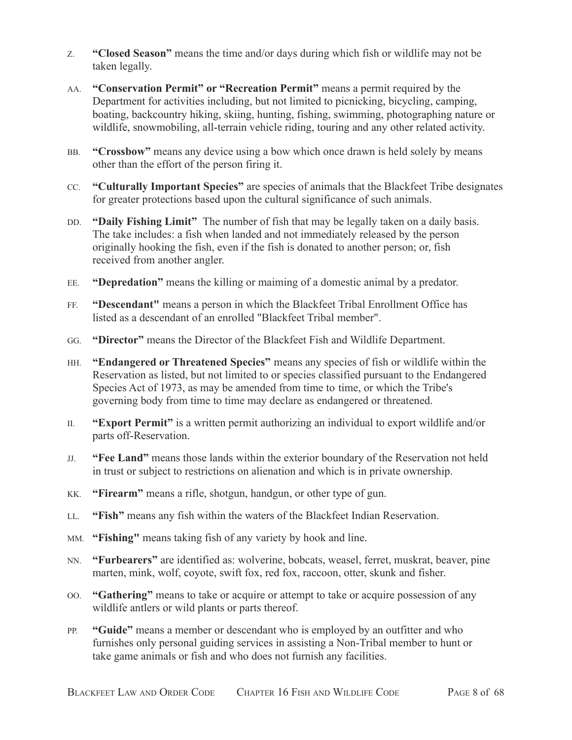Z. **"Closed Season"** means the time and/or days during which fish or wildlife may not be taken legally.

AA. **"Conservation Permit" or "Recreation Permit"** means a permit required by the Department for activities including, but not limited to picnicking, bicycling, camping, boating, backcountry hiking, skiing, hunting, fishing, swimming, photographing nature or wildlife, snowmobiling, all-terrain vehicle riding, touring and any other related activity.

BB. **"Crossbow"** means any device using a bow which once drawn is held solely by means other than the effort of the person firing it.

CC. **"Culturally Important Species"** are species of animals that the Blackfeet Tribe designates for greater protections based upon the cultural significance of such animals.

DD. **"Daily Fishing Limit"** The number of fish that may be legally taken on a daily basis. The take includes: a fish when landed and not immediately released by the person originally hooking the fish, even if the fish is donated to another person; or, fish received from another angler.

EE. **"Depredation"** means the killing or maiming of a domestic animal by a predator.

FF. **"Descendant"** means a person in which the Blackfeet Tribal Enrollment Office has listed as a descendant of an enrolled "Blackfeet Tribal member".

GG. **"Director"** means the Director of the Blackfeet Fish and Wildlife Department.

HH. **"Endangered or Threatened Species"** means any species of fish or wildlife within the Reservation as listed, but not limited to or species classified pursuant to the Endangered Species Act of 1973, as may be amended from time to time, or which the Tribe's governing body from time to time may declare as endangered or threatened.

II. **"Export Permit"** is a written permit authorizing an individual to export wildlife and/or parts off-Reservation.

JJ. **"Fee Land"** means those lands within the exterior boundary of the Reservation not held in trust or subject to restrictions on alienation and which is in private ownership.

KK. **"Firearm"** means a rifle, shotgun, handgun, or other type of gun.

LL. **"Fish"** means any fish within the waters of the Blackfeet Indian Reservation.

MM. **"Fishing"** means taking fish of any variety by hook and line.

NN. **"Furbearers"** are identified as: wolverine, bobcats, weasel, ferret, muskrat, beaver, pine marten, mink, wolf, coyote, swift fox, red fox, raccoon, otter, skunk and fisher.

OO. **"Gathering"** means to take or acquire or attempt to take or acquire possession of any wildlife antlers or wild plants or parts thereof.

PP. **"Guide"** means a member or descendant who is employed by an outfitter and who furnishes only personal guiding services in assisting a Non-Tribal member to hunt or take game animals or fish and who does not furnish any facilities.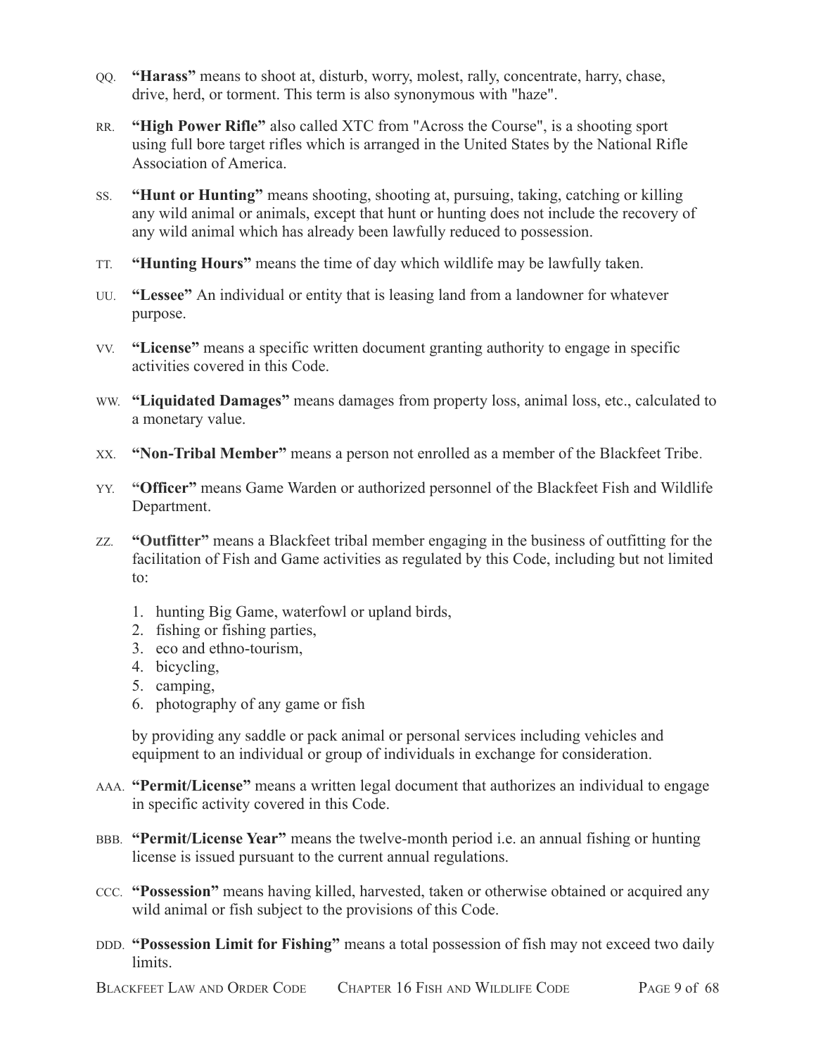QQ. **"Harass"** means to shoot at, disturb, worry, molest, rally, concentrate, harry, chase, drive, herd, or torment. This term is also synonymous with "haze".

RR. **"High Power Rifle"** also called XTC from "Across the Course", is a shooting sport using full bore target rifles which is arranged in the United States by the National Rifle Association of America.

SS. **"Hunt or Hunting"** means shooting, shooting at, pursuing, taking, catching or killing any wild animal or animals, except that hunt or hunting does not include the recovery of any wild animal which has already been lawfully reduced to possession.

TT. **"Hunting Hours"** means the time of day which wildlife may be lawfully taken.

UU. **"Lessee"** An individual or entity that is leasing land from a landowner for whatever purpose.

VV. **"License"** means a specific written document granting authority to engage in specific activities covered in this Code.

WW. **"Liquidated Damages"** means damages from property loss, animal loss, etc., calculated to a monetary value.

XX. **"Non-Tribal Member"** means a person not enrolled as a member of the Blackfeet Tribe.

YY. **"Officer"** means Game Warden or authorized personnel of the Blackfeet Fish and Wildlife Department.

ZZ. **"Outfitter"** means a Blackfeet tribal member engaging in the business of outfitting for the facilitation of Fish and Game activities as regulated by this Code, including but not limited to:

1. hunting Big Game, waterfowl or upland birds,
2. fishing or fishing parties,
3. eco and ethno-tourism,
4. bicycling,
5. camping,
6. photography of any game or fish

by providing any saddle or pack animal or personal services including vehicles and equipment to an individual or group of individuals in exchange for consideration.

AAA. **"Permit/License"** means a written legal document that authorizes an individual to engage in specific activity covered in this Code.

BBB. **"Permit/License Year"** means the twelve-month period i.e. an annual fishing or hunting license is issued pursuant to the current annual regulations.

CCC. **"Possession"** means having killed, harvested, taken or otherwise obtained or acquired any wild animal or fish subject to the provisions of this Code.

DDD. **"Possession Limit for Fishing"** means a total possession of fish may not exceed two daily limits.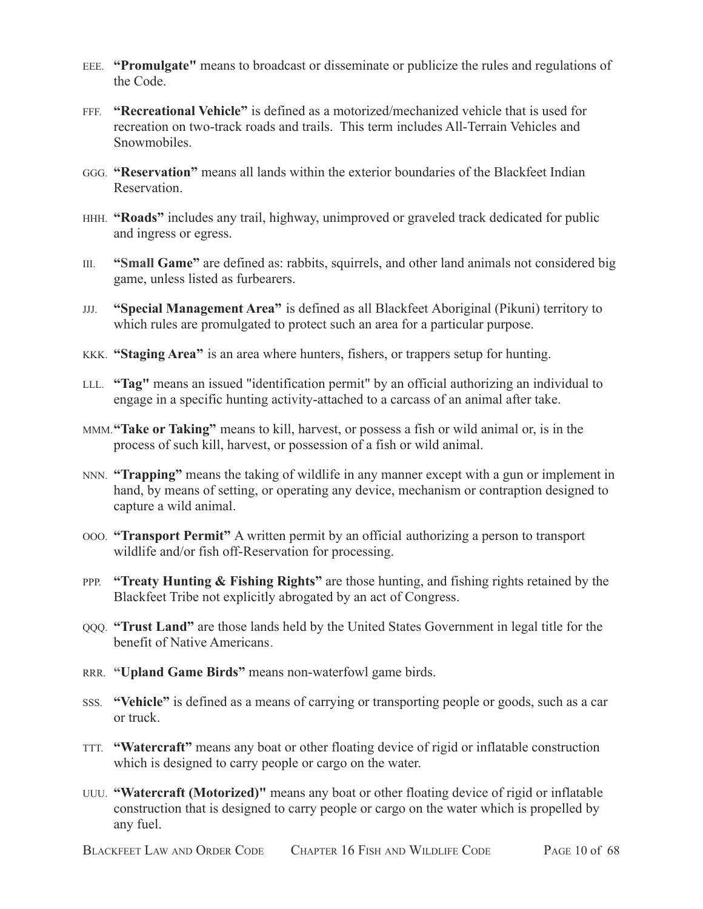EEE. **"Promulgate"** means to broadcast or disseminate or publicize the rules and regulations of the Code.

FFF. **"Recreational Vehicle"** is defined as a motorized/mechanized vehicle that is used for recreation on two-track roads and trails. This term includes All-Terrain Vehicles and Snowmobiles.

GGG. **"Reservation"** means all lands within the exterior boundaries of the Blackfeet Indian Reservation.

HHH. **"Roads"** includes any trail, highway, unimproved or graveled track dedicated for public and ingress or egress.

III. **"Small Game"** are defined as: rabbits, squirrels, and other land animals not considered big game, unless listed as furbearers.

JJJ. **"Special Management Area"** is defined as all Blackfeet Aboriginal (Pikuni) territory to which rules are promulgated to protect such an area for a particular purpose.

KKK. **"Staging Area"** is an area where hunters, fishers, or trappers setup for hunting.

LLL. **"Tag"** means an issued "identification permit" by an official authorizing an individual to engage in a specific hunting activity-attached to a carcass of an animal after take.

MMM. **"Take or Taking"** means to kill, harvest, or possess a fish or wild animal or, is in the process of such kill, harvest, or possession of a fish or wild animal.

NNN. **"Trapping"** means the taking of wildlife in any manner except with a gun or implement in hand, by means of setting, or operating any device, mechanism or contraption designed to capture a wild animal.

OOO. **"Transport Permit"** A written permit by an official authorizing a person to transport wildlife and/or fish off-Reservation for processing.

PPP. **"Treaty Hunting & Fishing Rights"** are those hunting, and fishing rights retained by the Blackfeet Tribe not explicitly abrogated by an act of Congress.

QQQ. **"Trust Land"** are those lands held by the United States Government in legal title for the benefit of Native Americans.

RRR. **"Upland Game Birds"** means non-waterfowl game birds.

SSS. **"Vehicle"** is defined as a means of carrying or transporting people or goods, such as a car or truck.

TTT. **"Watercraft"** means any boat or other floating device of rigid or inflatable construction which is designed to carry people or cargo on the water.

UUU. **"Watercraft (Motorized)"** means any boat or other floating device of rigid or inflatable construction that is designed to carry people or cargo on the water which is propelled by any fuel.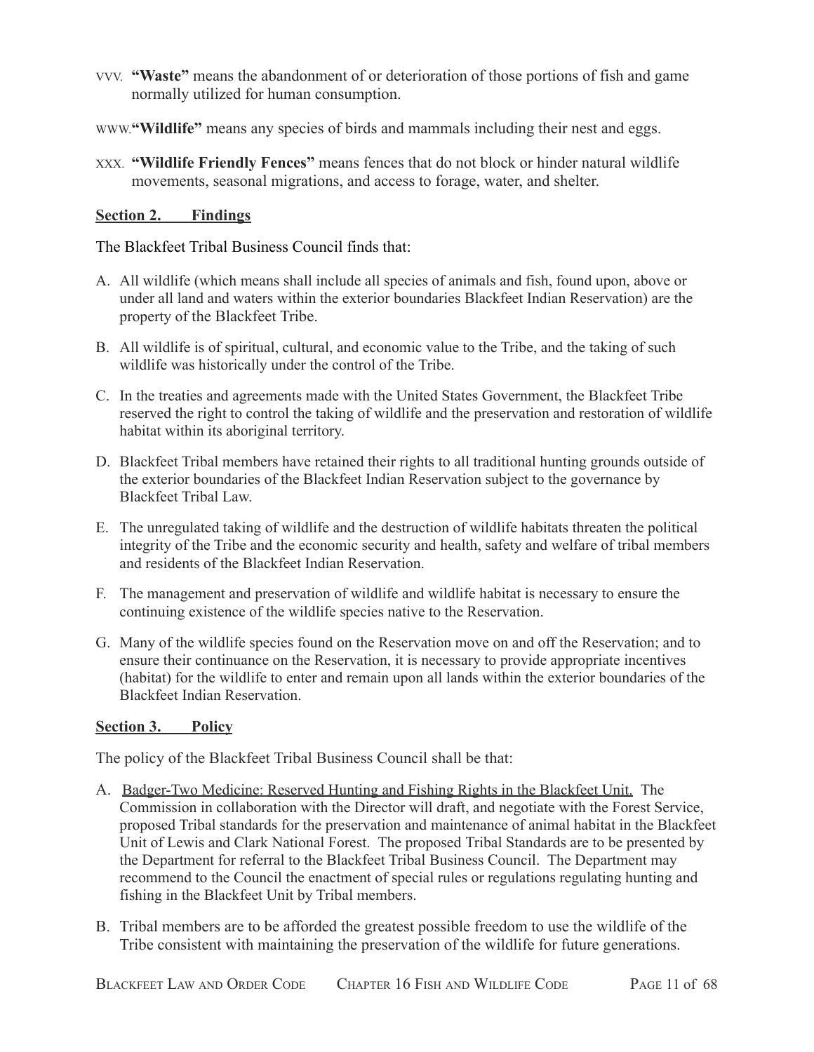VVV. **"Waste"** means the abandonment of or deterioration of those portions of fish and game normally utilized for human consumption.

WWW. **"Wildlife"** means any species of birds and mammals including their nest and eggs.

XXX. **"Wildlife Friendly Fences"** means fences that do not block or hinder natural wildlife movements, seasonal migrations, and access to forage, water, and shelter.

## Section 2. Findings

The Blackfeet Tribal Business Council finds that:

A. All wildlife (which means shall include all species of animals and fish, found upon, above or under all land and waters within the exterior boundaries Blackfeet Indian Reservation) are the property of the Blackfeet Tribe.

B. All wildlife is of spiritual, cultural, and economic value to the Tribe, and the taking of such wildlife was historically under the control of the Tribe.

C. In the treaties and agreements made with the United States Government, the Blackfeet Tribe reserved the right to control the taking of wildlife and the preservation and restoration of wildlife habitat within its aboriginal territory.

D. Blackfeet Tribal members have retained their rights to all traditional hunting grounds outside of the exterior boundaries of the Blackfeet Indian Reservation subject to the governance by Blackfeet Tribal Law.

E. The unregulated taking of wildlife and the destruction of wildlife habitats threaten the political integrity of the Tribe and the economic security and health, safety and welfare of tribal members and residents of the Blackfeet Indian Reservation.

F. The management and preservation of wildlife and wildlife habitat is necessary to ensure the continuing existence of the wildlife species native to the Reservation.

G. Many of the wildlife species found on the Reservation move on and off the Reservation; and to ensure their continuance on the Reservation, it is necessary to provide appropriate incentives (habitat) for the wildlife to enter and remain upon all lands within the exterior boundaries of the Blackfeet Indian Reservation.

## Section 3. Policy

The policy of the Blackfeet Tribal Business Council shall be that:

A. Badger-Two Medicine: Reserved Hunting and Fishing Rights in the Blackfeet Unit. The Commission in collaboration with the Director will draft, and negotiate with the Forest Service, proposed Tribal standards for the preservation and maintenance of animal habitat in the Blackfeet Unit of Lewis and Clark National Forest. The proposed Tribal Standards are to be presented by the Department for referral to the Blackfeet Tribal Business Council. The Department may recommend to the Council the enactment of special rules or regulations regulating hunting and fishing in the Blackfeet Unit by Tribal members.

B. Tribal members are to be afforded the greatest possible freedom to use the wildlife of the Tribe consistent with maintaining the preservation of the wildlife for future generations.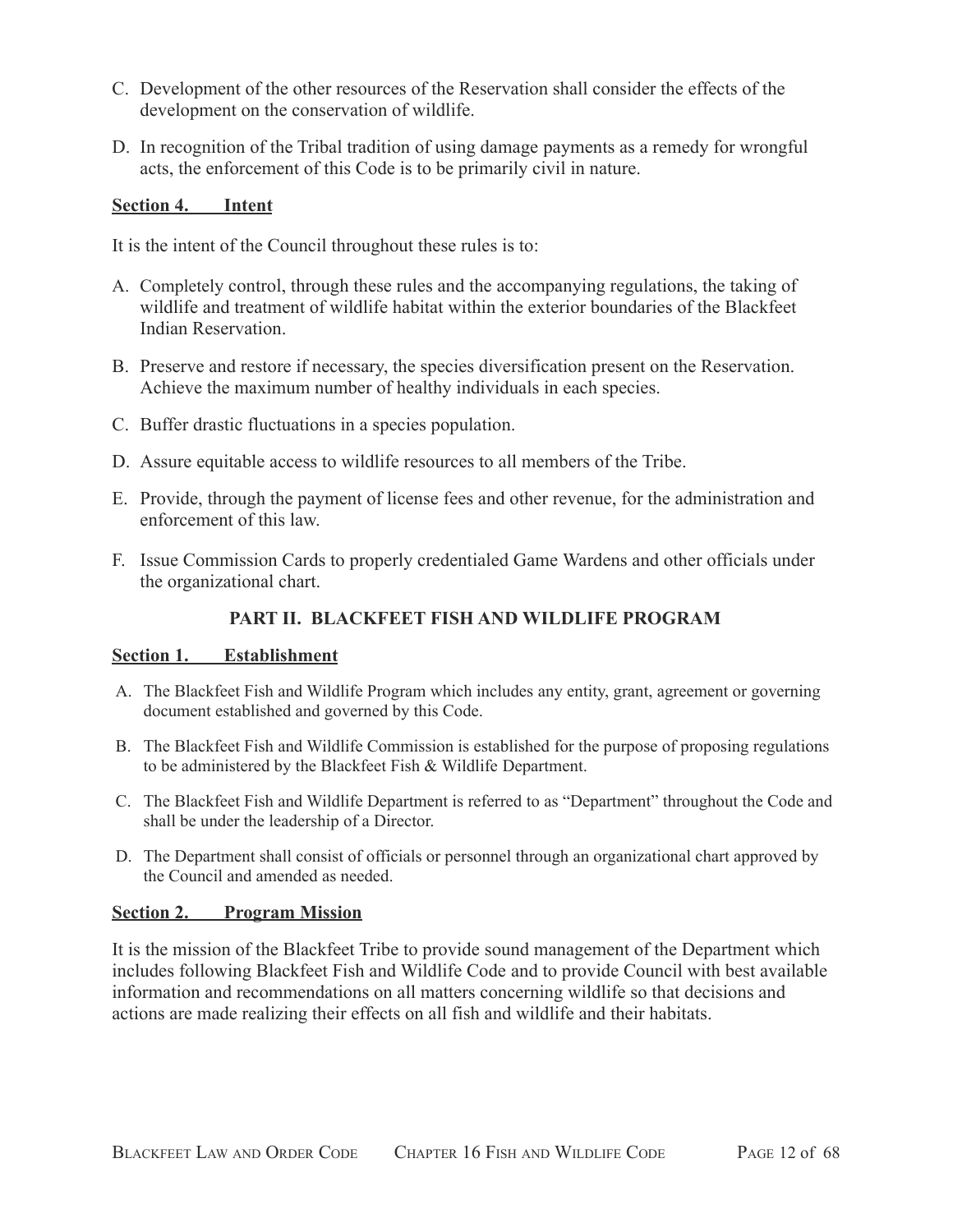C. Development of the other resources of the Reservation shall consider the effects of the development on the conservation of wildlife.

D. In recognition of the Tribal tradition of using damage payments as a remedy for wrongful acts, the enforcement of this Code is to be primarily civil in nature.

**Section 4. Intent**

It is the intent of the Council throughout these rules is to:

A. Completely control, through these rules and the accompanying regulations, the taking of wildlife and treatment of wildlife habitat within the exterior boundaries of the Blackfeet Indian Reservation.

B. Preserve and restore if necessary, the species diversification present on the Reservation. Achieve the maximum number of healthy individuals in each species.

C. Buffer drastic fluctuations in a species population.

D. Assure equitable access to wildlife resources to all members of the Tribe.

E. Provide, through the payment of license fees and other revenue, for the administration and enforcement of this law.

F. Issue Commission Cards to properly credentialed Game Wardens and other officials under the organizational chart.

## PART II. BLACKFEET FISH AND WILDLIFE PROGRAM

**Section 1. Establishment**

A. The Blackfeet Fish and Wildlife Program which includes any entity, grant, agreement or governing document established and governed by this Code.

B. The Blackfeet Fish and Wildlife Commission is established for the purpose of proposing regulations to be administered by the Blackfeet Fish & Wildlife Department.

C. The Blackfeet Fish and Wildlife Department is referred to as "Department" throughout the Code and shall be under the leadership of a Director.

D. The Department shall consist of officials or personnel through an organizational chart approved by the Council and amended as needed.

**Section 2. Program Mission**

It is the mission of the Blackfeet Tribe to provide sound management of the Department which includes following Blackfeet Fish and Wildlife Code and to provide Council with best available information and recommendations on all matters concerning wildlife so that decisions and actions are made realizing their effects on all fish and wildlife and their habitats.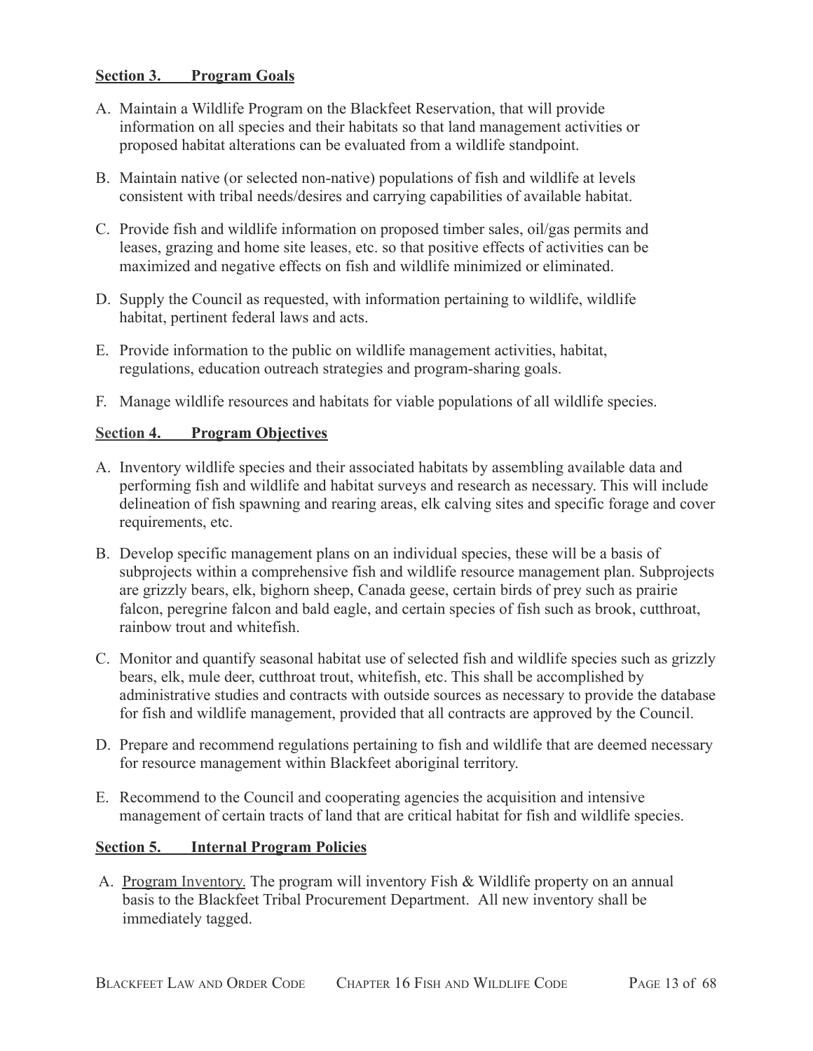**Section 3. Program Goals**

A. Maintain a Wildlife Program on the Blackfeet Reservation, that will provide information on all species and their habitats so that land management activities or proposed habitat alterations can be evaluated from a wildlife standpoint.

B. Maintain native (or selected non-native) populations of fish and wildlife at levels consistent with tribal needs/desires and carrying capabilities of available habitat.

C. Provide fish and wildlife information on proposed timber sales, oil/gas permits and leases, grazing and home site leases, etc. so that positive effects of activities can be maximized and negative effects on fish and wildlife minimized or eliminated.

D. Supply the Council as requested, with information pertaining to wildlife, wildlife habitat, pertinent federal laws and acts.

E. Provide information to the public on wildlife management activities, habitat, regulations, education outreach strategies and program-sharing goals.

F. Manage wildlife resources and habitats for viable populations of all wildlife species.

**Section 4. Program Objectives**

A. Inventory wildlife species and their associated habitats by assembling available data and performing fish and wildlife and habitat surveys and research as necessary. This will include delineation of fish spawning and rearing areas, elk calving sites and specific forage and cover requirements, etc.

B. Develop specific management plans on an individual species, these will be a basis of subprojects within a comprehensive fish and wildlife resource management plan. Subprojects are grizzly bears, elk, bighorn sheep, Canada geese, certain birds of prey such as prairie falcon, peregrine falcon and bald eagle, and certain species of fish such as brook, cutthroat, rainbow trout and whitefish.

C. Monitor and quantify seasonal habitat use of selected fish and wildlife species such as grizzly bears, elk, mule deer, cutthroat trout, whitefish, etc. This shall be accomplished by administrative studies and contracts with outside sources as necessary to provide the database for fish and wildlife management, provided that all contracts are approved by the Council.

D. Prepare and recommend regulations pertaining to fish and wildlife that are deemed necessary for resource management within Blackfeet aboriginal territory.

E. Recommend to the Council and cooperating agencies the acquisition and intensive management of certain tracts of land that are critical habitat for fish and wildlife species.

**Section 5. Internal Program Policies**

A. Program Inventory. The program will inventory Fish & Wildlife property on an annual basis to the Blackfeet Tribal Procurement Department. All new inventory shall be immediately tagged.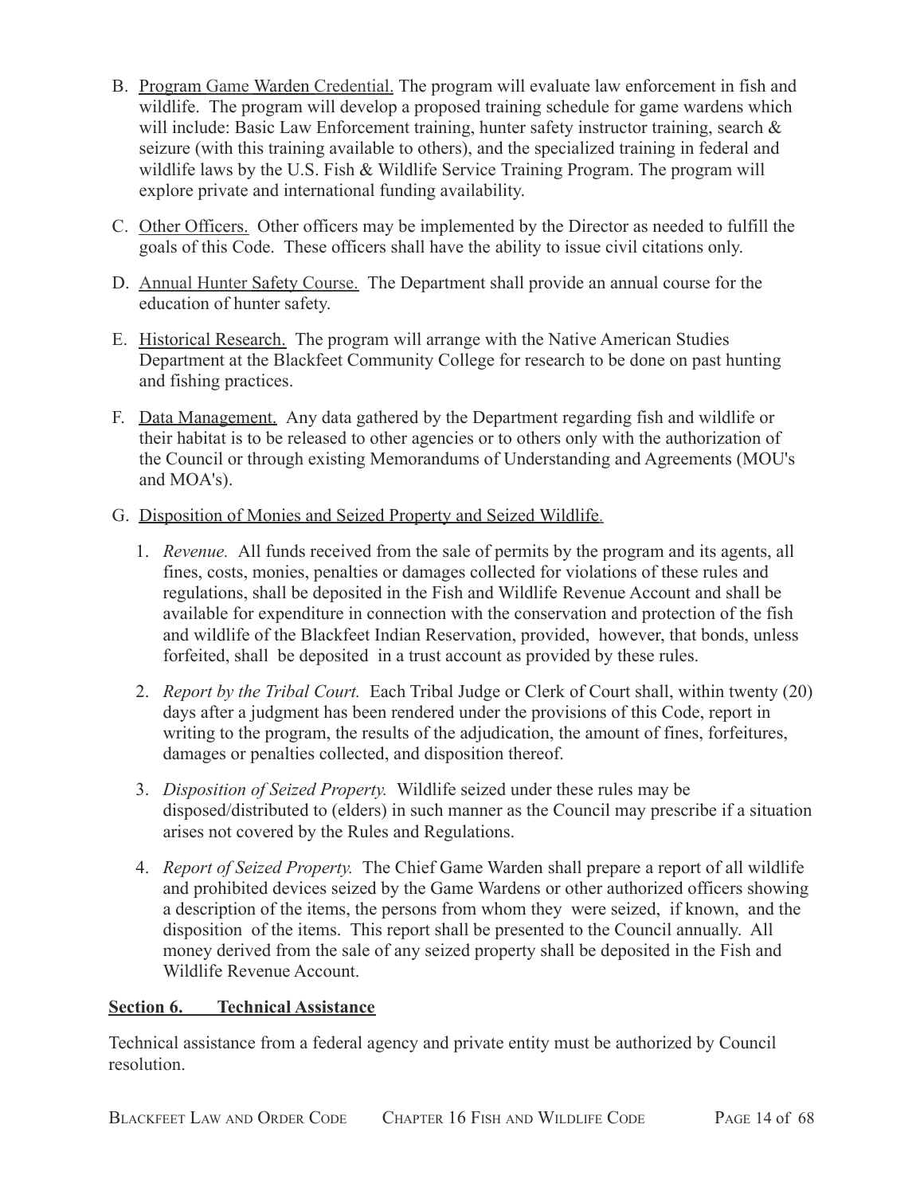B. Program Game Warden Credential. The program will evaluate law enforcement in fish and wildlife. The program will develop a proposed training schedule for game wardens which will include: Basic Law Enforcement training, hunter safety instructor training, search & seizure (with this training available to others), and the specialized training in federal and wildlife laws by the U.S. Fish & Wildlife Service Training Program. The program will explore private and international funding availability.

C. Other Officers. Other officers may be implemented by the Director as needed to fulfill the goals of this Code. These officers shall have the ability to issue civil citations only.

D. Annual Hunter Safety Course. The Department shall provide an annual course for the education of hunter safety.

E. Historical Research. The program will arrange with the Native American Studies Department at the Blackfeet Community College for research to be done on past hunting and fishing practices.

F. Data Management. Any data gathered by the Department regarding fish and wildlife or their habitat is to be released to other agencies or to others only with the authorization of the Council or through existing Memorandums of Understanding and Agreements (MOU's and MOA's).

G. Disposition of Monies and Seized Property and Seized Wildlife.

1. *Revenue.* All funds received from the sale of permits by the program and its agents, all fines, costs, monies, penalties or damages collected for violations of these rules and regulations, shall be deposited in the Fish and Wildlife Revenue Account and shall be available for expenditure in connection with the conservation and protection of the fish and wildlife of the Blackfeet Indian Reservation, provided, however, that bonds, unless forfeited, shall be deposited in a trust account as provided by these rules.

2. *Report by the Tribal Court.* Each Tribal Judge or Clerk of Court shall, within twenty (20) days after a judgment has been rendered under the provisions of this Code, report in writing to the program, the results of the adjudication, the amount of fines, forfeitures, damages or penalties collected, and disposition thereof.

3. *Disposition of Seized Property.* Wildlife seized under these rules may be disposed/distributed to (elders) in such manner as the Council may prescribe if a situation arises not covered by the Rules and Regulations.

4. *Report of Seized Property.* The Chief Game Warden shall prepare a report of all wildlife and prohibited devices seized by the Game Wardens or other authorized officers showing a description of the items, the persons from whom they were seized, if known, and the disposition of the items. This report shall be presented to the Council annually. All money derived from the sale of any seized property shall be deposited in the Fish and Wildlife Revenue Account.

## Section 6. Technical Assistance

Technical assistance from a federal agency and private entity must be authorized by Council resolution.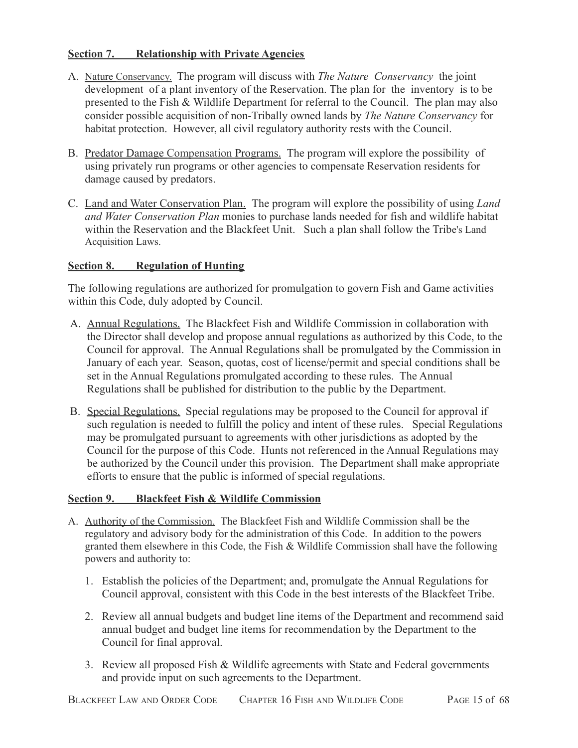## **Section 7. Relationship with Private Agencies**

A. Nature Conservancy. The program will discuss with *The Nature Conservancy* the joint development of a plant inventory of the Reservation. The plan for the inventory is to be presented to the Fish & Wildlife Department for referral to the Council. The plan may also consider possible acquisition of non-Tribally owned lands by *The Nature Conservancy* for habitat protection. However, all civil regulatory authority rests with the Council.

B. Predator Damage Compensation Programs. The program will explore the possibility of using privately run programs or other agencies to compensate Reservation residents for damage caused by predators.

C. Land and Water Conservation Plan. The program will explore the possibility of using *Land and Water Conservation Plan* monies to purchase lands needed for fish and wildlife habitat within the Reservation and the Blackfeet Unit. Such a plan shall follow the Tribe's Land Acquisition Laws.

## **Section 8. Regulation of Hunting**

The following regulations are authorized for promulgation to govern Fish and Game activities within this Code, duly adopted by Council.

A. Annual Regulations. The Blackfeet Fish and Wildlife Commission in collaboration with the Director shall develop and propose annual regulations as authorized by this Code, to the Council for approval. The Annual Regulations shall be promulgated by the Commission in January of each year. Season, quotas, cost of license/permit and special conditions shall be set in the Annual Regulations promulgated according to these rules. The Annual Regulations shall be published for distribution to the public by the Department.

B. Special Regulations. Special regulations may be proposed to the Council for approval if such regulation is needed to fulfill the policy and intent of these rules. Special Regulations may be promulgated pursuant to agreements with other jurisdictions as adopted by the Council for the purpose of this Code. Hunts not referenced in the Annual Regulations may be authorized by the Council under this provision. The Department shall make appropriate efforts to ensure that the public is informed of special regulations.

## **Section 9. Blackfeet Fish & Wildlife Commission**

A. Authority of the Commission. The Blackfeet Fish and Wildlife Commission shall be the regulatory and advisory body for the administration of this Code. In addition to the powers granted them elsewhere in this Code, the Fish & Wildlife Commission shall have the following powers and authority to:

1. Establish the policies of the Department; and, promulgate the Annual Regulations for Council approval, consistent with this Code in the best interests of the Blackfeet Tribe.

2. Review all annual budgets and budget line items of the Department and recommend said annual budget and budget line items for recommendation by the Department to the Council for final approval.

3. Review all proposed Fish & Wildlife agreements with State and Federal governments and provide input on such agreements to the Department.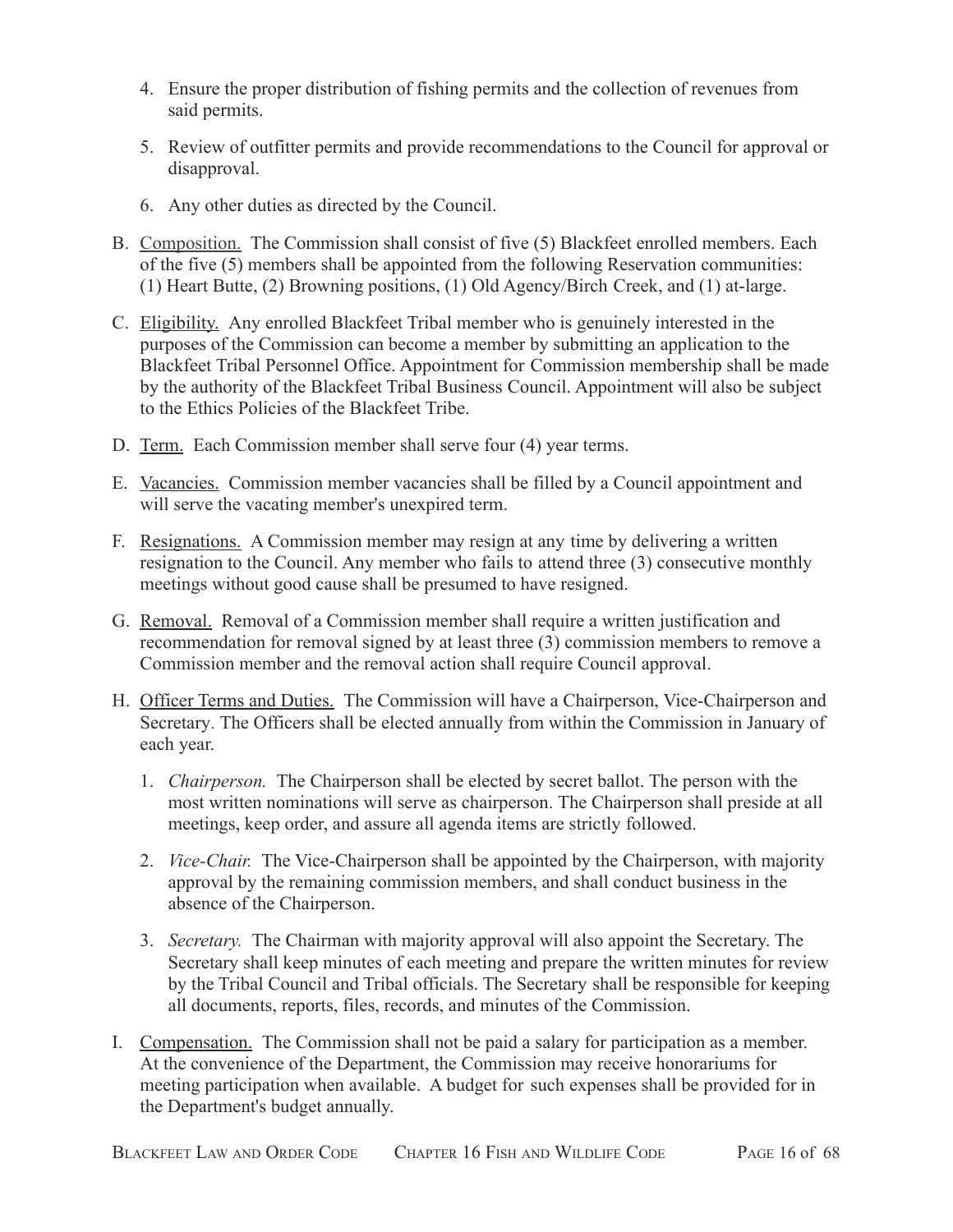4. Ensure the proper distribution of fishing permits and the collection of revenues from said permits.

5. Review of outfitter permits and provide recommendations to the Council for approval or disapproval.

6. Any other duties as directed by the Council.

B. <u>Composition.</u> The Commission shall consist of five (5) Blackfeet enrolled members. Each of the five (5) members shall be appointed from the following Reservation communities: (1) Heart Butte, (2) Browning positions, (1) Old Agency/Birch Creek, and (1) at-large.

C. <u>Eligibility.</u> Any enrolled Blackfeet Tribal member who is genuinely interested in the purposes of the Commission can become a member by submitting an application to the Blackfeet Tribal Personnel Office. Appointment for Commission membership shall be made by the authority of the Blackfeet Tribal Business Council. Appointment will also be subject to the Ethics Policies of the Blackfeet Tribe.

D. <u>Term.</u> Each Commission member shall serve four (4) year terms.

E. <u>Vacancies.</u> Commission member vacancies shall be filled by a Council appointment and will serve the vacating member's unexpired term.

F. <u>Resignations.</u> A Commission member may resign at any time by delivering a written resignation to the Council. Any member who fails to attend three (3) consecutive monthly meetings without good cause shall be presumed to have resigned.

G. <u>Removal.</u> Removal of a Commission member shall require a written justification and recommendation for removal signed by at least three (3) commission members to remove a Commission member and the removal action shall require Council approval.

H. <u>Officer Terms and Duties.</u> The Commission will have a Chairperson, Vice-Chairperson and Secretary. The Officers shall be elected annually from within the Commission in January of each year.

   1. *Chairperson.* The Chairperson shall be elected by secret ballot. The person with the most written nominations will serve as chairperson. The Chairperson shall preside at all meetings, keep order, and assure all agenda items are strictly followed.

   2. *Vice-Chair.* The Vice-Chairperson shall be appointed by the Chairperson, with majority approval by the remaining commission members, and shall conduct business in the absence of the Chairperson.

   3. *Secretary.* The Chairman with majority approval will also appoint the Secretary. The Secretary shall keep minutes of each meeting and prepare the written minutes for review by the Tribal Council and Tribal officials. The Secretary shall be responsible for keeping all documents, reports, files, records, and minutes of the Commission.

I. <u>Compensation.</u> The Commission shall not be paid a salary for participation as a member. At the convenience of the Department, the Commission may receive honorariums for meeting participation when available. A budget for such expenses shall be provided for in the Department's budget annually.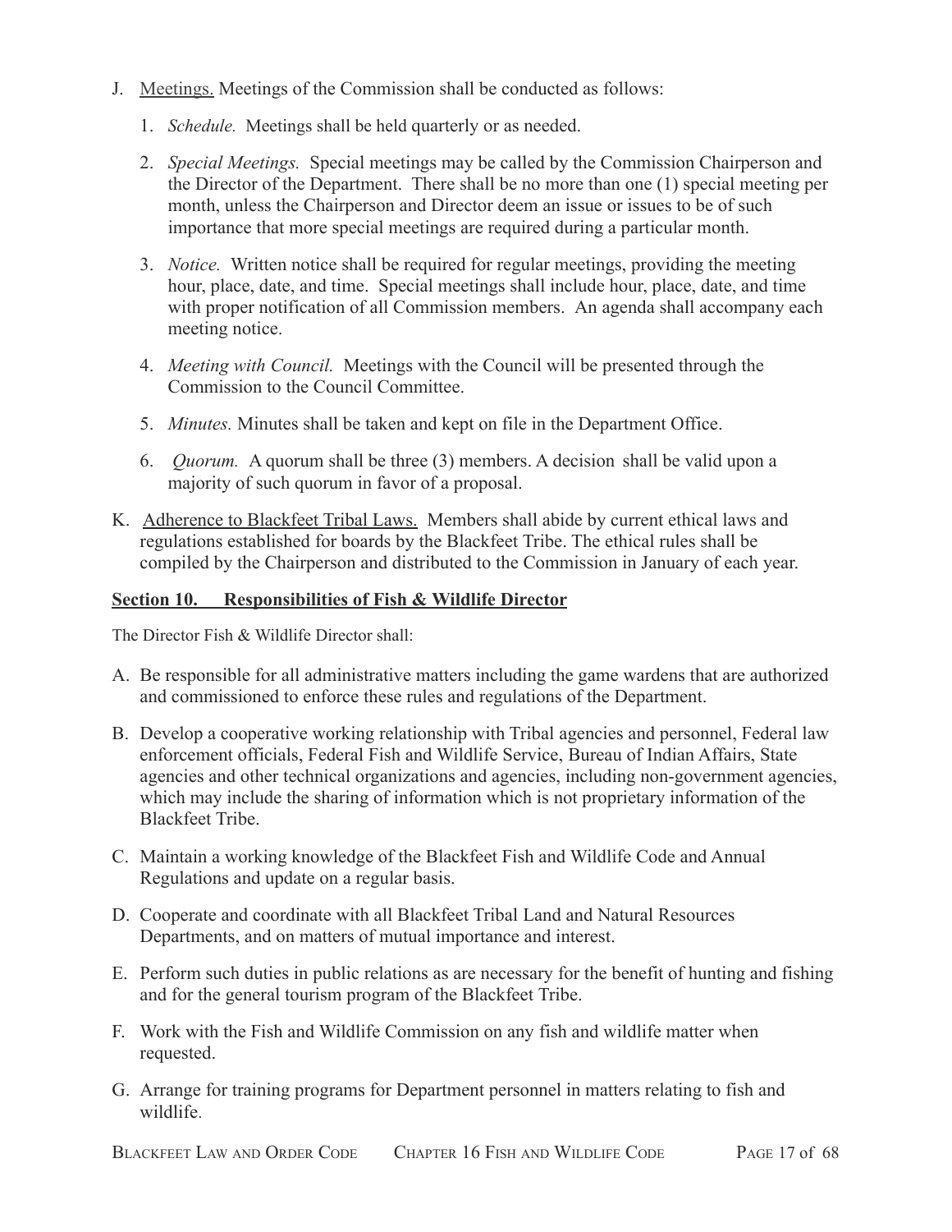J. Meetings. Meetings of the Commission shall be conducted as follows:

   1. *Schedule.* Meetings shall be held quarterly or as needed.

   2. *Special Meetings.* Special meetings may be called by the Commission Chairperson and the Director of the Department. There shall be no more than one (1) special meeting per month, unless the Chairperson and Director deem an issue or issues to be of such importance that more special meetings are required during a particular month.

   3. *Notice.* Written notice shall be required for regular meetings, providing the meeting hour, place, date, and time. Special meetings shall include hour, place, date, and time with proper notification of all Commission members. An agenda shall accompany each meeting notice.

   4. *Meeting with Council.* Meetings with the Council will be presented through the Commission to the Council Committee.

   5. *Minutes.* Minutes shall be taken and kept on file in the Department Office.

   6. *Quorum.* A quorum shall be three (3) members. A decision shall be valid upon a majority of such quorum in favor of a proposal.

K. Adherence to Blackfeet Tribal Laws. Members shall abide by current ethical laws and regulations established for boards by the Blackfeet Tribe. The ethical rules shall be compiled by the Chairperson and distributed to the Commission in January of each year.

**Section 10. Responsibilities of Fish & Wildlife Director**

The Director Fish & Wildlife Director shall:

A. Be responsible for all administrative matters including the game wardens that are authorized and commissioned to enforce these rules and regulations of the Department.

B. Develop a cooperative working relationship with Tribal agencies and personnel, Federal law enforcement officials, Federal Fish and Wildlife Service, Bureau of Indian Affairs, State agencies and other technical organizations and agencies, including non-government agencies, which may include the sharing of information which is not proprietary information of the Blackfeet Tribe.

C. Maintain a working knowledge of the Blackfeet Fish and Wildlife Code and Annual Regulations and update on a regular basis.

D. Cooperate and coordinate with all Blackfeet Tribal Land and Natural Resources Departments, and on matters of mutual importance and interest.

E. Perform such duties in public relations as are necessary for the benefit of hunting and fishing and for the general tourism program of the Blackfeet Tribe.

F. Work with the Fish and Wildlife Commission on any fish and wildlife matter when requested.

G. Arrange for training programs for Department personnel in matters relating to fish and wildlife.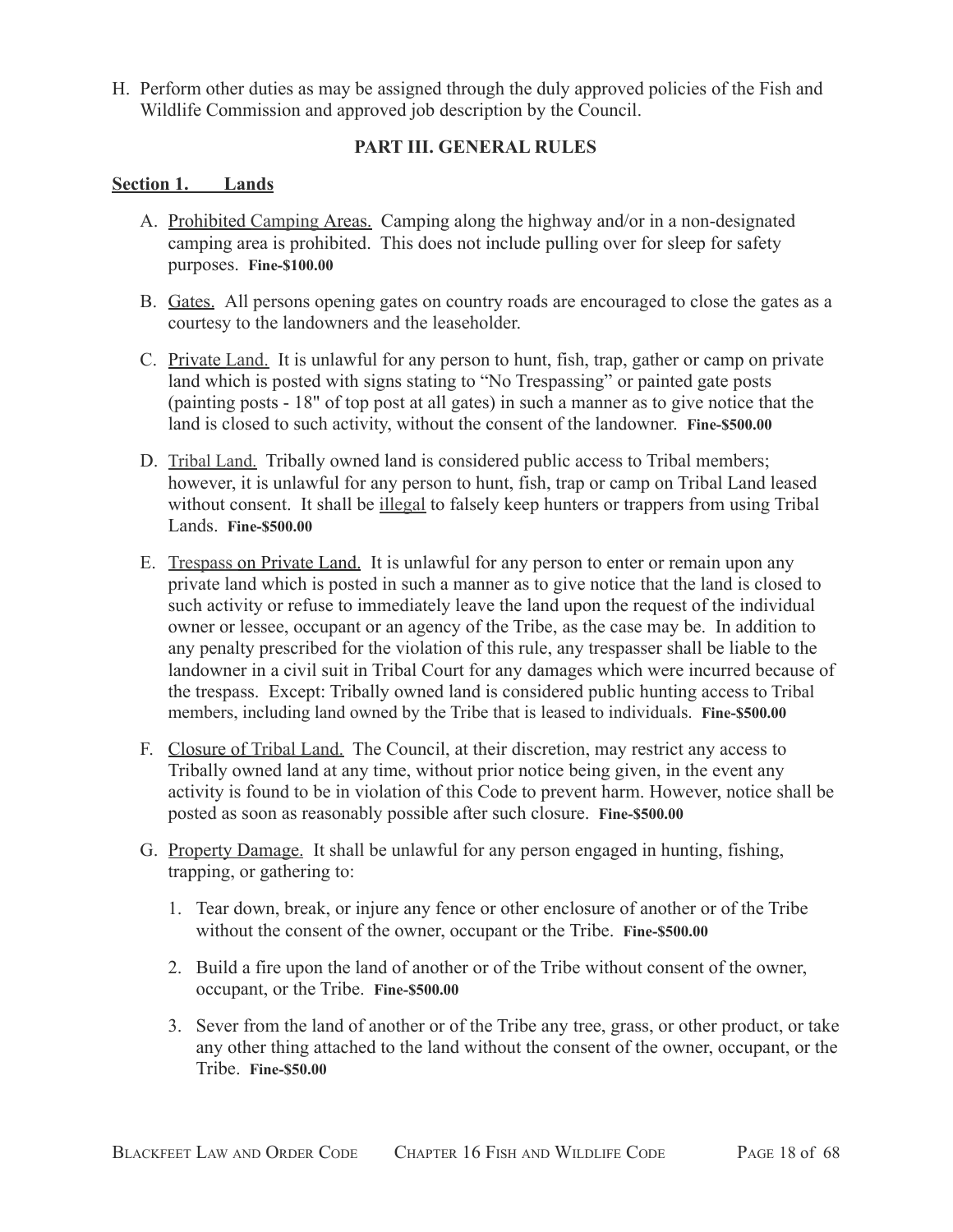H. Perform other duties as may be assigned through the duly approved policies of the Fish and Wildlife Commission and approved job description by the Council.

## PART III. GENERAL RULES

### Section 1. Lands

A. Prohibited Camping Areas. Camping along the highway and/or in a non-designated camping area is prohibited. This does not include pulling over for sleep for safety purposes. **Fine-$100.00**

B. Gates. All persons opening gates on country roads are encouraged to close the gates as a courtesy to the landowners and the leaseholder.

C. Private Land. It is unlawful for any person to hunt, fish, trap, gather or camp on private land which is posted with signs stating to "No Trespassing" or painted gate posts (painting posts - 18" of top post at all gates) in such a manner as to give notice that the land is closed to such activity, without the consent of the landowner. **Fine-$500.00**

D. Tribal Land. Tribally owned land is considered public access to Tribal members; however, it is unlawful for any person to hunt, fish, trap or camp on Tribal Land leased without consent. It shall be illegal to falsely keep hunters or trappers from using Tribal Lands. **Fine-$500.00**

E. Trespass on Private Land. It is unlawful for any person to enter or remain upon any private land which is posted in such a manner as to give notice that the land is closed to such activity or refuse to immediately leave the land upon the request of the individual owner or lessee, occupant or an agency of the Tribe, as the case may be. In addition to any penalty prescribed for the violation of this rule, any trespasser shall be liable to the landowner in a civil suit in Tribal Court for any damages which were incurred because of the trespass. Except: Tribally owned land is considered public hunting access to Tribal members, including land owned by the Tribe that is leased to individuals. **Fine-$500.00**

F. Closure of Tribal Land. The Council, at their discretion, may restrict any access to Tribally owned land at any time, without prior notice being given, in the event any activity is found to be in violation of this Code to prevent harm. However, notice shall be posted as soon as reasonably possible after such closure. **Fine-$500.00**

G. Property Damage. It shall be unlawful for any person engaged in hunting, fishing, trapping, or gathering to:

1. Tear down, break, or injure any fence or other enclosure of another or of the Tribe without the consent of the owner, occupant or the Tribe. **Fine-$500.00**

2. Build a fire upon the land of another or of the Tribe without consent of the owner, occupant, or the Tribe. **Fine-$500.00**

3. Sever from the land of another or of the Tribe any tree, grass, or other product, or take any other thing attached to the land without the consent of the owner, occupant, or the Tribe. **Fine-$50.00**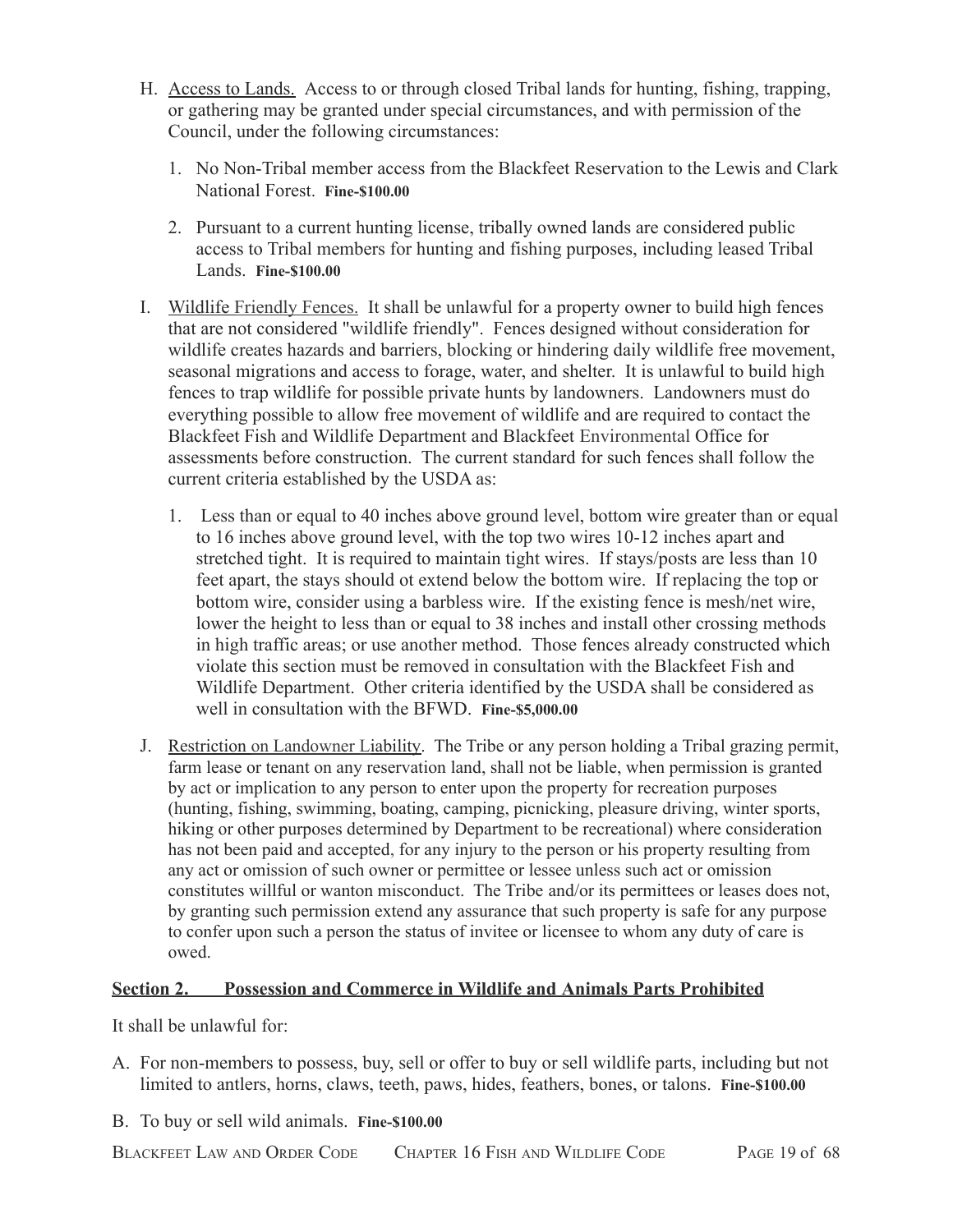H. <u>Access to Lands.</u> Access to or through closed Tribal lands for hunting, fishing, trapping, or gathering may be granted under special circumstances, and with permission of the Council, under the following circumstances:

   1. No Non-Tribal member access from the Blackfeet Reservation to the Lewis and Clark National Forest. **Fine-$100.00**

   2. Pursuant to a current hunting license, tribally owned lands are considered public access to Tribal members for hunting and fishing purposes, including leased Tribal Lands. **Fine-$100.00**

I. <u>Wildlife Friendly Fences.</u> It shall be unlawful for a property owner to build high fences that are not considered "wildlife friendly". Fences designed without consideration for wildlife creates hazards and barriers, blocking or hindering daily wildlife free movement, seasonal migrations and access to forage, water, and shelter. It is unlawful to build high fences to trap wildlife for possible private hunts by landowners. Landowners must do everything possible to allow free movement of wildlife and are required to contact the Blackfeet Fish and Wildlife Department and Blackfeet Environmental Office for assessments before construction. The current standard for such fences shall follow the current criteria established by the USDA as:

   1. Less than or equal to 40 inches above ground level, bottom wire greater than or equal to 16 inches above ground level, with the top two wires 10-12 inches apart and stretched tight. It is required to maintain tight wires. If stays/posts are less than 10 feet apart, the stays should ot extend below the bottom wire. If replacing the top or bottom wire, consider using a barbless wire. If the existing fence is mesh/net wire, lower the height to less than or equal to 38 inches and install other crossing methods in high traffic areas; or use another method. Those fences already constructed which violate this section must be removed in consultation with the Blackfeet Fish and Wildlife Department. Other criteria identified by the USDA shall be considered as well in consultation with the BFWD. **Fine-$5,000.00**

J. <u>Restriction on Landowner Liability</u>. The Tribe or any person holding a Tribal grazing permit, farm lease or tenant on any reservation land, shall not be liable, when permission is granted by act or implication to any person to enter upon the property for recreation purposes (hunting, fishing, swimming, boating, camping, picnicking, pleasure driving, winter sports, hiking or other purposes determined by Department to be recreational) where consideration has not been paid and accepted, for any injury to the person or his property resulting from any act or omission of such owner or permittee or lessee unless such act or omission constitutes willful or wanton misconduct. The Tribe and/or its permittees or leases does not, by granting such permission extend any assurance that such property is safe for any purpose to confer upon such a person the status of invitee or licensee to whom any duty of care is owed.

## <u>Section 2. Possession and Commerce in Wildlife and Animals Parts Prohibited</u>

It shall be unlawful for:

A. For non-members to possess, buy, sell or offer to buy or sell wildlife parts, including but not limited to antlers, horns, claws, teeth, paws, hides, feathers, bones, or talons. **Fine-$100.00**

B. To buy or sell wild animals. **Fine-$100.00**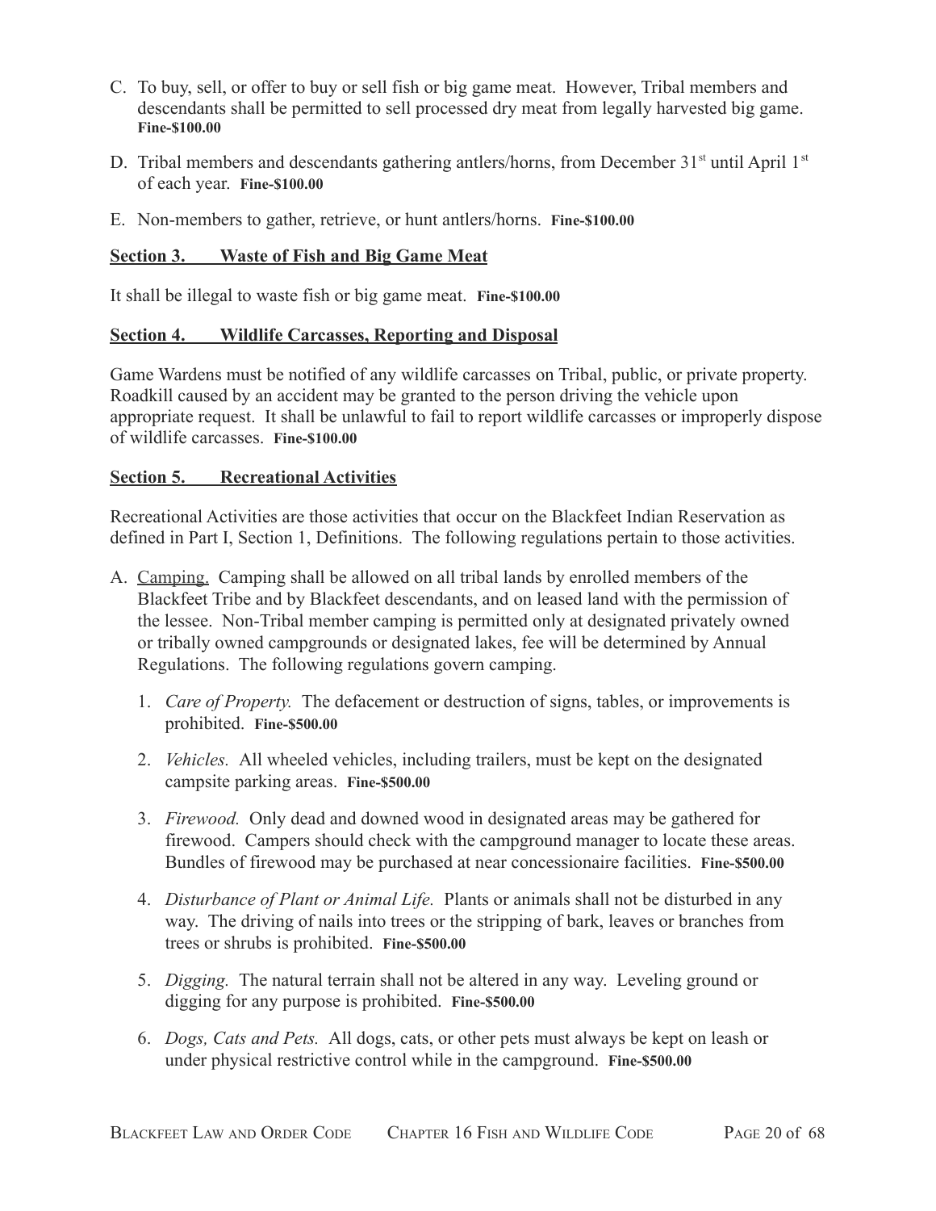C. To buy, sell, or offer to buy or sell fish or big game meat. However, Tribal members and descendants shall be permitted to sell processed dry meat from legally harvested big game. **Fine-$100.00**

D. Tribal members and descendants gathering antlers/horns, from December 31st until April 1st of each year. **Fine-$100.00**

E. Non-members to gather, retrieve, or hunt antlers/horns. **Fine-$100.00**

## <u>Section 3. Waste of Fish and Big Game Meat</u>

It shall be illegal to waste fish or big game meat. **Fine-$100.00**

## <u>Section 4. Wildlife Carcasses, Reporting and Disposal</u>

Game Wardens must be notified of any wildlife carcasses on Tribal, public, or private property. Roadkill caused by an accident may be granted to the person driving the vehicle upon appropriate request. It shall be unlawful to fail to report wildlife carcasses or improperly dispose of wildlife carcasses. **Fine-$100.00**

## <u>Section 5. Recreational Activities</u>

Recreational Activities are those activities that occur on the Blackfeet Indian Reservation as defined in Part I, Section 1, Definitions. The following regulations pertain to those activities.

A. <u>Camping.</u> Camping shall be allowed on all tribal lands by enrolled members of the Blackfeet Tribe and by Blackfeet descendants, and on leased land with the permission of the lessee. Non-Tribal member camping is permitted only at designated privately owned or tribally owned campgrounds or designated lakes, fee will be determined by Annual Regulations. The following regulations govern camping.

   1. *Care of Property.* The defacement or destruction of signs, tables, or improvements is prohibited. **Fine-$500.00**

   2. *Vehicles.* All wheeled vehicles, including trailers, must be kept on the designated campsite parking areas. **Fine-$500.00**

   3. *Firewood.* Only dead and downed wood in designated areas may be gathered for firewood. Campers should check with the campground manager to locate these areas. Bundles of firewood may be purchased at near concessionaire facilities. **Fine-$500.00**

   4. *Disturbance of Plant or Animal Life.* Plants or animals shall not be disturbed in any way. The driving of nails into trees or the stripping of bark, leaves or branches from trees or shrubs is prohibited. **Fine-$500.00**

   5. *Digging.* The natural terrain shall not be altered in any way. Leveling ground or digging for any purpose is prohibited. **Fine-$500.00**

   6. *Dogs, Cats and Pets.* All dogs, cats, or other pets must always be kept on leash or under physical restrictive control while in the campground. **Fine-$500.00**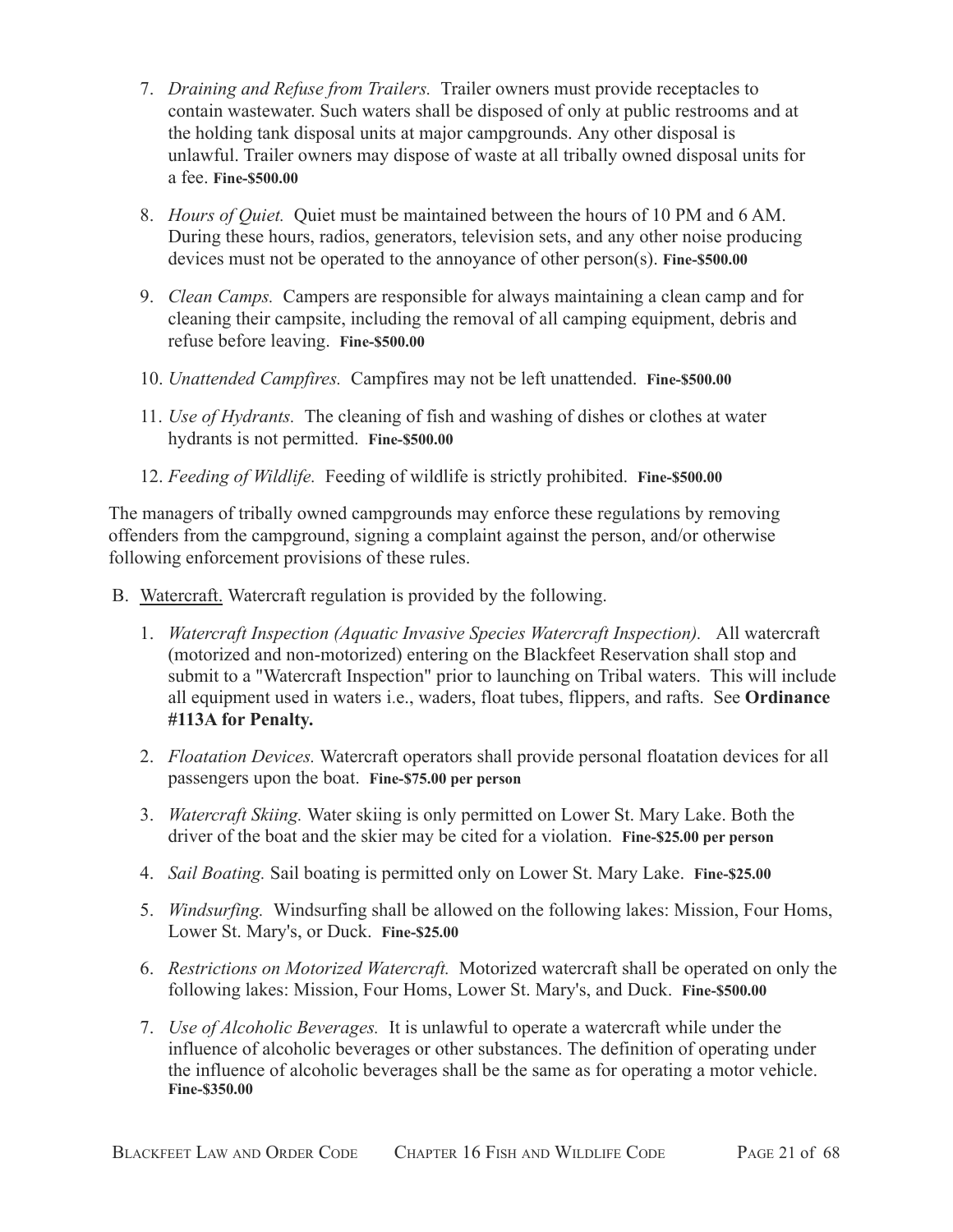7. *Draining and Refuse from Trailers.* Trailer owners must provide receptacles to contain wastewater. Such waters shall be disposed of only at public restrooms and at the holding tank disposal units at major campgrounds. Any other disposal is unlawful. Trailer owners may dispose of waste at all tribally owned disposal units for a fee. **Fine-$500.00**

8. *Hours of Quiet.* Quiet must be maintained between the hours of 10 PM and 6 AM. During these hours, radios, generators, television sets, and any other noise producing devices must not be operated to the annoyance of other person(s). **Fine-$500.00**

9. *Clean Camps.* Campers are responsible for always maintaining a clean camp and for cleaning their campsite, including the removal of all camping equipment, debris and refuse before leaving. **Fine-$500.00**

10. *Unattended Campfires.* Campfires may not be left unattended. **Fine-$500.00**

11. *Use of Hydrants.* The cleaning of fish and washing of dishes or clothes at water hydrants is not permitted. **Fine-$500.00**

12. *Feeding of Wildlife.* Feeding of wildlife is strictly prohibited. **Fine-$500.00**

The managers of tribally owned campgrounds may enforce these regulations by removing offenders from the campground, signing a complaint against the person, and/or otherwise following enforcement provisions of these rules.

B. <u>Watercraft.</u> Watercraft regulation is provided by the following.

1. *Watercraft Inspection (Aquatic Invasive Species Watercraft Inspection).* All watercraft (motorized and non-motorized) entering on the Blackfeet Reservation shall stop and submit to a "Watercraft Inspection" prior to launching on Tribal waters. This will include all equipment used in waters i.e., waders, float tubes, flippers, and rafts. See **Ordinance #113A for Penalty.**

2. *Floatation Devices.* Watercraft operators shall provide personal floatation devices for all passengers upon the boat. **Fine-$75.00 per person**

3. *Watercraft Skiing.* Water skiing is only permitted on Lower St. Mary Lake. Both the driver of the boat and the skier may be cited for a violation. **Fine-$25.00 per person**

4. *Sail Boating.* Sail boating is permitted only on Lower St. Mary Lake. **Fine-$25.00**

5. *Windsurfing.* Windsurfing shall be allowed on the following lakes: Mission, Four Homs, Lower St. Mary's, or Duck. **Fine-$25.00**

6. *Restrictions on Motorized Watercraft.* Motorized watercraft shall be operated on only the following lakes: Mission, Four Homs, Lower St. Mary's, and Duck. **Fine-$500.00**

7. *Use of Alcoholic Beverages.* It is unlawful to operate a watercraft while under the influence of alcoholic beverages or other substances. The definition of operating under the influence of alcoholic beverages shall be the same as for operating a motor vehicle. **Fine-$350.00**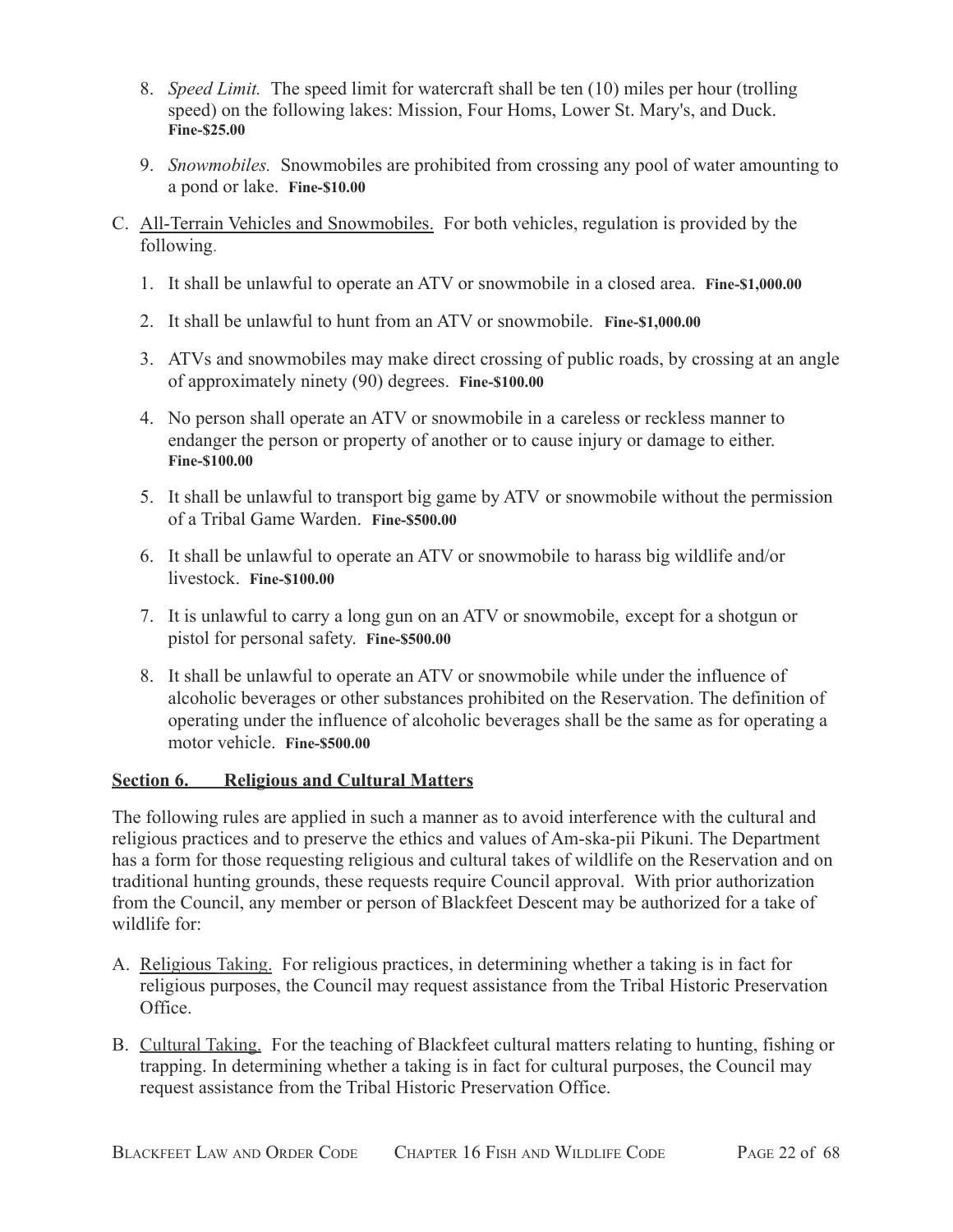8. *Speed Limit.* The speed limit for watercraft shall be ten (10) miles per hour (trolling speed) on the following lakes: Mission, Four Homs, Lower St. Mary's, and Duck. **Fine-$25.00**

9. *Snowmobiles.* Snowmobiles are prohibited from crossing any pool of water amounting to a pond or lake. **Fine-$10.00**

C. All-Terrain Vehicles and Snowmobiles. For both vehicles, regulation is provided by the following.

   1. It shall be unlawful to operate an ATV or snowmobile in a closed area. **Fine-$1,000.00**

   2. It shall be unlawful to hunt from an ATV or snowmobile. **Fine-$1,000.00**

   3. ATVs and snowmobiles may make direct crossing of public roads, by crossing at an angle of approximately ninety (90) degrees. **Fine-$100.00**

   4. No person shall operate an ATV or snowmobile in a careless or reckless manner to endanger the person or property of another or to cause injury or damage to either. **Fine-$100.00**

   5. It shall be unlawful to transport big game by ATV or snowmobile without the permission of a Tribal Game Warden. **Fine-$500.00**

   6. It shall be unlawful to operate an ATV or snowmobile to harass big wildlife and/or livestock. **Fine-$100.00**

   7. It is unlawful to carry a long gun on an ATV or snowmobile, except for a shotgun or pistol for personal safety. **Fine-$500.00**

   8. It shall be unlawful to operate an ATV or snowmobile while under the influence of alcoholic beverages or other substances prohibited on the Reservation. The definition of operating under the influence of alcoholic beverages shall be the same as for operating a motor vehicle. **Fine-$500.00**

## Section 6. Religious and Cultural Matters

The following rules are applied in such a manner as to avoid interference with the cultural and religious practices and to preserve the ethics and values of Am-ska-pii Pikuni. The Department has a form for those requesting religious and cultural takes of wildlife on the Reservation and on traditional hunting grounds, these requests require Council approval. With prior authorization from the Council, any member or person of Blackfeet Descent may be authorized for a take of wildlife for:

A. Religious Taking. For religious practices, in determining whether a taking is in fact for religious purposes, the Council may request assistance from the Tribal Historic Preservation Office.

B. Cultural Taking. For the teaching of Blackfeet cultural matters relating to hunting, fishing or trapping. In determining whether a taking is in fact for cultural purposes, the Council may request assistance from the Tribal Historic Preservation Office.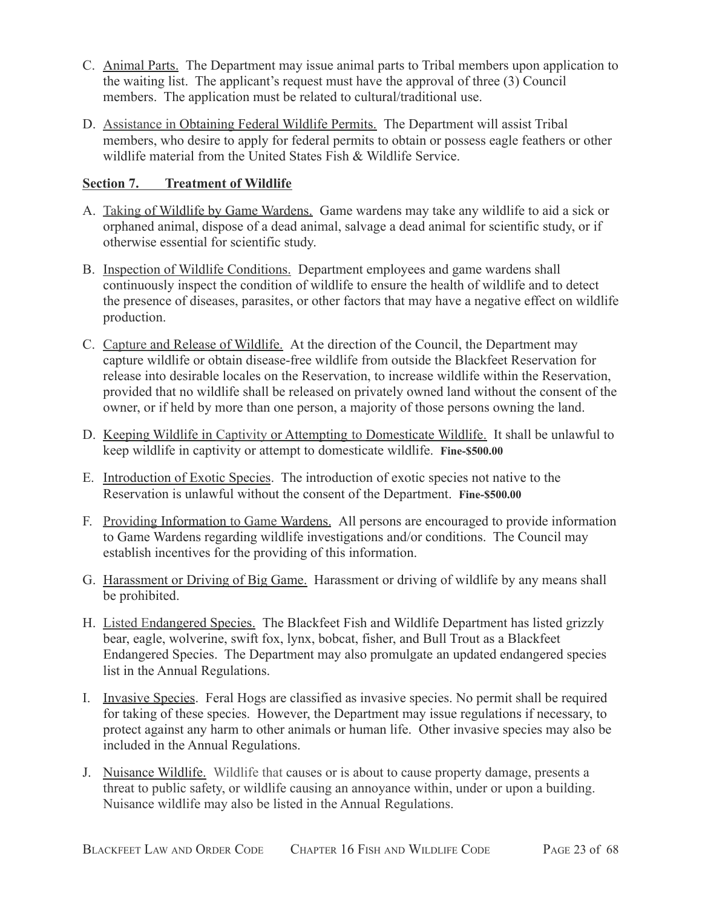C. Animal Parts. The Department may issue animal parts to Tribal members upon application to the waiting list. The applicant's request must have the approval of three (3) Council members. The application must be related to cultural/traditional use.

D. Assistance in Obtaining Federal Wildlife Permits. The Department will assist Tribal members, who desire to apply for federal permits to obtain or possess eagle feathers or other wildlife material from the United States Fish & Wildlife Service.

**Section 7. Treatment of Wildlife**

A. Taking of Wildlife by Game Wardens. Game wardens may take any wildlife to aid a sick or orphaned animal, dispose of a dead animal, salvage a dead animal for scientific study, or if otherwise essential for scientific study.

B. Inspection of Wildlife Conditions. Department employees and game wardens shall continuously inspect the condition of wildlife to ensure the health of wildlife and to detect the presence of diseases, parasites, or other factors that may have a negative effect on wildlife production.

C. Capture and Release of Wildlife. At the direction of the Council, the Department may capture wildlife or obtain disease-free wildlife from outside the Blackfeet Reservation for release into desirable locales on the Reservation, to increase wildlife within the Reservation, provided that no wildlife shall be released on privately owned land without the consent of the owner, or if held by more than one person, a majority of those persons owning the land.

D. Keeping Wildlife in Captivity or Attempting to Domesticate Wildlife. It shall be unlawful to keep wildlife in captivity or attempt to domesticate wildlife. **Fine-$500.00**

E. Introduction of Exotic Species. The introduction of exotic species not native to the Reservation is unlawful without the consent of the Department. **Fine-$500.00**

F. Providing Information to Game Wardens. All persons are encouraged to provide information to Game Wardens regarding wildlife investigations and/or conditions. The Council may establish incentives for the providing of this information.

G. Harassment or Driving of Big Game. Harassment or driving of wildlife by any means shall be prohibited.

H. Listed Endangered Species. The Blackfeet Fish and Wildlife Department has listed grizzly bear, eagle, wolverine, swift fox, lynx, bobcat, fisher, and Bull Trout as a Blackfeet Endangered Species. The Department may also promulgate an updated endangered species list in the Annual Regulations.

I. Invasive Species. Feral Hogs are classified as invasive species. No permit shall be required for taking of these species. However, the Department may issue regulations if necessary, to protect against any harm to other animals or human life. Other invasive species may also be included in the Annual Regulations.

J. Nuisance Wildlife. Wildlife that causes or is about to cause property damage, presents a threat to public safety, or wildlife causing an annoyance within, under or upon a building. Nuisance wildlife may also be listed in the Annual Regulations.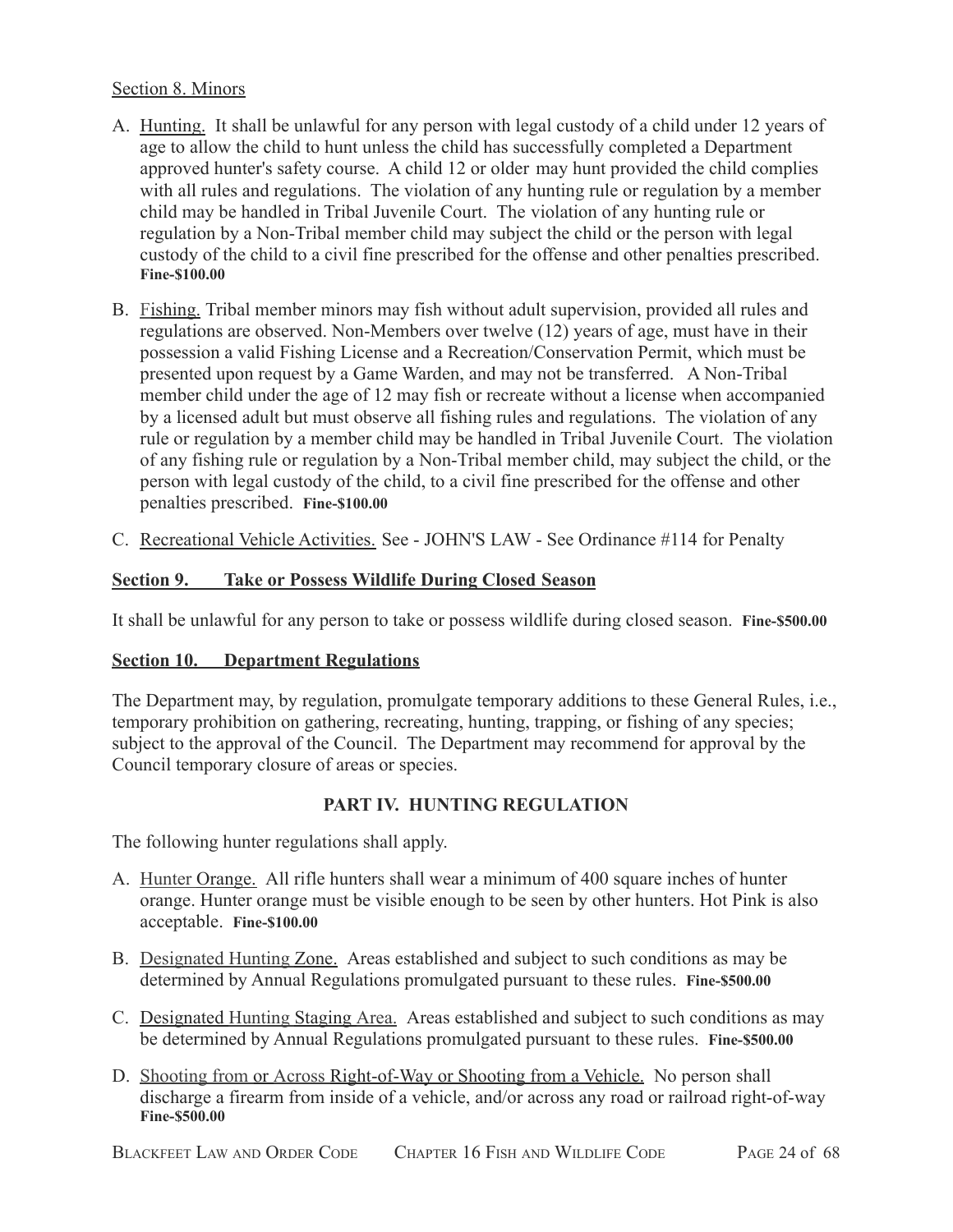Section 8. Minors

A. Hunting. It shall be unlawful for any person with legal custody of a child under 12 years of age to allow the child to hunt unless the child has successfully completed a Department approved hunter's safety course. A child 12 or older may hunt provided the child complies with all rules and regulations. The violation of any hunting rule or regulation by a member child may be handled in Tribal Juvenile Court. The violation of any hunting rule or regulation by a Non-Tribal member child may subject the child or the person with legal custody of the child to a civil fine prescribed for the offense and other penalties prescribed. **Fine-$100.00**

B. Fishing. Tribal member minors may fish without adult supervision, provided all rules and regulations are observed. Non-Members over twelve (12) years of age, must have in their possession a valid Fishing License and a Recreation/Conservation Permit, which must be presented upon request by a Game Warden, and may not be transferred. A Non-Tribal member child under the age of 12 may fish or recreate without a license when accompanied by a licensed adult but must observe all fishing rules and regulations. The violation of any rule or regulation by a member child may be handled in Tribal Juvenile Court. The violation of any fishing rule or regulation by a Non-Tribal member child, may subject the child, or the person with legal custody of the child, to a civil fine prescribed for the offense and other penalties prescribed. **Fine-$100.00**

C. Recreational Vehicle Activities. See - JOHN'S LAW - See Ordinance #114 for Penalty

**Section 9. Take or Possess Wildlife During Closed Season**

It shall be unlawful for any person to take or possess wildlife during closed season. **Fine-$500.00**

**Section 10. Department Regulations**

The Department may, by regulation, promulgate temporary additions to these General Rules, i.e., temporary prohibition on gathering, recreating, hunting, trapping, or fishing of any species; subject to the approval of the Council. The Department may recommend for approval by the Council temporary closure of areas or species.

## PART IV. HUNTING REGULATION

The following hunter regulations shall apply.

A. Hunter Orange. All rifle hunters shall wear a minimum of 400 square inches of hunter orange. Hunter orange must be visible enough to be seen by other hunters. Hot Pink is also acceptable. **Fine-$100.00**

B. Designated Hunting Zone. Areas established and subject to such conditions as may be determined by Annual Regulations promulgated pursuant to these rules. **Fine-$500.00**

C. Designated Hunting Staging Area. Areas established and subject to such conditions as may be determined by Annual Regulations promulgated pursuant to these rules. **Fine-$500.00**

D. Shooting from or Across Right-of-Way or Shooting from a Vehicle. No person shall discharge a firearm from inside of a vehicle, and/or across any road or railroad right-of-way **Fine-$500.00**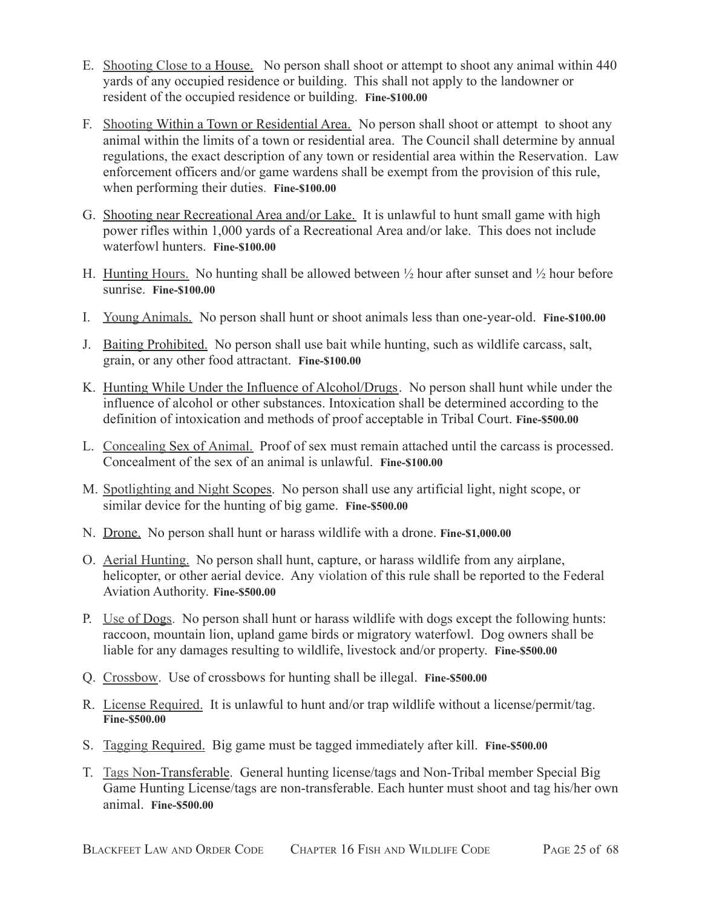E. Shooting Close to a House. No person shall shoot or attempt to shoot any animal within 440 yards of any occupied residence or building. This shall not apply to the landowner or resident of the occupied residence or building. **Fine-$100.00**

F. Shooting Within a Town or Residential Area. No person shall shoot or attempt to shoot any animal within the limits of a town or residential area. The Council shall determine by annual regulations, the exact description of any town or residential area within the Reservation. Law enforcement officers and/or game wardens shall be exempt from the provision of this rule, when performing their duties. **Fine-$100.00**

G. Shooting near Recreational Area and/or Lake. It is unlawful to hunt small game with high power rifles within 1,000 yards of a Recreational Area and/or lake. This does not include waterfowl hunters. **Fine-$100.00**

H. Hunting Hours. No hunting shall be allowed between ½ hour after sunset and ½ hour before sunrise. **Fine-$100.00**

I. Young Animals. No person shall hunt or shoot animals less than one-year-old. **Fine-$100.00**

J. Baiting Prohibited. No person shall use bait while hunting, such as wildlife carcass, salt, grain, or any other food attractant. **Fine-$100.00**

K. Hunting While Under the Influence of Alcohol/Drugs. No person shall hunt while under the influence of alcohol or other substances. Intoxication shall be determined according to the definition of intoxication and methods of proof acceptable in Tribal Court. **Fine-$500.00**

L. Concealing Sex of Animal. Proof of sex must remain attached until the carcass is processed. Concealment of the sex of an animal is unlawful. **Fine-$100.00**

M. Spotlighting and Night Scopes. No person shall use any artificial light, night scope, or similar device for the hunting of big game. **Fine-$500.00**

N. Drone. No person shall hunt or harass wildlife with a drone. **Fine-$1,000.00**

O. Aerial Hunting. No person shall hunt, capture, or harass wildlife from any airplane, helicopter, or other aerial device. Any violation of this rule shall be reported to the Federal Aviation Authority. **Fine-$500.00**

P. Use of Dogs. No person shall hunt or harass wildlife with dogs except the following hunts: raccoon, mountain lion, upland game birds or migratory waterfowl. Dog owners shall be liable for any damages resulting to wildlife, livestock and/or property. **Fine-$500.00**

Q. Crossbow. Use of crossbows for hunting shall be illegal. **Fine-$500.00**

R. License Required. It is unlawful to hunt and/or trap wildlife without a license/permit/tag. **Fine-$500.00**

S. Tagging Required. Big game must be tagged immediately after kill. **Fine-$500.00**

T. Tags Non-Transferable. General hunting license/tags and Non-Tribal member Special Big Game Hunting License/tags are non-transferable. Each hunter must shoot and tag his/her own animal. **Fine-$500.00**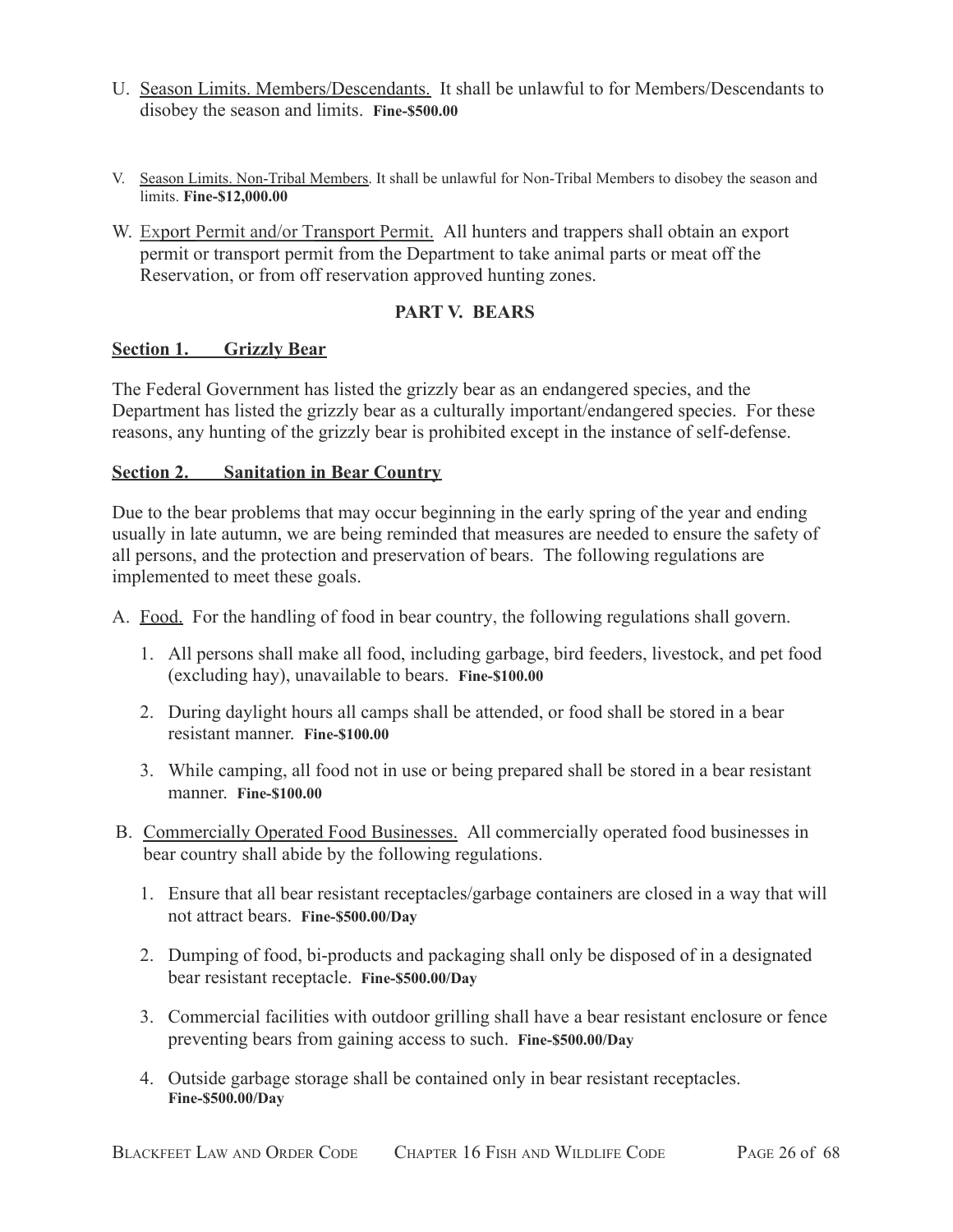U. <u>Season Limits. Members/Descendants.</u> It shall be unlawful to for Members/Descendants to disobey the season and limits. **Fine-$500.00**

V. <u>Season Limits. Non-Tribal Members</u>. It shall be unlawful for Non-Tribal Members to disobey the season and limits. **Fine-$12,000.00**

W. <u>Export Permit and/or Transport Permit.</u> All hunters and trappers shall obtain an export permit or transport permit from the Department to take animal parts or meat off the Reservation, or from off reservation approved hunting zones.

## PART V. BEARS

### Section 1. Grizzly Bear

The Federal Government has listed the grizzly bear as an endangered species, and the Department has listed the grizzly bear as a culturally important/endangered species. For these reasons, any hunting of the grizzly bear is prohibited except in the instance of self-defense.

### Section 2. Sanitation in Bear Country

Due to the bear problems that may occur beginning in the early spring of the year and ending usually in late autumn, we are being reminded that measures are needed to ensure the safety of all persons, and the protection and preservation of bears. The following regulations are implemented to meet these goals.

A. <u>Food.</u> For the handling of food in bear country, the following regulations shall govern.

1. All persons shall make all food, including garbage, bird feeders, livestock, and pet food (excluding hay), unavailable to bears. **Fine-$100.00**

2. During daylight hours all camps shall be attended, or food shall be stored in a bear resistant manner. **Fine-$100.00**

3. While camping, all food not in use or being prepared shall be stored in a bear resistant manner. **Fine-$100.00**

B. <u>Commercially Operated Food Businesses.</u> All commercially operated food businesses in bear country shall abide by the following regulations.

1. Ensure that all bear resistant receptacles/garbage containers are closed in a way that will not attract bears. **Fine-$500.00/Day**

2. Dumping of food, bi-products and packaging shall only be disposed of in a designated bear resistant receptacle. **Fine-$500.00/Day**

3. Commercial facilities with outdoor grilling shall have a bear resistant enclosure or fence preventing bears from gaining access to such. **Fine-$500.00/Day**

4. Outside garbage storage shall be contained only in bear resistant receptacles. **Fine-$500.00/Day**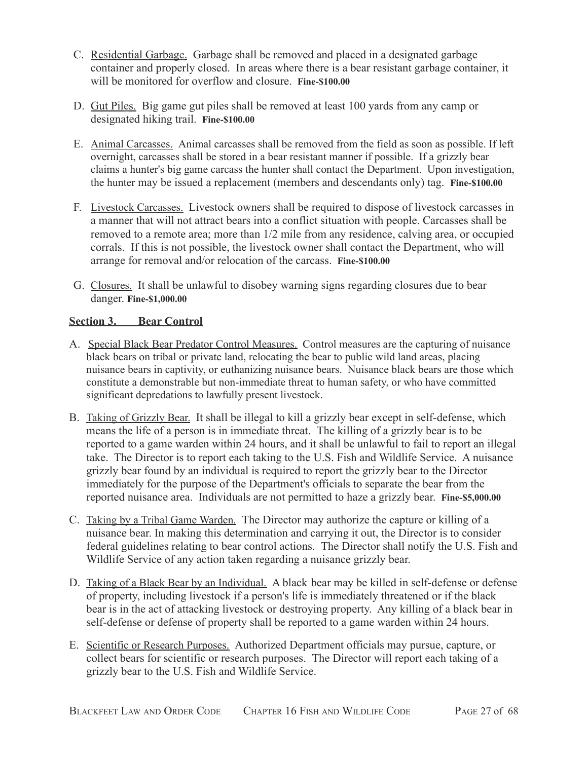C. <u>Residential Garbage.</u> Garbage shall be removed and placed in a designated garbage container and properly closed. In areas where there is a bear resistant garbage container, it will be monitored for overflow and closure. **Fine-$100.00**

D. <u>Gut Piles.</u> Big game gut piles shall be removed at least 100 yards from any camp or designated hiking trail. **Fine-$100.00**

E. <u>Animal Carcasses.</u> Animal carcasses shall be removed from the field as soon as possible. If left overnight, carcasses shall be stored in a bear resistant manner if possible. If a grizzly bear claims a hunter's big game carcass the hunter shall contact the Department. Upon investigation, the hunter may be issued a replacement (members and descendants only) tag. **Fine-$100.00**

F. <u>Livestock Carcasses.</u> Livestock owners shall be required to dispose of livestock carcasses in a manner that will not attract bears into a conflict situation with people. Carcasses shall be removed to a remote area; more than 1/2 mile from any residence, calving area, or occupied corrals. If this is not possible, the livestock owner shall contact the Department, who will arrange for removal and/or relocation of the carcass. **Fine-$100.00**

G. <u>Closures.</u> It shall be unlawful to disobey warning signs regarding closures due to bear danger. **Fine-$1,000.00**

## Section 3. Bear Control

A. <u>Special Black Bear Predator Control Measures.</u> Control measures are the capturing of nuisance black bears on tribal or private land, relocating the bear to public wild land areas, placing nuisance bears in captivity, or euthanizing nuisance bears. Nuisance black bears are those which constitute a demonstrable but non-immediate threat to human safety, or who have committed significant depredations to lawfully present livestock.

B. <u>Taking of Grizzly Bear.</u> It shall be illegal to kill a grizzly bear except in self-defense, which means the life of a person is in immediate threat. The killing of a grizzly bear is to be reported to a game warden within 24 hours, and it shall be unlawful to fail to report an illegal take. The Director is to report each taking to the U.S. Fish and Wildlife Service. A nuisance grizzly bear found by an individual is required to report the grizzly bear to the Director immediately for the purpose of the Department's officials to separate the bear from the reported nuisance area. Individuals are not permitted to haze a grizzly bear. **Fine-$5,000.00**

C. <u>Taking by a Tribal Game Warden.</u> The Director may authorize the capture or killing of a nuisance bear. In making this determination and carrying it out, the Director is to consider federal guidelines relating to bear control actions. The Director shall notify the U.S. Fish and Wildlife Service of any action taken regarding a nuisance grizzly bear.

D. <u>Taking of a Black Bear by an Individual.</u> A black bear may be killed in self-defense or defense of property, including livestock if a person's life is immediately threatened or if the black bear is in the act of attacking livestock or destroying property. Any killing of a black bear in self-defense or defense of property shall be reported to a game warden within 24 hours.

E. <u>Scientific or Research Purposes.</u> Authorized Department officials may pursue, capture, or collect bears for scientific or research purposes. The Director will report each taking of a grizzly bear to the U.S. Fish and Wildlife Service.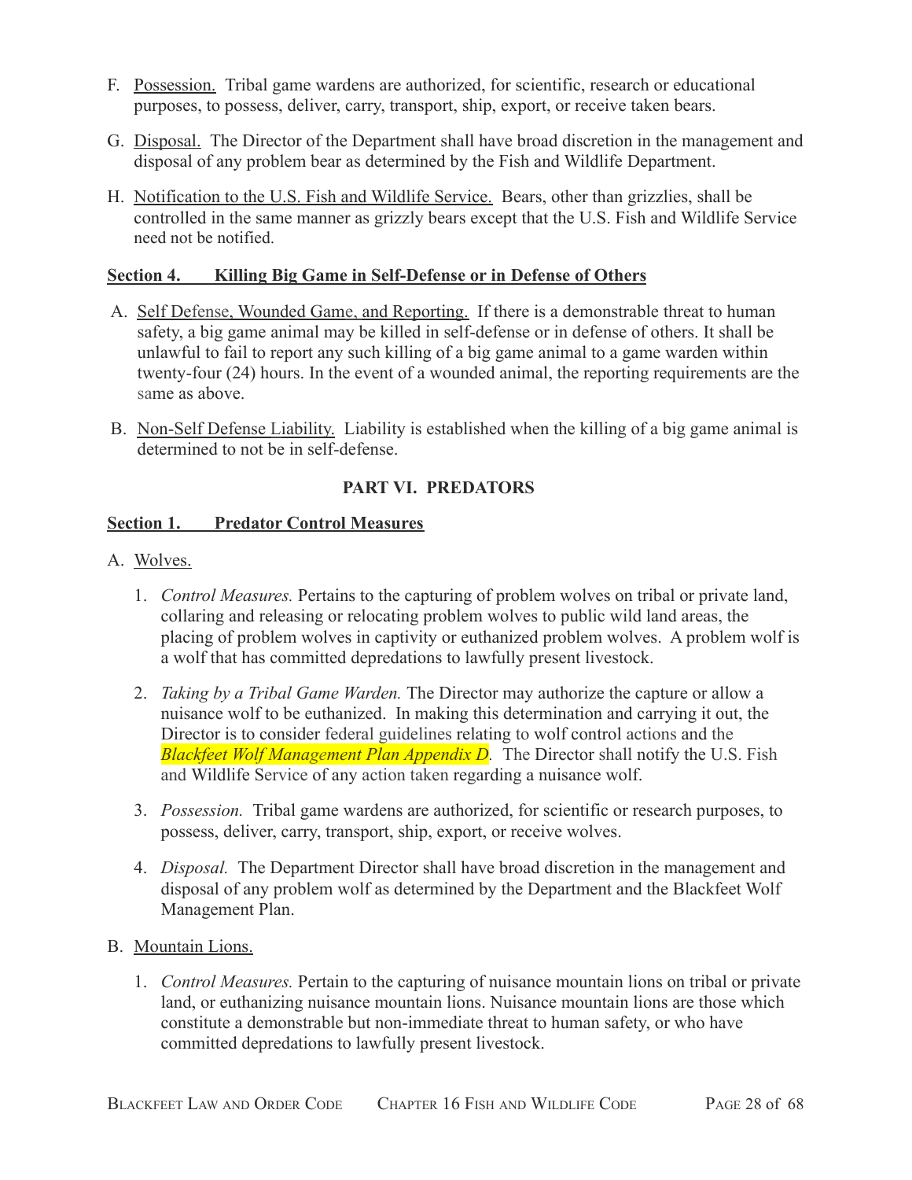F. Possession. Tribal game wardens are authorized, for scientific, research or educational purposes, to possess, deliver, carry, transport, ship, export, or receive taken bears.

G. Disposal. The Director of the Department shall have broad discretion in the management and disposal of any problem bear as determined by the Fish and Wildlife Department.

H. Notification to the U.S. Fish and Wildlife Service. Bears, other than grizzlies, shall be controlled in the same manner as grizzly bears except that the U.S. Fish and Wildlife Service need not be notified.

**Section 4. Killing Big Game in Self-Defense or in Defense of Others**

A. Self Defense, Wounded Game, and Reporting. If there is a demonstrable threat to human safety, a big game animal may be killed in self-defense or in defense of others. It shall be unlawful to fail to report any such killing of a big game animal to a game warden within twenty-four (24) hours. In the event of a wounded animal, the reporting requirements are the same as above.

B. Non-Self Defense Liability. Liability is established when the killing of a big game animal is determined to not be in self-defense.

## PART VI. PREDATORS

**Section 1. Predator Control Measures**

A. Wolves.

1. *Control Measures.* Pertains to the capturing of problem wolves on tribal or private land, collaring and releasing or relocating problem wolves to public wild land areas, the placing of problem wolves in captivity or euthanized problem wolves. A problem wolf is a wolf that has committed depredations to lawfully present livestock.

2. *Taking by a Tribal Game Warden.* The Director may authorize the capture or allow a nuisance wolf to be euthanized. In making this determination and carrying it out, the Director is to consider federal guidelines relating to wolf control actions and the *Blackfeet Wolf Management Plan Appendix D*. The Director shall notify the U.S. Fish and Wildlife Service of any action taken regarding a nuisance wolf.

3. *Possession.* Tribal game wardens are authorized, for scientific or research purposes, to possess, deliver, carry, transport, ship, export, or receive wolves.

4. *Disposal.* The Department Director shall have broad discretion in the management and disposal of any problem wolf as determined by the Department and the Blackfeet Wolf Management Plan.

B. Mountain Lions.

1. *Control Measures.* Pertain to the capturing of nuisance mountain lions on tribal or private land, or euthanizing nuisance mountain lions. Nuisance mountain lions are those which constitute a demonstrable but non-immediate threat to human safety, or who have committed depredations to lawfully present livestock.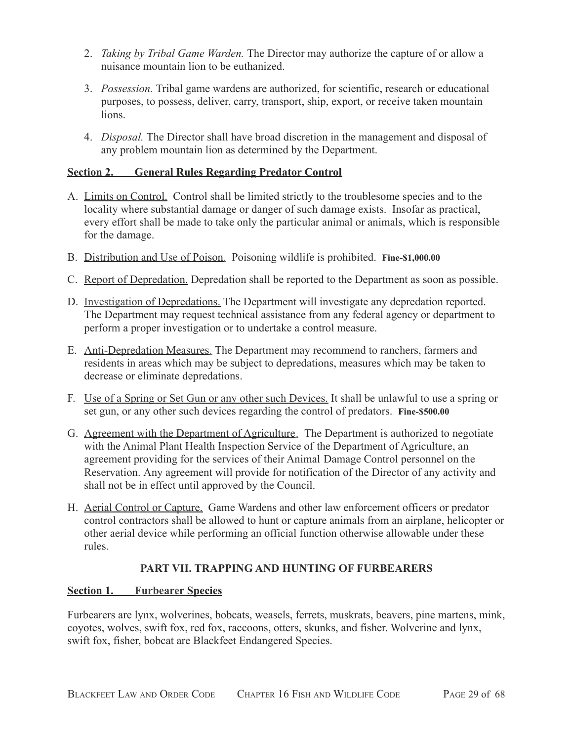2. *Taking by Tribal Game Warden.* The Director may authorize the capture of or allow a nuisance mountain lion to be euthanized.

3. *Possession.* Tribal game wardens are authorized, for scientific, research or educational purposes, to possess, deliver, carry, transport, ship, export, or receive taken mountain lions.

4. *Disposal.* The Director shall have broad discretion in the management and disposal of any problem mountain lion as determined by the Department.

### Section 2. General Rules Regarding Predator Control

A. Limits on Control. Control shall be limited strictly to the troublesome species and to the locality where substantial damage or danger of such damage exists. Insofar as practical, every effort shall be made to take only the particular animal or animals, which is responsible for the damage.

B. Distribution and Use of Poison. Poisoning wildlife is prohibited. **Fine-$1,000.00**

C. Report of Depredation. Depredation shall be reported to the Department as soon as possible.

D. Investigation of Depredations. The Department will investigate any depredation reported. The Department may request technical assistance from any federal agency or department to perform a proper investigation or to undertake a control measure.

E. Anti-Depredation Measures. The Department may recommend to ranchers, farmers and residents in areas which may be subject to depredations, measures which may be taken to decrease or eliminate depredations.

F. Use of a Spring or Set Gun or any other such Devices. It shall be unlawful to use a spring or set gun, or any other such devices regarding the control of predators. **Fine-$500.00**

G. Agreement with the Department of Agriculture. The Department is authorized to negotiate with the Animal Plant Health Inspection Service of the Department of Agriculture, an agreement providing for the services of their Animal Damage Control personnel on the Reservation. Any agreement will provide for notification of the Director of any activity and shall not be in effect until approved by the Council.

H. Aerial Control or Capture. Game Wardens and other law enforcement officers or predator control contractors shall be allowed to hunt or capture animals from an airplane, helicopter or other aerial device while performing an official function otherwise allowable under these rules.

## PART VII. TRAPPING AND HUNTING OF FURBEARERS

### Section 1. Furbearer Species

Furbearers are lynx, wolverines, bobcats, weasels, ferrets, muskrats, beavers, pine martens, mink, coyotes, wolves, swift fox, red fox, raccoons, otters, skunks, and fisher. Wolverine and lynx, swift fox, fisher, bobcat are Blackfeet Endangered Species.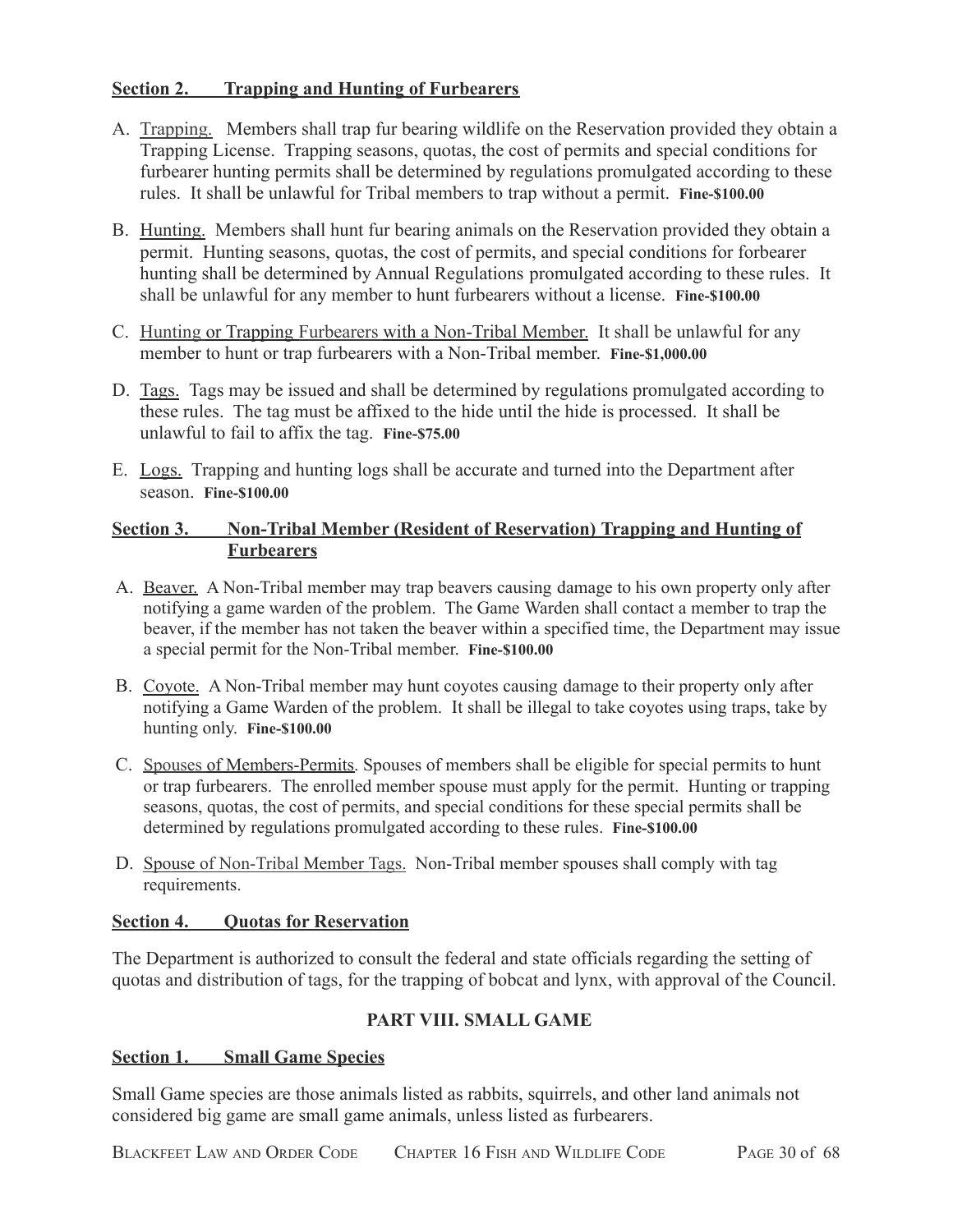### Section 2. Trapping and Hunting of Furbearers

A. Trapping. Members shall trap fur bearing wildlife on the Reservation provided they obtain a Trapping License. Trapping seasons, quotas, the cost of permits and special conditions for furbearer hunting permits shall be determined by regulations promulgated according to these rules. It shall be unlawful for Tribal members to trap without a permit. **Fine-$100.00**

B. Hunting. Members shall hunt fur bearing animals on the Reservation provided they obtain a permit. Hunting seasons, quotas, the cost of permits, and special conditions for forbearer hunting shall be determined by Annual Regulations promulgated according to these rules. It shall be unlawful for any member to hunt furbearers without a license. **Fine-$100.00**

C. Hunting or Trapping Furbearers with a Non-Tribal Member. It shall be unlawful for any member to hunt or trap furbearers with a Non-Tribal member. **Fine-$1,000.00**

D. Tags. Tags may be issued and shall be determined by regulations promulgated according to these rules. The tag must be affixed to the hide until the hide is processed. It shall be unlawful to fail to affix the tag. **Fine-$75.00**

E. Logs. Trapping and hunting logs shall be accurate and turned into the Department after season. **Fine-$100.00**

### Section 3. Non-Tribal Member (Resident of Reservation) Trapping and Hunting of Furbearers

A. Beaver. A Non-Tribal member may trap beavers causing damage to his own property only after notifying a game warden of the problem. The Game Warden shall contact a member to trap the beaver, if the member has not taken the beaver within a specified time, the Department may issue a special permit for the Non-Tribal member. **Fine-$100.00**

B. Coyote. A Non-Tribal member may hunt coyotes causing damage to their property only after notifying a Game Warden of the problem. It shall be illegal to take coyotes using traps, take by hunting only. **Fine-$100.00**

C. Spouses of Members-Permits. Spouses of members shall be eligible for special permits to hunt or trap furbearers. The enrolled member spouse must apply for the permit. Hunting or trapping seasons, quotas, the cost of permits, and special conditions for these special permits shall be determined by regulations promulgated according to these rules. **Fine-$100.00**

D. Spouse of Non-Tribal Member Tags. Non-Tribal member spouses shall comply with tag requirements.

### Section 4. Quotas for Reservation

The Department is authorized to consult the federal and state officials regarding the setting of quotas and distribution of tags, for the trapping of bobcat and lynx, with approval of the Council.

## PART VIII. SMALL GAME

### Section 1. Small Game Species

Small Game species are those animals listed as rabbits, squirrels, and other land animals not considered big game are small game animals, unless listed as furbearers.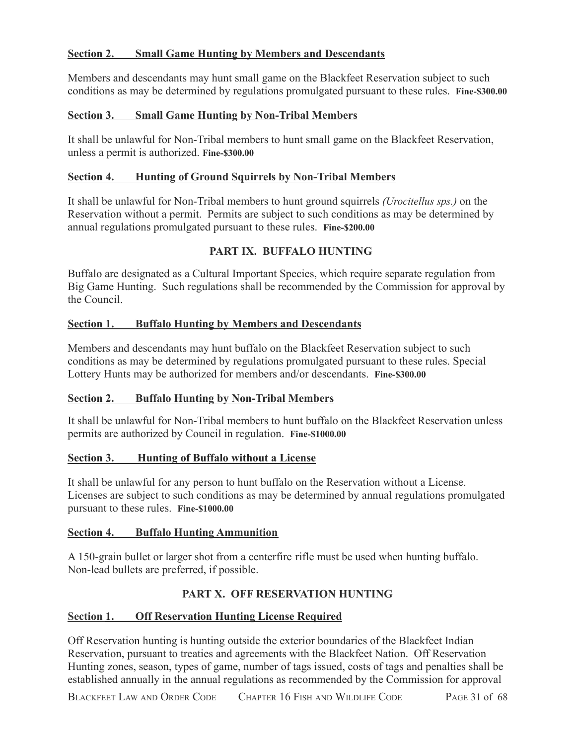**<u>Section 2. Small Game Hunting by Members and Descendants</u>**

Members and descendants may hunt small game on the Blackfeet Reservation subject to such conditions as may be determined by regulations promulgated pursuant to these rules. **Fine-$300.00**

**<u>Section 3. Small Game Hunting by Non-Tribal Members</u>**

It shall be unlawful for Non-Tribal members to hunt small game on the Blackfeet Reservation, unless a permit is authorized. **Fine-$300.00**

**<u>Section 4. Hunting of Ground Squirrels by Non-Tribal Members</u>**

It shall be unlawful for Non-Tribal members to hunt ground squirrels *(Urocitellus sps.)* on the Reservation without a permit. Permits are subject to such conditions as may be determined by annual regulations promulgated pursuant to these rules. **Fine-$200.00**

## PART IX. BUFFALO HUNTING

Buffalo are designated as a Cultural Important Species, which require separate regulation from Big Game Hunting. Such regulations shall be recommended by the Commission for approval by the Council.

**<u>Section 1. Buffalo Hunting by Members and Descendants</u>**

Members and descendants may hunt buffalo on the Blackfeet Reservation subject to such conditions as may be determined by regulations promulgated pursuant to these rules. Special Lottery Hunts may be authorized for members and/or descendants. **Fine-$300.00**

**<u>Section 2. Buffalo Hunting by Non-Tribal Members</u>**

It shall be unlawful for Non-Tribal members to hunt buffalo on the Blackfeet Reservation unless permits are authorized by Council in regulation. **Fine-$1000.00**

**<u>Section 3. Hunting of Buffalo without a License</u>**

It shall be unlawful for any person to hunt buffalo on the Reservation without a License. Licenses are subject to such conditions as may be determined by annual regulations promulgated pursuant to these rules. **Fine-$1000.00**

**<u>Section 4. Buffalo Hunting Ammunition</u>**

A 150-grain bullet or larger shot from a centerfire rifle must be used when hunting buffalo. Non-lead bullets are preferred, if possible.

## PART X. OFF RESERVATION HUNTING

**<u>Section 1. Off Reservation Hunting License Required</u>**

Off Reservation hunting is hunting outside the exterior boundaries of the Blackfeet Indian Reservation, pursuant to treaties and agreements with the Blackfeet Nation. Off Reservation Hunting zones, season, types of game, number of tags issued, costs of tags and penalties shall be established annually in the annual regulations as recommended by the Commission for approval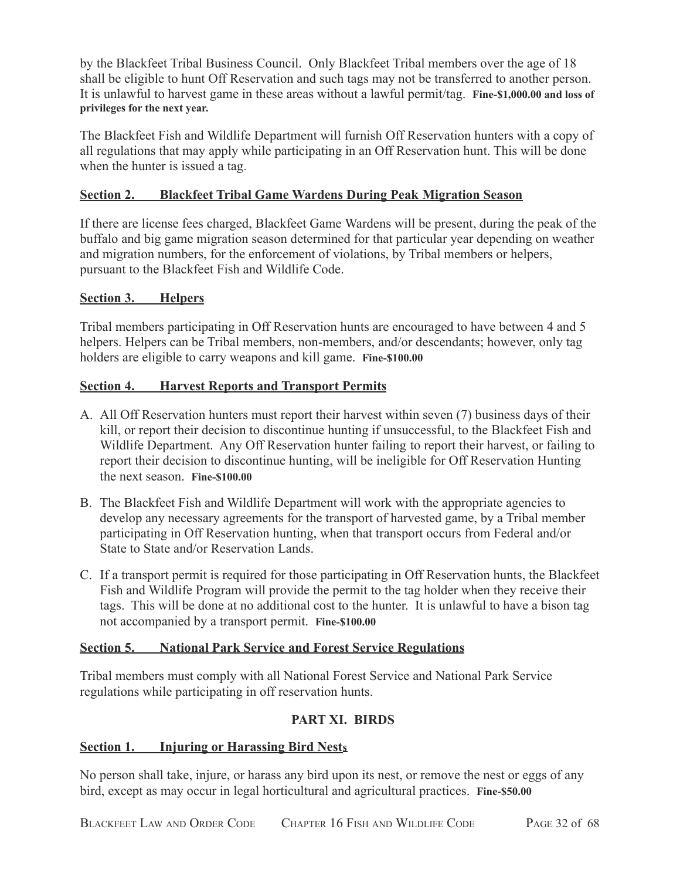by the Blackfeet Tribal Business Council. Only Blackfeet Tribal members over the age of 18 shall be eligible to hunt Off Reservation and such tags may not be transferred to another person. It is unlawful to harvest game in these areas without a lawful permit/tag. **Fine-$1,000.00 and loss of privileges for the next year.**

The Blackfeet Fish and Wildlife Department will furnish Off Reservation hunters with a copy of all regulations that may apply while participating in an Off Reservation hunt. This will be done when the hunter is issued a tag.

### Section 2. Blackfeet Tribal Game Wardens During Peak Migration Season

If there are license fees charged, Blackfeet Game Wardens will be present, during the peak of the buffalo and big game migration season determined for that particular year depending on weather and migration numbers, for the enforcement of violations, by Tribal members or helpers, pursuant to the Blackfeet Fish and Wildlife Code.

### Section 3. Helpers

Tribal members participating in Off Reservation hunts are encouraged to have between 4 and 5 helpers. Helpers can be Tribal members, non-members, and/or descendants; however, only tag holders are eligible to carry weapons and kill game. **Fine-$100.00**

### Section 4. Harvest Reports and Transport Permits

A. All Off Reservation hunters must report their harvest within seven (7) business days of their kill, or report their decision to discontinue hunting if unsuccessful, to the Blackfeet Fish and Wildlife Department. Any Off Reservation hunter failing to report their harvest, or failing to report their decision to discontinue hunting, will be ineligible for Off Reservation Hunting the next season. **Fine-$100.00**

B. The Blackfeet Fish and Wildlife Department will work with the appropriate agencies to develop any necessary agreements for the transport of harvested game, by a Tribal member participating in Off Reservation hunting, when that transport occurs from Federal and/or State to State and/or Reservation Lands.

C. If a transport permit is required for those participating in Off Reservation hunts, the Blackfeet Fish and Wildlife Program will provide the permit to the tag holder when they receive their tags. This will be done at no additional cost to the hunter. It is unlawful to have a bison tag not accompanied by a transport permit. **Fine-$100.00**

### Section 5. National Park Service and Forest Service Regulations

Tribal members must comply with all National Forest Service and National Park Service regulations while participating in off reservation hunts.

## PART XI. BIRDS

### Section 1. Injuring or Harassing Bird Nests

No person shall take, injure, or harass any bird upon its nest, or remove the nest or eggs of any bird, except as may occur in legal horticultural and agricultural practices. **Fine-$50.00**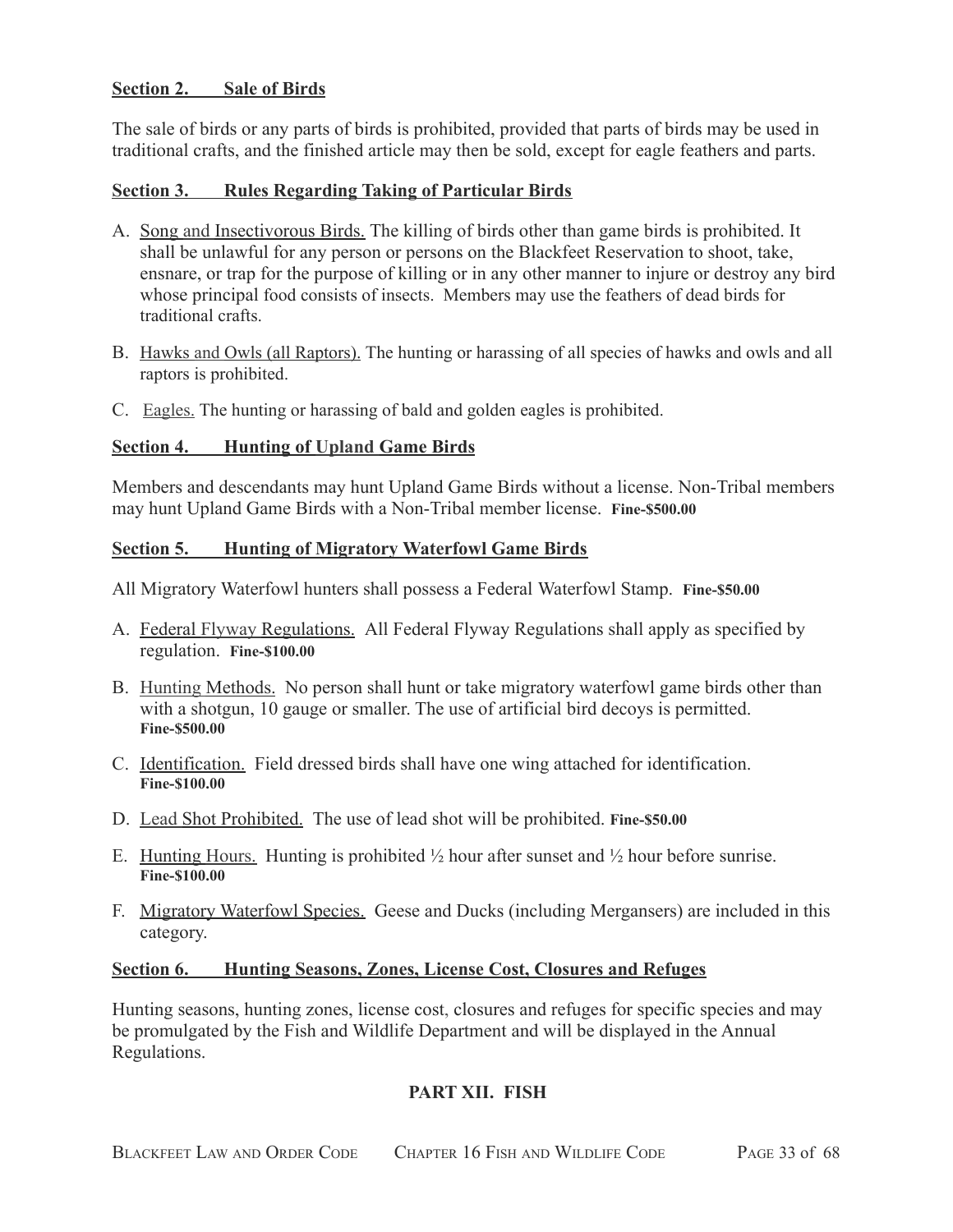**Section 2. Sale of Birds**

The sale of birds or any parts of birds is prohibited, provided that parts of birds may be used in traditional crafts, and the finished article may then be sold, except for eagle feathers and parts.

**Section 3. Rules Regarding Taking of Particular Birds**

A. Song and Insectivorous Birds. The killing of birds other than game birds is prohibited. It shall be unlawful for any person or persons on the Blackfeet Reservation to shoot, take, ensnare, or trap for the purpose of killing or in any other manner to injure or destroy any bird whose principal food consists of insects. Members may use the feathers of dead birds for traditional crafts.

B. Hawks and Owls (all Raptors). The hunting or harassing of all species of hawks and owls and all raptors is prohibited.

C. Eagles. The hunting or harassing of bald and golden eagles is prohibited.

**Section 4. Hunting of Upland Game Birds**

Members and descendants may hunt Upland Game Birds without a license. Non-Tribal members may hunt Upland Game Birds with a Non-Tribal member license. **Fine-$500.00**

**Section 5. Hunting of Migratory Waterfowl Game Birds**

All Migratory Waterfowl hunters shall possess a Federal Waterfowl Stamp. **Fine-$50.00**

A. Federal Flyway Regulations. All Federal Flyway Regulations shall apply as specified by regulation. **Fine-$100.00**

B. Hunting Methods. No person shall hunt or take migratory waterfowl game birds other than with a shotgun, 10 gauge or smaller. The use of artificial bird decoys is permitted. **Fine-$500.00**

C. Identification. Field dressed birds shall have one wing attached for identification. **Fine-$100.00**

D. Lead Shot Prohibited. The use of lead shot will be prohibited. **Fine-$50.00**

E. Hunting Hours. Hunting is prohibited ½ hour after sunset and ½ hour before sunrise. **Fine-$100.00**

F. Migratory Waterfowl Species. Geese and Ducks (including Mergansers) are included in this category.

**Section 6. Hunting Seasons, Zones, License Cost, Closures and Refuges**

Hunting seasons, hunting zones, license cost, closures and refuges for specific species and may be promulgated by the Fish and Wildlife Department and will be displayed in the Annual Regulations.

## PART XII. FISH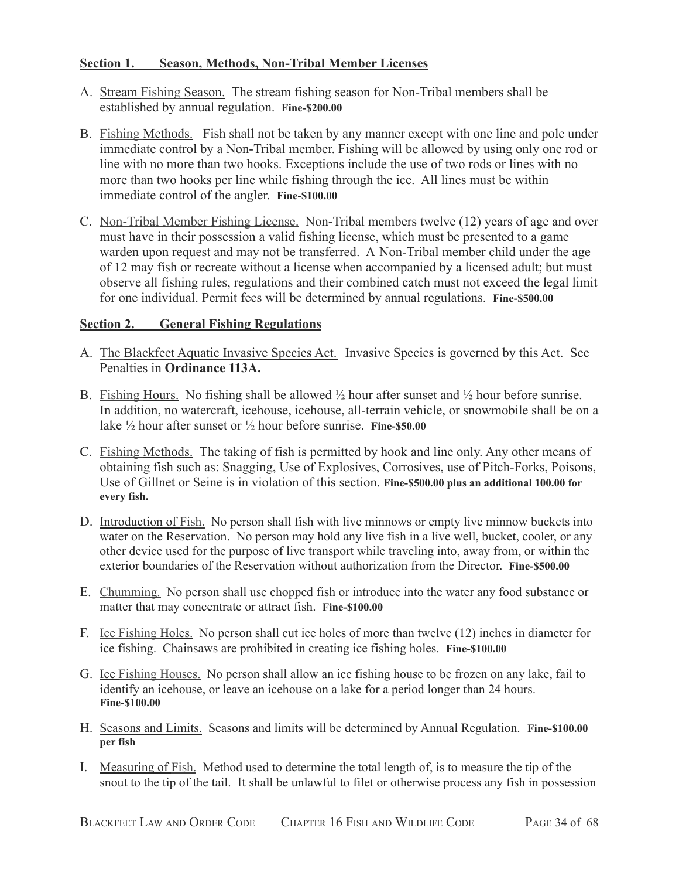## Section 1. Season, Methods, Non-Tribal Member Licenses

A. Stream Fishing Season. The stream fishing season for Non-Tribal members shall be established by annual regulation. **Fine-$200.00**

B. Fishing Methods. Fish shall not be taken by any manner except with one line and pole under immediate control by a Non-Tribal member. Fishing will be allowed by using only one rod or line with no more than two hooks. Exceptions include the use of two rods or lines with no more than two hooks per line while fishing through the ice. All lines must be within immediate control of the angler. **Fine-$100.00**

C. Non-Tribal Member Fishing License. Non-Tribal members twelve (12) years of age and over must have in their possession a valid fishing license, which must be presented to a game warden upon request and may not be transferred. A Non-Tribal member child under the age of 12 may fish or recreate without a license when accompanied by a licensed adult; but must observe all fishing rules, regulations and their combined catch must not exceed the legal limit for one individual. Permit fees will be determined by annual regulations. **Fine-$500.00**

## Section 2. General Fishing Regulations

A. The Blackfeet Aquatic Invasive Species Act. Invasive Species is governed by this Act. See Penalties in **Ordinance 113A.**

B. Fishing Hours. No fishing shall be allowed ½ hour after sunset and ½ hour before sunrise. In addition, no watercraft, icehouse, icehouse, all-terrain vehicle, or snowmobile shall be on a lake ½ hour after sunset or ½ hour before sunrise. **Fine-$50.00**

C. Fishing Methods. The taking of fish is permitted by hook and line only. Any other means of obtaining fish such as: Snagging, Use of Explosives, Corrosives, use of Pitch-Forks, Poisons, Use of Gillnet or Seine is in violation of this section. **Fine-$500.00 plus an additional 100.00 for every fish.**

D. Introduction of Fish. No person shall fish with live minnows or empty live minnow buckets into water on the Reservation. No person may hold any live fish in a live well, bucket, cooler, or any other device used for the purpose of live transport while traveling into, away from, or within the exterior boundaries of the Reservation without authorization from the Director. **Fine-$500.00**

E. Chumming. No person shall use chopped fish or introduce into the water any food substance or matter that may concentrate or attract fish. **Fine-$100.00**

F. Ice Fishing Holes. No person shall cut ice holes of more than twelve (12) inches in diameter for ice fishing. Chainsaws are prohibited in creating ice fishing holes. **Fine-$100.00**

G. Ice Fishing Houses. No person shall allow an ice fishing house to be frozen on any lake, fail to identify an icehouse, or leave an icehouse on a lake for a period longer than 24 hours. **Fine-$100.00**

H. Seasons and Limits. Seasons and limits will be determined by Annual Regulation. **Fine-$100.00 per fish**

I. Measuring of Fish. Method used to determine the total length of, is to measure the tip of the snout to the tip of the tail. It shall be unlawful to filet or otherwise process any fish in possession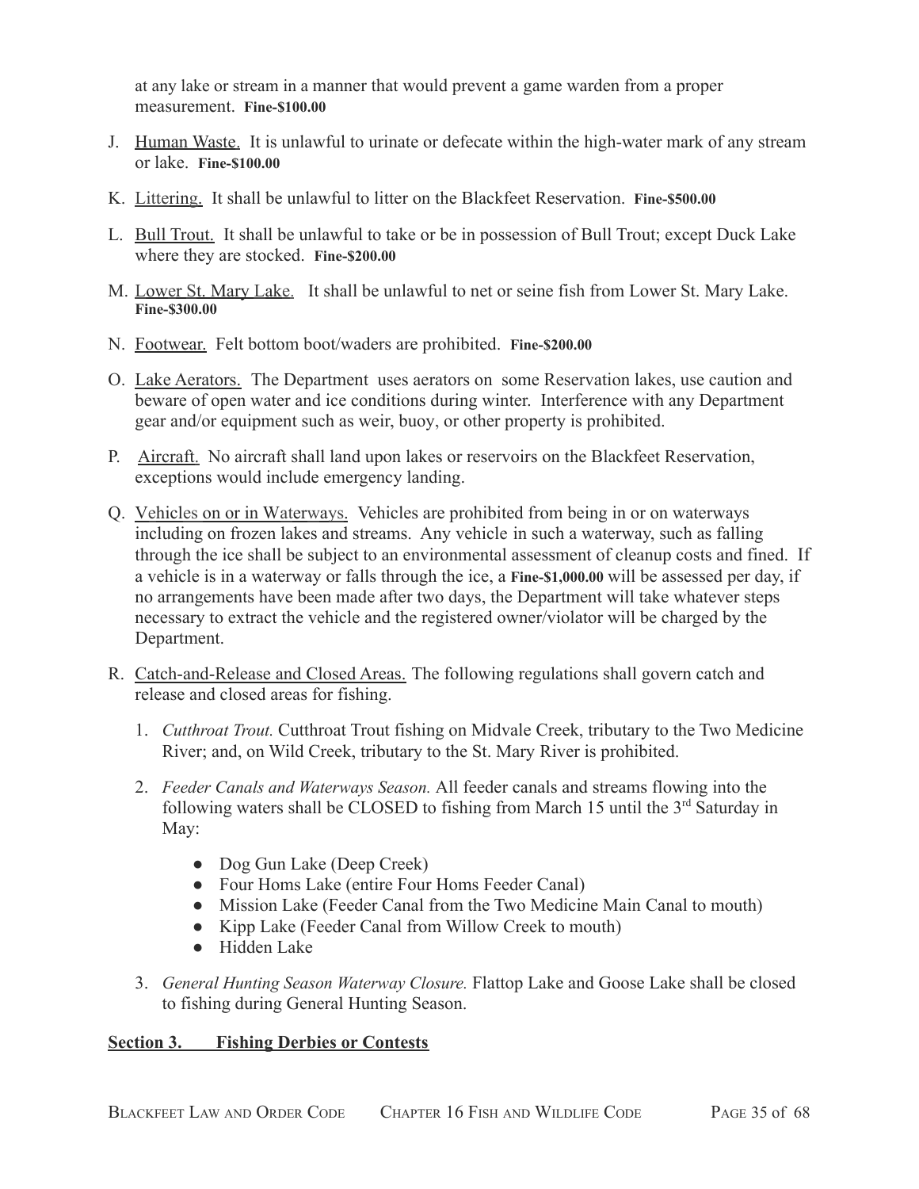at any lake or stream in a manner that would prevent a game warden from a proper measurement. **Fine-$100.00**

J. Human Waste. It is unlawful to urinate or defecate within the high-water mark of any stream or lake. **Fine-$100.00**

K. Littering. It shall be unlawful to litter on the Blackfeet Reservation. **Fine-$500.00**

L. Bull Trout. It shall be unlawful to take or be in possession of Bull Trout; except Duck Lake where they are stocked. **Fine-$200.00**

M. Lower St. Mary Lake. It shall be unlawful to net or seine fish from Lower St. Mary Lake. **Fine-$300.00**

N. Footwear. Felt bottom boot/waders are prohibited. **Fine-$200.00**

O. Lake Aerators. The Department uses aerators on some Reservation lakes, use caution and beware of open water and ice conditions during winter. Interference with any Department gear and/or equipment such as weir, buoy, or other property is prohibited.

P. Aircraft. No aircraft shall land upon lakes or reservoirs on the Blackfeet Reservation, exceptions would include emergency landing.

Q. Vehicles on or in Waterways. Vehicles are prohibited from being in or on waterways including on frozen lakes and streams. Any vehicle in such a waterway, such as falling through the ice shall be subject to an environmental assessment of cleanup costs and fined. If a vehicle is in a waterway or falls through the ice, a **Fine-$1,000.00** will be assessed per day, if no arrangements have been made after two days, the Department will take whatever steps necessary to extract the vehicle and the registered owner/violator will be charged by the Department.

R. Catch-and-Release and Closed Areas. The following regulations shall govern catch and release and closed areas for fishing.

1. *Cutthroat Trout.* Cutthroat Trout fishing on Midvale Creek, tributary to the Two Medicine River; and, on Wild Creek, tributary to the St. Mary River is prohibited.

2. *Feeder Canals and Waterways Season.* All feeder canals and streams flowing into the following waters shall be CLOSED to fishing from March 15 until the 3rd Saturday in May:

   - Dog Gun Lake (Deep Creek)
   - Four Homs Lake (entire Four Homs Feeder Canal)
   - Mission Lake (Feeder Canal from the Two Medicine Main Canal to mouth)
   - Kipp Lake (Feeder Canal from Willow Creek to mouth)
   - Hidden Lake

3. *General Hunting Season Waterway Closure.* Flattop Lake and Goose Lake shall be closed to fishing during General Hunting Season.

## Section 3. Fishing Derbies or Contests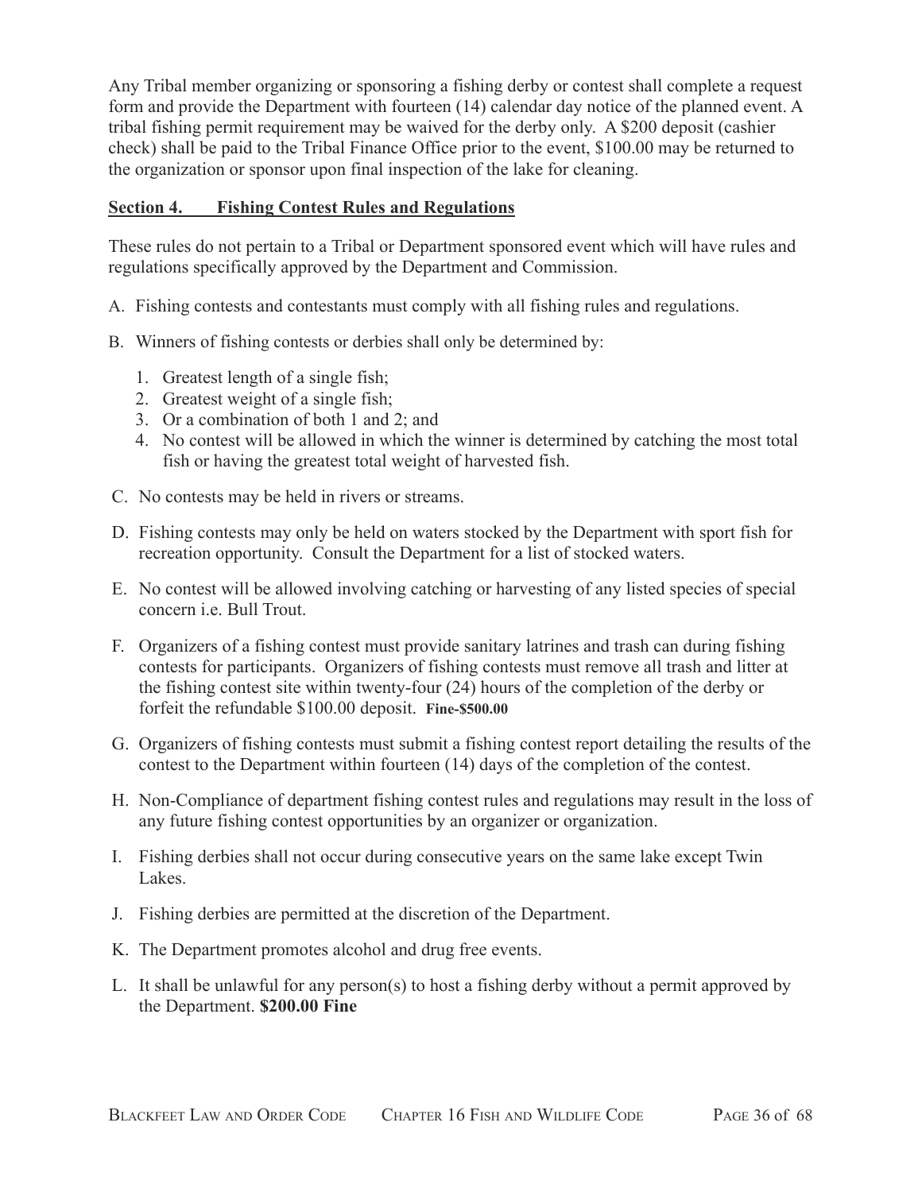Any Tribal member organizing or sponsoring a fishing derby or contest shall complete a request form and provide the Department with fourteen (14) calendar day notice of the planned event. A tribal fishing permit requirement may be waived for the derby only. A $200 deposit (cashier check) shall be paid to the Tribal Finance Office prior to the event, $100.00 may be returned to the organization or sponsor upon final inspection of the lake for cleaning.

## Section 4. Fishing Contest Rules and Regulations

These rules do not pertain to a Tribal or Department sponsored event which will have rules and regulations specifically approved by the Department and Commission.

A. Fishing contests and contestants must comply with all fishing rules and regulations.

B. Winners of fishing contests or derbies shall only be determined by:

1. Greatest length of a single fish;
2. Greatest weight of a single fish;
3. Or a combination of both 1 and 2; and
4. No contest will be allowed in which the winner is determined by catching the most total fish or having the greatest total weight of harvested fish.

C. No contests may be held in rivers or streams.

D. Fishing contests may only be held on waters stocked by the Department with sport fish for recreation opportunity. Consult the Department for a list of stocked waters.

E. No contest will be allowed involving catching or harvesting of any listed species of special concern i.e. Bull Trout.

F. Organizers of a fishing contest must provide sanitary latrines and trash can during fishing contests for participants. Organizers of fishing contests must remove all trash and litter at the fishing contest site within twenty-four (24) hours of the completion of the derby or forfeit the refundable $100.00 deposit. **Fine-$500.00**

G. Organizers of fishing contests must submit a fishing contest report detailing the results of the contest to the Department within fourteen (14) days of the completion of the contest.

H. Non-Compliance of department fishing contest rules and regulations may result in the loss of any future fishing contest opportunities by an organizer or organization.

I. Fishing derbies shall not occur during consecutive years on the same lake except Twin Lakes.

J. Fishing derbies are permitted at the discretion of the Department.

K. The Department promotes alcohol and drug free events.

L. It shall be unlawful for any person(s) to host a fishing derby without a permit approved by the Department. **$200.00 Fine**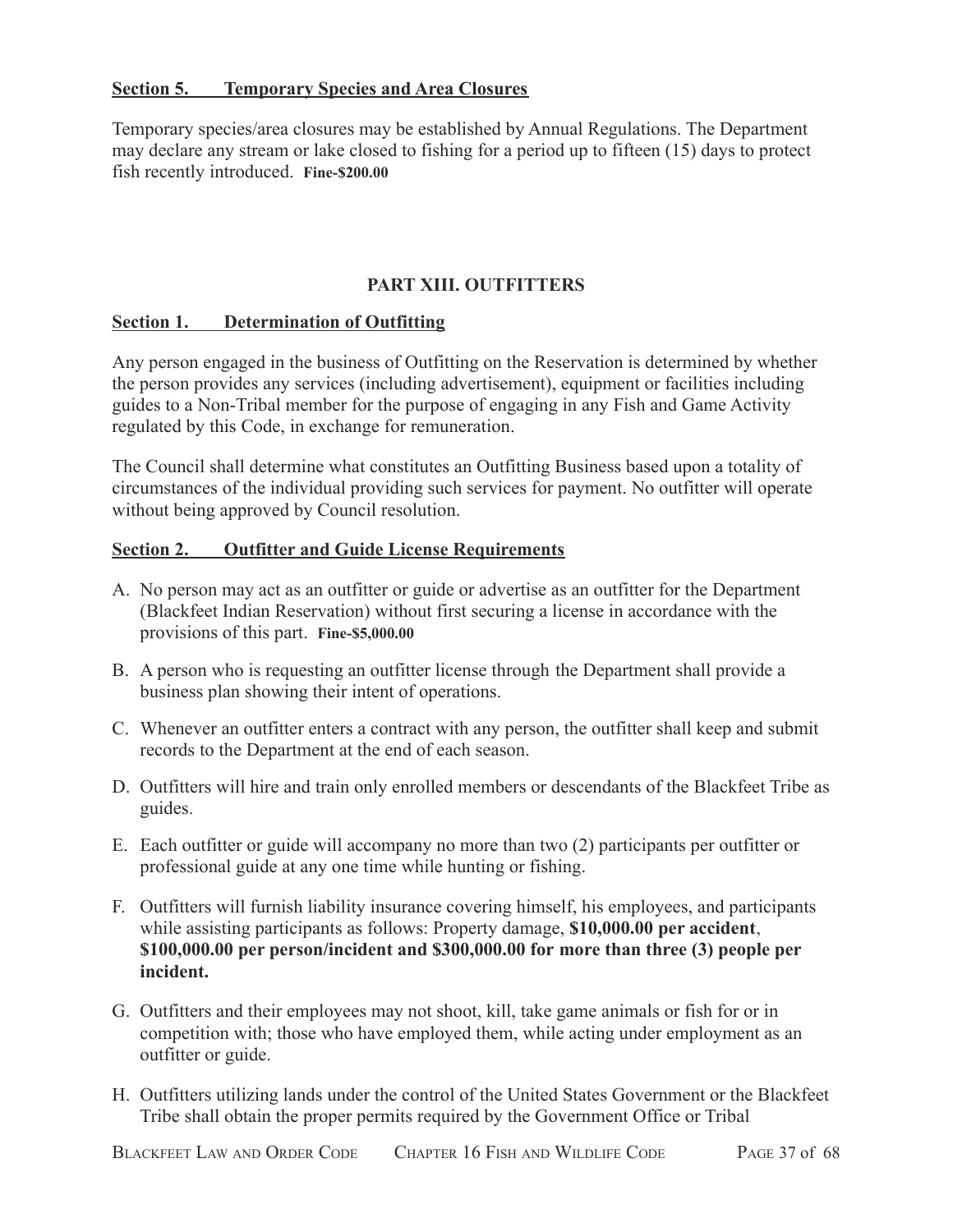### Section 5. Temporary Species and Area Closures

Temporary species/area closures may be established by Annual Regulations. The Department may declare any stream or lake closed to fishing for a period up to fifteen (15) days to protect fish recently introduced. **Fine-$200.00**

## PART XIII. OUTFITTERS

### Section 1. Determination of Outfitting

Any person engaged in the business of Outfitting on the Reservation is determined by whether the person provides any services (including advertisement), equipment or facilities including guides to a Non-Tribal member for the purpose of engaging in any Fish and Game Activity regulated by this Code, in exchange for remuneration.

The Council shall determine what constitutes an Outfitting Business based upon a totality of circumstances of the individual providing such services for payment. No outfitter will operate without being approved by Council resolution.

### Section 2. Outfitter and Guide License Requirements

A. No person may act as an outfitter or guide or advertise as an outfitter for the Department (Blackfeet Indian Reservation) without first securing a license in accordance with the provisions of this part. **Fine-$5,000.00**

B. A person who is requesting an outfitter license through the Department shall provide a business plan showing their intent of operations.

C. Whenever an outfitter enters a contract with any person, the outfitter shall keep and submit records to the Department at the end of each season.

D. Outfitters will hire and train only enrolled members or descendants of the Blackfeet Tribe as guides.

E. Each outfitter or guide will accompany no more than two (2) participants per outfitter or professional guide at any one time while hunting or fishing.

F. Outfitters will furnish liability insurance covering himself, his employees, and participants while assisting participants as follows: Property damage, **$10,000.00 per accident**, **$100,000.00 per person/incident and $300,000.00 for more than three (3) people per incident.**

G. Outfitters and their employees may not shoot, kill, take game animals or fish for or in competition with; those who have employed them, while acting under employment as an outfitter or guide.

H. Outfitters utilizing lands under the control of the United States Government or the Blackfeet Tribe shall obtain the proper permits required by the Government Office or Tribal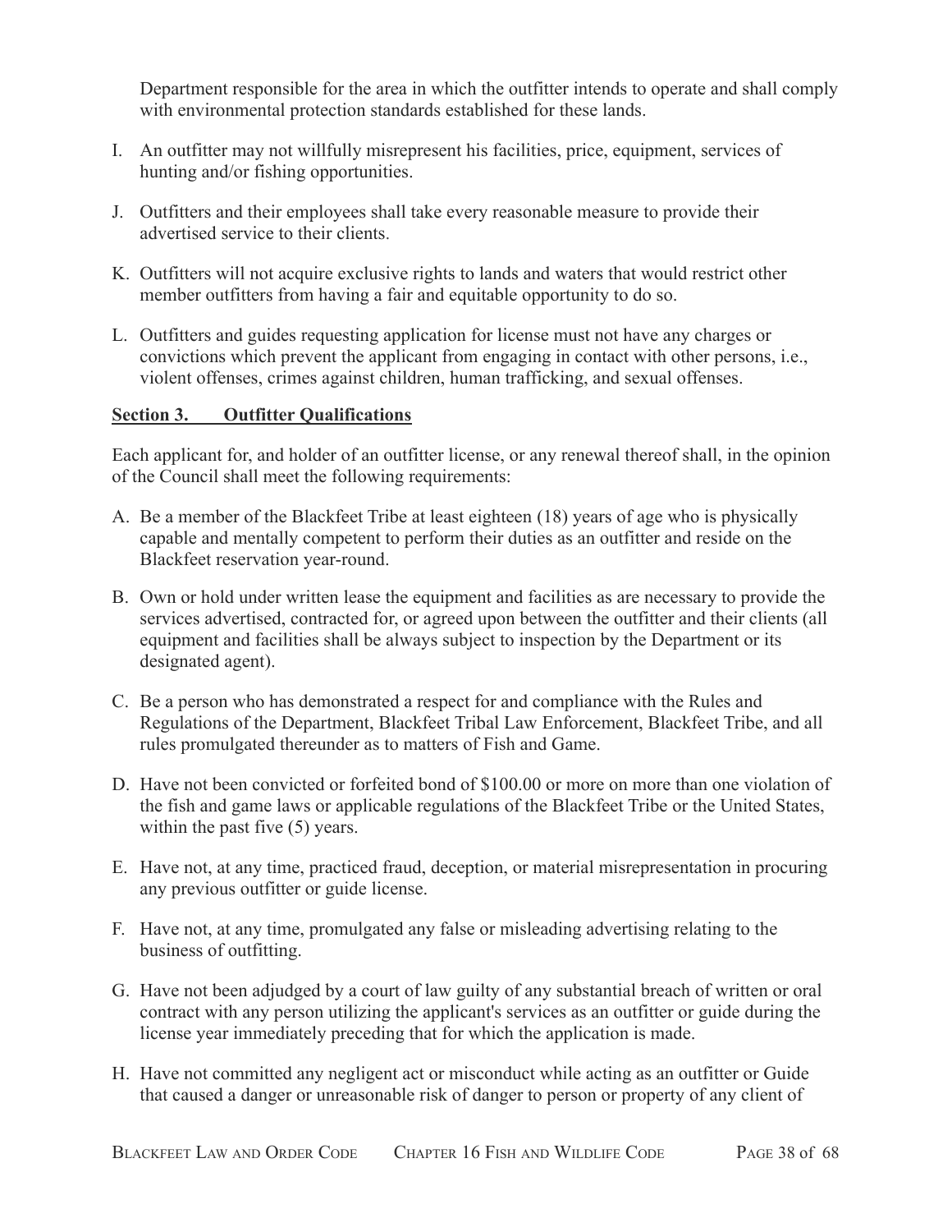Department responsible for the area in which the outfitter intends to operate and shall comply with environmental protection standards established for these lands.

I. An outfitter may not willfully misrepresent his facilities, price, equipment, services of hunting and/or fishing opportunities.

J. Outfitters and their employees shall take every reasonable measure to provide their advertised service to their clients.

K. Outfitters will not acquire exclusive rights to lands and waters that would restrict other member outfitters from having a fair and equitable opportunity to do so.

L. Outfitters and guides requesting application for license must not have any charges or convictions which prevent the applicant from engaging in contact with other persons, i.e., violent offenses, crimes against children, human trafficking, and sexual offenses.

**Section 3. Outfitter Qualifications**

Each applicant for, and holder of an outfitter license, or any renewal thereof shall, in the opinion of the Council shall meet the following requirements:

A. Be a member of the Blackfeet Tribe at least eighteen (18) years of age who is physically capable and mentally competent to perform their duties as an outfitter and reside on the Blackfeet reservation year-round.

B. Own or hold under written lease the equipment and facilities as are necessary to provide the services advertised, contracted for, or agreed upon between the outfitter and their clients (all equipment and facilities shall be always subject to inspection by the Department or its designated agent).

C. Be a person who has demonstrated a respect for and compliance with the Rules and Regulations of the Department, Blackfeet Tribal Law Enforcement, Blackfeet Tribe, and all rules promulgated thereunder as to matters of Fish and Game.

D. Have not been convicted or forfeited bond of $100.00 or more on more than one violation of the fish and game laws or applicable regulations of the Blackfeet Tribe or the United States, within the past five (5) years.

E. Have not, at any time, practiced fraud, deception, or material misrepresentation in procuring any previous outfitter or guide license.

F. Have not, at any time, promulgated any false or misleading advertising relating to the business of outfitting.

G. Have not been adjudged by a court of law guilty of any substantial breach of written or oral contract with any person utilizing the applicant's services as an outfitter or guide during the license year immediately preceding that for which the application is made.

H. Have not committed any negligent act or misconduct while acting as an outfitter or Guide that caused a danger or unreasonable risk of danger to person or property of any client of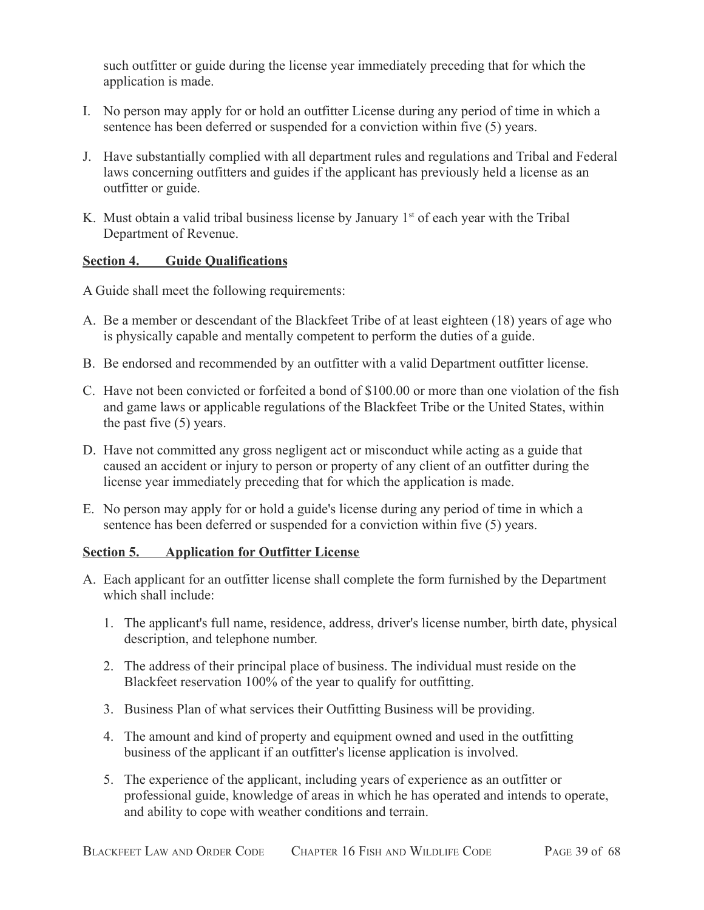such outfitter or guide during the license year immediately preceding that for which the application is made.

I. No person may apply for or hold an outfitter License during any period of time in which a sentence has been deferred or suspended for a conviction within five (5) years.

J. Have substantially complied with all department rules and regulations and Tribal and Federal laws concerning outfitters and guides if the applicant has previously held a license as an outfitter or guide.

K. Must obtain a valid tribal business license by January 1st of each year with the Tribal Department of Revenue.

## Section 4. Guide Qualifications

A Guide shall meet the following requirements:

A. Be a member or descendant of the Blackfeet Tribe of at least eighteen (18) years of age who is physically capable and mentally competent to perform the duties of a guide.

B. Be endorsed and recommended by an outfitter with a valid Department outfitter license.

C. Have not been convicted or forfeited a bond of $100.00 or more than one violation of the fish and game laws or applicable regulations of the Blackfeet Tribe or the United States, within the past five (5) years.

D. Have not committed any gross negligent act or misconduct while acting as a guide that caused an accident or injury to person or property of any client of an outfitter during the license year immediately preceding that for which the application is made.

E. No person may apply for or hold a guide's license during any period of time in which a sentence has been deferred or suspended for a conviction within five (5) years.

## Section 5. Application for Outfitter License

A. Each applicant for an outfitter license shall complete the form furnished by the Department which shall include:

   1. The applicant's full name, residence, address, driver's license number, birth date, physical description, and telephone number.

   2. The address of their principal place of business. The individual must reside on the Blackfeet reservation 100% of the year to qualify for outfitting.

   3. Business Plan of what services their Outfitting Business will be providing.

   4. The amount and kind of property and equipment owned and used in the outfitting business of the applicant if an outfitter's license application is involved.

   5. The experience of the applicant, including years of experience as an outfitter or professional guide, knowledge of areas in which he has operated and intends to operate, and ability to cope with weather conditions and terrain.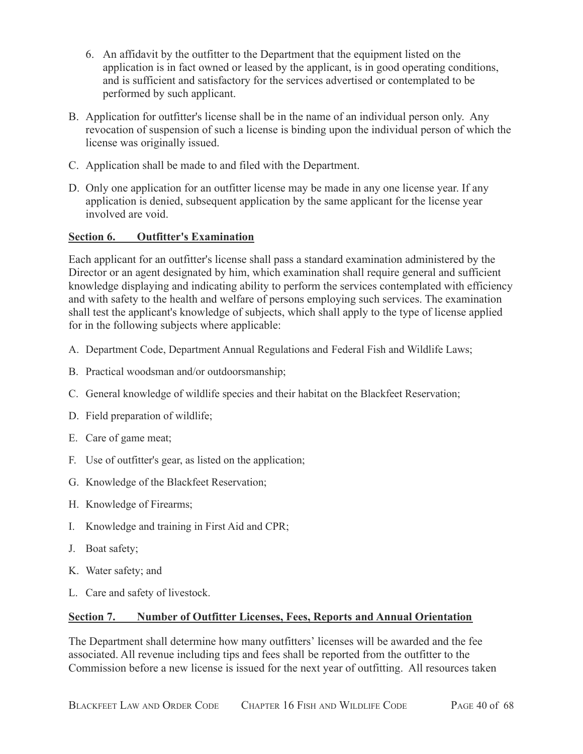6. An affidavit by the outfitter to the Department that the equipment listed on the application is in fact owned or leased by the applicant, is in good operating conditions, and is sufficient and satisfactory for the services advertised or contemplated to be performed by such applicant.

B. Application for outfitter's license shall be in the name of an individual person only. Any revocation of suspension of such a license is binding upon the individual person of which the license was originally issued.

C. Application shall be made to and filed with the Department.

D. Only one application for an outfitter license may be made in any one license year. If any application is denied, subsequent application by the same applicant for the license year involved are void.

## Section 6. Outfitter's Examination

Each applicant for an outfitter's license shall pass a standard examination administered by the Director or an agent designated by him, which examination shall require general and sufficient knowledge displaying and indicating ability to perform the services contemplated with efficiency and with safety to the health and welfare of persons employing such services. The examination shall test the applicant's knowledge of subjects, which shall apply to the type of license applied for in the following subjects where applicable:

A. Department Code, Department Annual Regulations and Federal Fish and Wildlife Laws;

B. Practical woodsman and/or outdoorsmanship;

C. General knowledge of wildlife species and their habitat on the Blackfeet Reservation;

D. Field preparation of wildlife;

E. Care of game meat;

F. Use of outfitter's gear, as listed on the application;

G. Knowledge of the Blackfeet Reservation;

H. Knowledge of Firearms;

I. Knowledge and training in First Aid and CPR;

J. Boat safety;

K. Water safety; and

L. Care and safety of livestock.

## Section 7. Number of Outfitter Licenses, Fees, Reports and Annual Orientation

The Department shall determine how many outfitters' licenses will be awarded and the fee associated. All revenue including tips and fees shall be reported from the outfitter to the Commission before a new license is issued for the next year of outfitting. All resources taken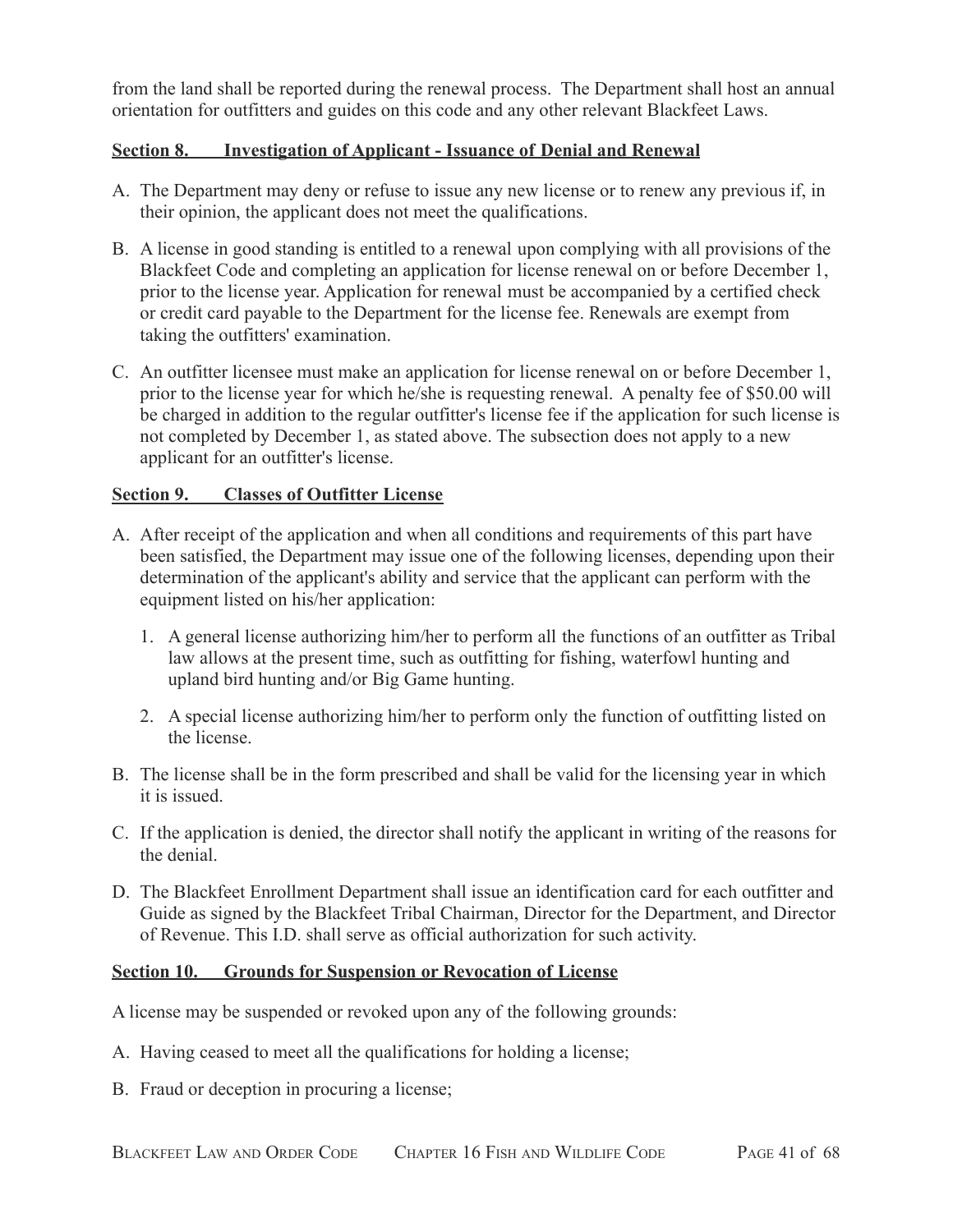from the land shall be reported during the renewal process. The Department shall host an annual orientation for outfitters and guides on this code and any other relevant Blackfeet Laws.

**Section 8. Investigation of Applicant - Issuance of Denial and Renewal**

A. The Department may deny or refuse to issue any new license or to renew any previous if, in their opinion, the applicant does not meet the qualifications.

B. A license in good standing is entitled to a renewal upon complying with all provisions of the Blackfeet Code and completing an application for license renewal on or before December 1, prior to the license year. Application for renewal must be accompanied by a certified check or credit card payable to the Department for the license fee. Renewals are exempt from taking the outfitters' examination.

C. An outfitter licensee must make an application for license renewal on or before December 1, prior to the license year for which he/she is requesting renewal. A penalty fee of $50.00 will be charged in addition to the regular outfitter's license fee if the application for such license is not completed by December 1, as stated above. The subsection does not apply to a new applicant for an outfitter's license.

**Section 9. Classes of Outfitter License**

A. After receipt of the application and when all conditions and requirements of this part have been satisfied, the Department may issue one of the following licenses, depending upon their determination of the applicant's ability and service that the applicant can perform with the equipment listed on his/her application:

   1. A general license authorizing him/her to perform all the functions of an outfitter as Tribal law allows at the present time, such as outfitting for fishing, waterfowl hunting and upland bird hunting and/or Big Game hunting.

   2. A special license authorizing him/her to perform only the function of outfitting listed on the license.

B. The license shall be in the form prescribed and shall be valid for the licensing year in which it is issued.

C. If the application is denied, the director shall notify the applicant in writing of the reasons for the denial.

D. The Blackfeet Enrollment Department shall issue an identification card for each outfitter and Guide as signed by the Blackfeet Tribal Chairman, Director for the Department, and Director of Revenue. This I.D. shall serve as official authorization for such activity.

**Section 10. Grounds for Suspension or Revocation of License**

A license may be suspended or revoked upon any of the following grounds:

A. Having ceased to meet all the qualifications for holding a license;

B. Fraud or deception in procuring a license;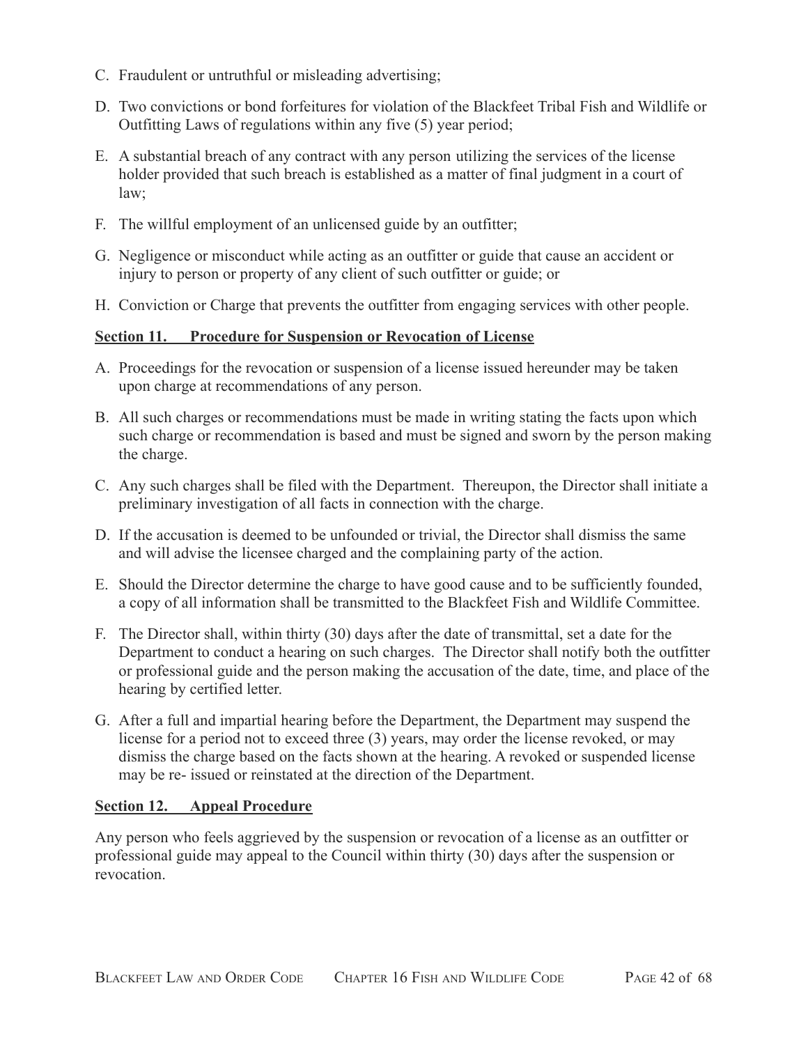C. Fraudulent or untruthful or misleading advertising;

D. Two convictions or bond forfeitures for violation of the Blackfeet Tribal Fish and Wildlife or Outfitting Laws of regulations within any five (5) year period;

E. A substantial breach of any contract with any person utilizing the services of the license holder provided that such breach is established as a matter of final judgment in a court of law;

F. The willful employment of an unlicensed guide by an outfitter;

G. Negligence or misconduct while acting as an outfitter or guide that cause an accident or injury to person or property of any client of such outfitter or guide; or

H. Conviction or Charge that prevents the outfitter from engaging services with other people.

**Section 11. Procedure for Suspension or Revocation of License**

A. Proceedings for the revocation or suspension of a license issued hereunder may be taken upon charge at recommendations of any person.

B. All such charges or recommendations must be made in writing stating the facts upon which such charge or recommendation is based and must be signed and sworn by the person making the charge.

C. Any such charges shall be filed with the Department. Thereupon, the Director shall initiate a preliminary investigation of all facts in connection with the charge.

D. If the accusation is deemed to be unfounded or trivial, the Director shall dismiss the same and will advise the licensee charged and the complaining party of the action.

E. Should the Director determine the charge to have good cause and to be sufficiently founded, a copy of all information shall be transmitted to the Blackfeet Fish and Wildlife Committee.

F. The Director shall, within thirty (30) days after the date of transmittal, set a date for the Department to conduct a hearing on such charges. The Director shall notify both the outfitter or professional guide and the person making the accusation of the date, time, and place of the hearing by certified letter.

G. After a full and impartial hearing before the Department, the Department may suspend the license for a period not to exceed three (3) years, may order the license revoked, or may dismiss the charge based on the facts shown at the hearing. A revoked or suspended license may be re- issued or reinstated at the direction of the Department.

**Section 12. Appeal Procedure**

Any person who feels aggrieved by the suspension or revocation of a license as an outfitter or professional guide may appeal to the Council within thirty (30) days after the suspension or revocation.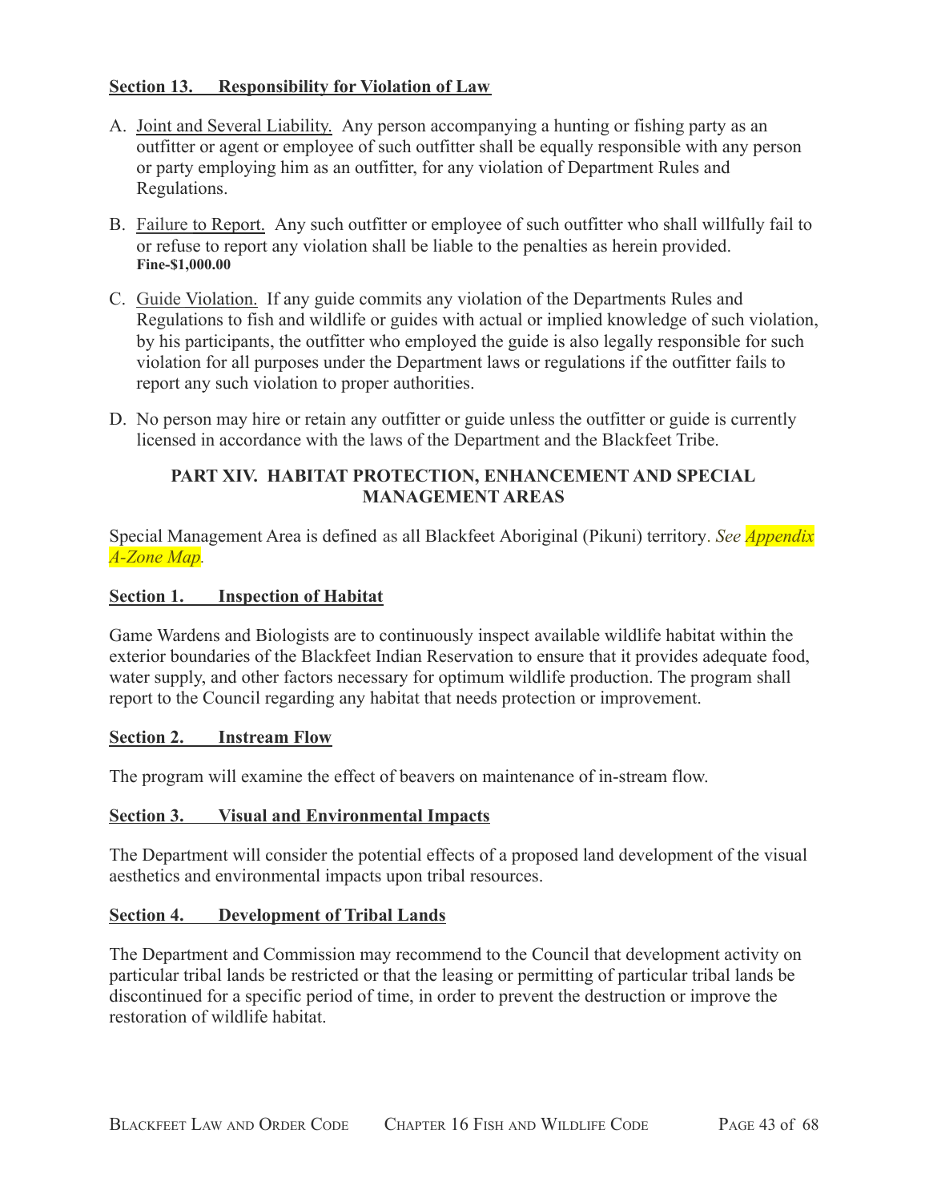## Section 13. Responsibility for Violation of Law

A. Joint and Several Liability. Any person accompanying a hunting or fishing party as an outfitter or agent or employee of such outfitter shall be equally responsible with any person or party employing him as an outfitter, for any violation of Department Rules and Regulations.

B. Failure to Report. Any such outfitter or employee of such outfitter who shall willfully fail to or refuse to report any violation shall be liable to the penalties as herein provided. **Fine-$1,000.00**

C. Guide Violation. If any guide commits any violation of the Departments Rules and Regulations to fish and wildlife or guides with actual or implied knowledge of such violation, by his participants, the outfitter who employed the guide is also legally responsible for such violation for all purposes under the Department laws or regulations if the outfitter fails to report any such violation to proper authorities.

D. No person may hire or retain any outfitter or guide unless the outfitter or guide is currently licensed in accordance with the laws of the Department and the Blackfeet Tribe.

# PART XIV. HABITAT PROTECTION, ENHANCEMENT AND SPECIAL MANAGEMENT AREAS

Special Management Area is defined as all Blackfeet Aboriginal (Pikuni) territory. *See Appendix A-Zone Map.*

## Section 1. Inspection of Habitat

Game Wardens and Biologists are to continuously inspect available wildlife habitat within the exterior boundaries of the Blackfeet Indian Reservation to ensure that it provides adequate food, water supply, and other factors necessary for optimum wildlife production. The program shall report to the Council regarding any habitat that needs protection or improvement.

## Section 2. Instream Flow

The program will examine the effect of beavers on maintenance of in-stream flow.

## Section 3. Visual and Environmental Impacts

The Department will consider the potential effects of a proposed land development of the visual aesthetics and environmental impacts upon tribal resources.

## Section 4. Development of Tribal Lands

The Department and Commission may recommend to the Council that development activity on particular tribal lands be restricted or that the leasing or permitting of particular tribal lands be discontinued for a specific period of time, in order to prevent the destruction or improve the restoration of wildlife habitat.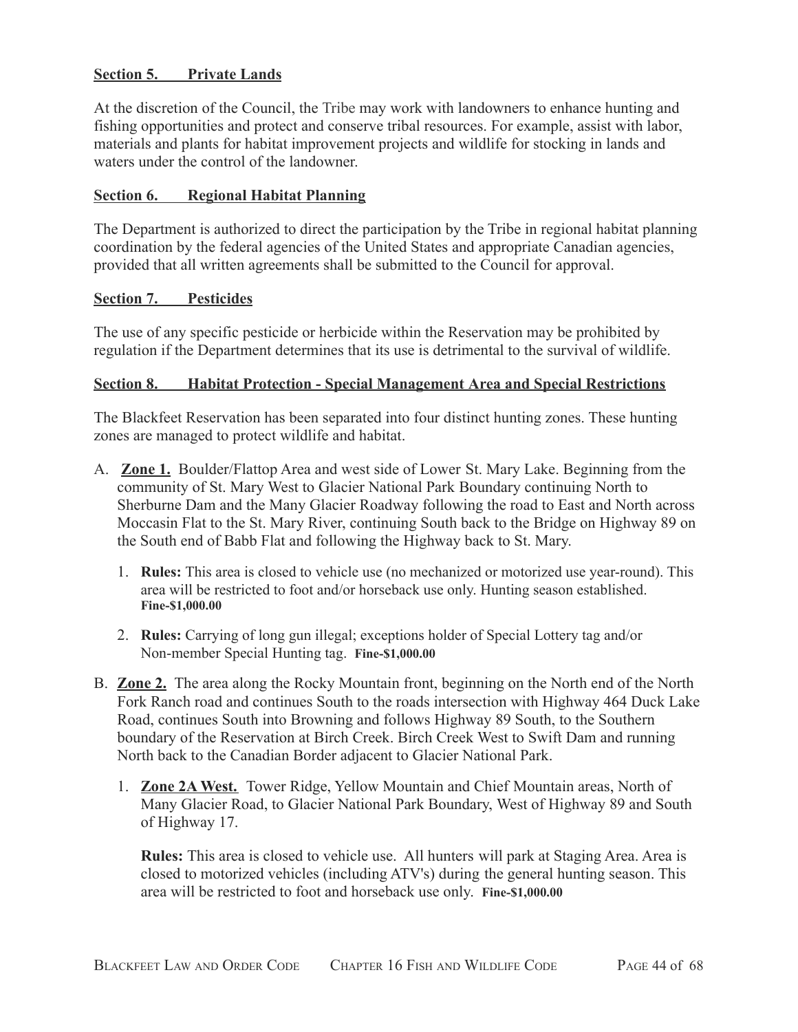**Section 5. Private Lands**

At the discretion of the Council, the Tribe may work with landowners to enhance hunting and fishing opportunities and protect and conserve tribal resources. For example, assist with labor, materials and plants for habitat improvement projects and wildlife for stocking in lands and waters under the control of the landowner.

**Section 6. Regional Habitat Planning**

The Department is authorized to direct the participation by the Tribe in regional habitat planning coordination by the federal agencies of the United States and appropriate Canadian agencies, provided that all written agreements shall be submitted to the Council for approval.

**Section 7. Pesticides**

The use of any specific pesticide or herbicide within the Reservation may be prohibited by regulation if the Department determines that its use is detrimental to the survival of wildlife.

**Section 8. Habitat Protection - Special Management Area and Special Restrictions**

The Blackfeet Reservation has been separated into four distinct hunting zones. These hunting zones are managed to protect wildlife and habitat.

A. **Zone 1.** Boulder/Flattop Area and west side of Lower St. Mary Lake. Beginning from the community of St. Mary West to Glacier National Park Boundary continuing North to Sherburne Dam and the Many Glacier Roadway following the road to East and North across Moccasin Flat to the St. Mary River, continuing South back to the Bridge on Highway 89 on the South end of Babb Flat and following the Highway back to St. Mary.

   1. **Rules:** This area is closed to vehicle use (no mechanized or motorized use year-round). This area will be restricted to foot and/or horseback use only. Hunting season established. **Fine-$1,000.00**

   2. **Rules:** Carrying of long gun illegal; exceptions holder of Special Lottery tag and/or Non-member Special Hunting tag. **Fine-$1,000.00**

B. **Zone 2.** The area along the Rocky Mountain front, beginning on the North end of the North Fork Ranch road and continues South to the roads intersection with Highway 464 Duck Lake Road, continues South into Browning and follows Highway 89 South, to the Southern boundary of the Reservation at Birch Creek. Birch Creek West to Swift Dam and running North back to the Canadian Border adjacent to Glacier National Park.

   1. **Zone 2A West.** Tower Ridge, Yellow Mountain and Chief Mountain areas, North of Many Glacier Road, to Glacier National Park Boundary, West of Highway 89 and South of Highway 17.

      **Rules:** This area is closed to vehicle use. All hunters will park at Staging Area. Area is closed to motorized vehicles (including ATV's) during the general hunting season. This area will be restricted to foot and horseback use only. **Fine-$1,000.00**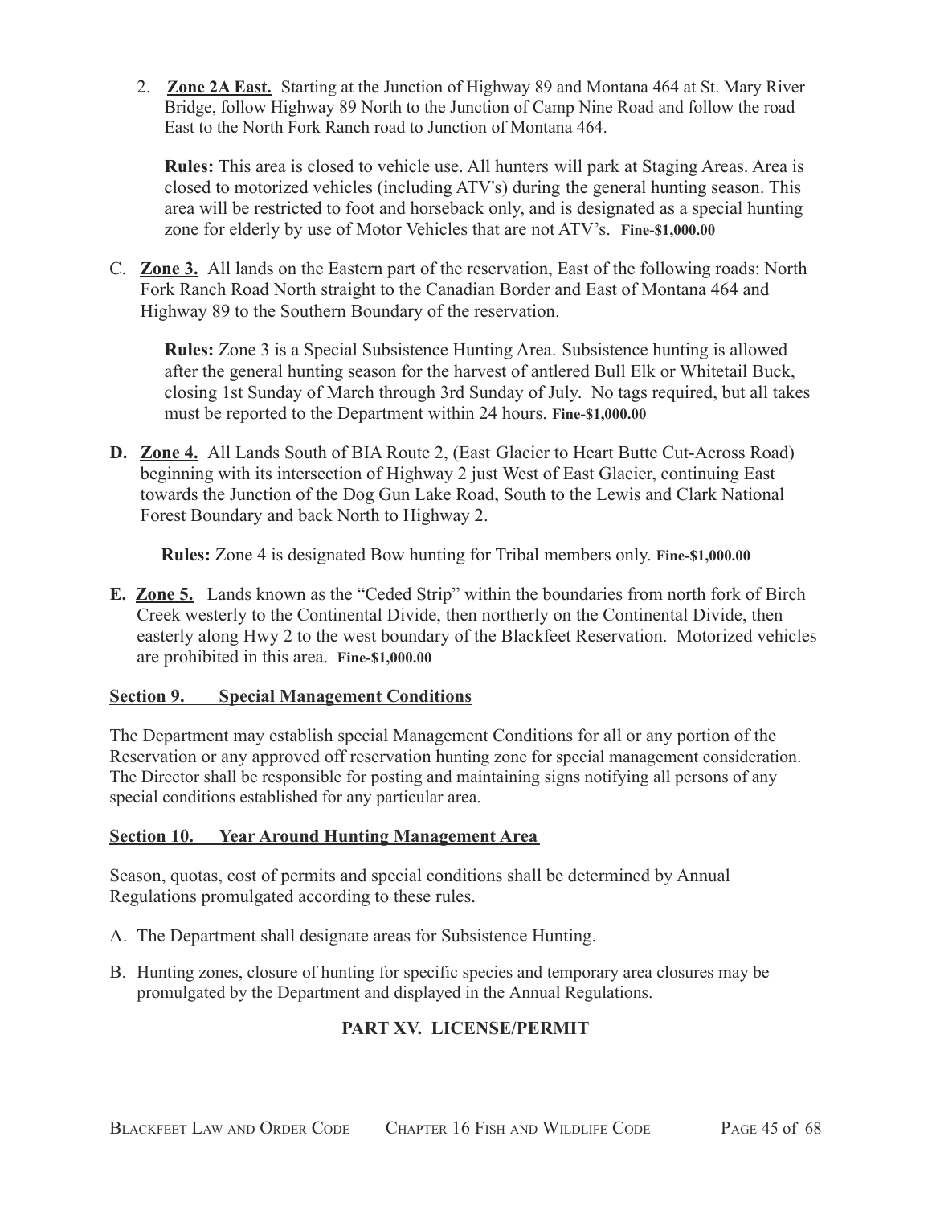2. **Zone 2A East.** Starting at the Junction of Highway 89 and Montana 464 at St. Mary River Bridge, follow Highway 89 North to the Junction of Camp Nine Road and follow the road East to the North Fork Ranch road to Junction of Montana 464.

   **Rules:** This area is closed to vehicle use. All hunters will park at Staging Areas. Area is closed to motorized vehicles (including ATV's) during the general hunting season. This area will be restricted to foot and horseback only, and is designated as a special hunting zone for elderly by use of Motor Vehicles that are not ATV's. **Fine-$1,000.00**

C. **Zone 3.** All lands on the Eastern part of the reservation, East of the following roads: North Fork Ranch Road North straight to the Canadian Border and East of Montana 464 and Highway 89 to the Southern Boundary of the reservation.

   **Rules:** Zone 3 is a Special Subsistence Hunting Area. Subsistence hunting is allowed after the general hunting season for the harvest of antlered Bull Elk or Whitetail Buck, closing 1st Sunday of March through 3rd Sunday of July. No tags required, but all takes must be reported to the Department within 24 hours. **Fine-$1,000.00**

**D. Zone 4.** All Lands South of BIA Route 2, (East Glacier to Heart Butte Cut-Across Road) beginning with its intersection of Highway 2 just West of East Glacier, continuing East towards the Junction of the Dog Gun Lake Road, South to the Lewis and Clark National Forest Boundary and back North to Highway 2.

   **Rules:** Zone 4 is designated Bow hunting for Tribal members only. **Fine-$1,000.00**

**E. Zone 5.** Lands known as the "Ceded Strip" within the boundaries from north fork of Birch Creek westerly to the Continental Divide, then northerly on the Continental Divide, then easterly along Hwy 2 to the west boundary of the Blackfeet Reservation. Motorized vehicles are prohibited in this area. **Fine-$1,000.00**

## Section 9. Special Management Conditions

The Department may establish special Management Conditions for all or any portion of the Reservation or any approved off reservation hunting zone for special management consideration. The Director shall be responsible for posting and maintaining signs notifying all persons of any special conditions established for any particular area.

## Section 10. Year Around Hunting Management Area

Season, quotas, cost of permits and special conditions shall be determined by Annual Regulations promulgated according to these rules.

A. The Department shall designate areas for Subsistence Hunting.

B. Hunting zones, closure of hunting for specific species and temporary area closures may be promulgated by the Department and displayed in the Annual Regulations.

# PART XV. LICENSE/PERMIT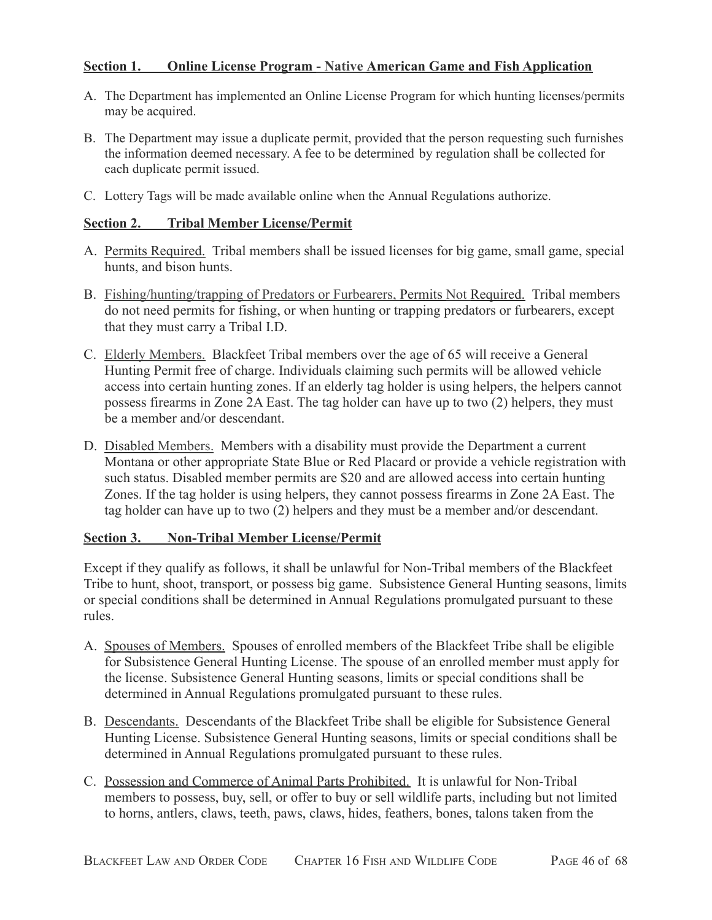### Section 1. Online License Program - Native American Game and Fish Application

A. The Department has implemented an Online License Program for which hunting licenses/permits may be acquired.

B. The Department may issue a duplicate permit, provided that the person requesting such furnishes the information deemed necessary. A fee to be determined by regulation shall be collected for each duplicate permit issued.

C. Lottery Tags will be made available online when the Annual Regulations authorize.

### Section 2. Tribal Member License/Permit

A. Permits Required. Tribal members shall be issued licenses for big game, small game, special hunts, and bison hunts.

B. Fishing/hunting/trapping of Predators or Furbearers, Permits Not Required. Tribal members do not need permits for fishing, or when hunting or trapping predators or furbearers, except that they must carry a Tribal I.D.

C. Elderly Members. Blackfeet Tribal members over the age of 65 will receive a General Hunting Permit free of charge. Individuals claiming such permits will be allowed vehicle access into certain hunting zones. If an elderly tag holder is using helpers, the helpers cannot possess firearms in Zone 2A East. The tag holder can have up to two (2) helpers, they must be a member and/or descendant.

D. Disabled Members. Members with a disability must provide the Department a current Montana or other appropriate State Blue or Red Placard or provide a vehicle registration with such status. Disabled member permits are $20 and are allowed access into certain hunting Zones. If the tag holder is using helpers, they cannot possess firearms in Zone 2A East. The tag holder can have up to two (2) helpers and they must be a member and/or descendant.

### Section 3. Non-Tribal Member License/Permit

Except if they qualify as follows, it shall be unlawful for Non-Tribal members of the Blackfeet Tribe to hunt, shoot, transport, or possess big game. Subsistence General Hunting seasons, limits or special conditions shall be determined in Annual Regulations promulgated pursuant to these rules.

A. Spouses of Members. Spouses of enrolled members of the Blackfeet Tribe shall be eligible for Subsistence General Hunting License. The spouse of an enrolled member must apply for the license. Subsistence General Hunting seasons, limits or special conditions shall be determined in Annual Regulations promulgated pursuant to these rules.

B. Descendants. Descendants of the Blackfeet Tribe shall be eligible for Subsistence General Hunting License. Subsistence General Hunting seasons, limits or special conditions shall be determined in Annual Regulations promulgated pursuant to these rules.

C. Possession and Commerce of Animal Parts Prohibited. It is unlawful for Non-Tribal members to possess, buy, sell, or offer to buy or sell wildlife parts, including but not limited to horns, antlers, claws, teeth, paws, claws, hides, feathers, bones, talons taken from the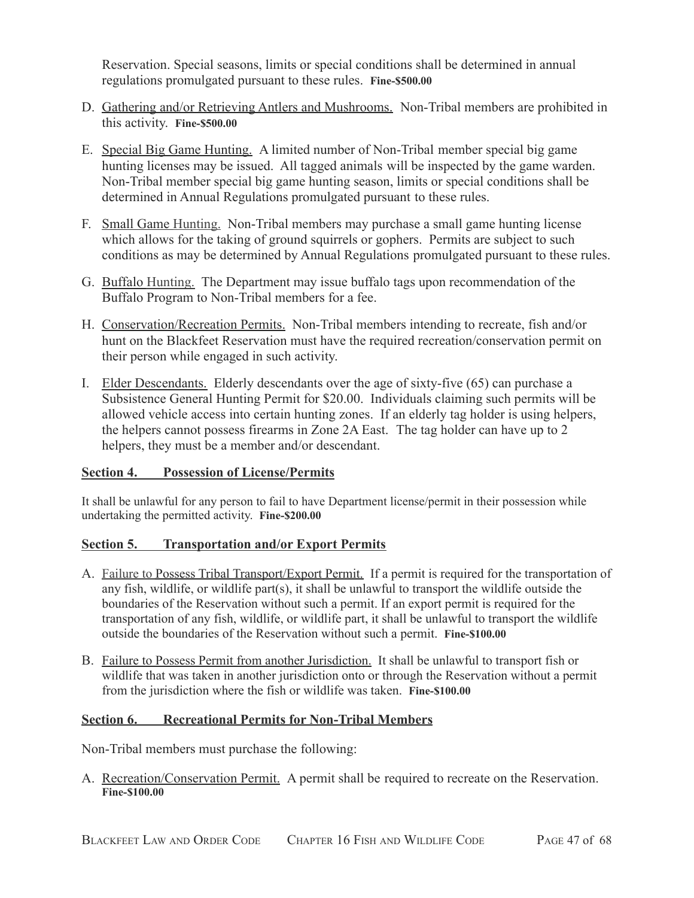Reservation. Special seasons, limits or special conditions shall be determined in annual regulations promulgated pursuant to these rules. **Fine-$500.00**

D. Gathering and/or Retrieving Antlers and Mushrooms. Non-Tribal members are prohibited in this activity. **Fine-$500.00**

E. Special Big Game Hunting. A limited number of Non-Tribal member special big game hunting licenses may be issued. All tagged animals will be inspected by the game warden. Non-Tribal member special big game hunting season, limits or special conditions shall be determined in Annual Regulations promulgated pursuant to these rules.

F. Small Game Hunting. Non-Tribal members may purchase a small game hunting license which allows for the taking of ground squirrels or gophers. Permits are subject to such conditions as may be determined by Annual Regulations promulgated pursuant to these rules.

G. Buffalo Hunting. The Department may issue buffalo tags upon recommendation of the Buffalo Program to Non-Tribal members for a fee.

H. Conservation/Recreation Permits. Non-Tribal members intending to recreate, fish and/or hunt on the Blackfeet Reservation must have the required recreation/conservation permit on their person while engaged in such activity.

I. Elder Descendants. Elderly descendants over the age of sixty-five (65) can purchase a Subsistence General Hunting Permit for $20.00. Individuals claiming such permits will be allowed vehicle access into certain hunting zones. If an elderly tag holder is using helpers, the helpers cannot possess firearms in Zone 2A East. The tag holder can have up to 2 helpers, they must be a member and/or descendant.

## Section 4. Possession of License/Permits

It shall be unlawful for any person to fail to have Department license/permit in their possession while undertaking the permitted activity. **Fine-$200.00**

## Section 5. Transportation and/or Export Permits

A. Failure to Possess Tribal Transport/Export Permit. If a permit is required for the transportation of any fish, wildlife, or wildlife part(s), it shall be unlawful to transport the wildlife outside the boundaries of the Reservation without such a permit. If an export permit is required for the transportation of any fish, wildlife, or wildlife part, it shall be unlawful to transport the wildlife outside the boundaries of the Reservation without such a permit. **Fine-$100.00**

B. Failure to Possess Permit from another Jurisdiction. It shall be unlawful to transport fish or wildlife that was taken in another jurisdiction onto or through the Reservation without a permit from the jurisdiction where the fish or wildlife was taken. **Fine-$100.00**

## Section 6. Recreational Permits for Non-Tribal Members

Non-Tribal members must purchase the following:

A. Recreation/Conservation Permit. A permit shall be required to recreate on the Reservation. **Fine-$100.00**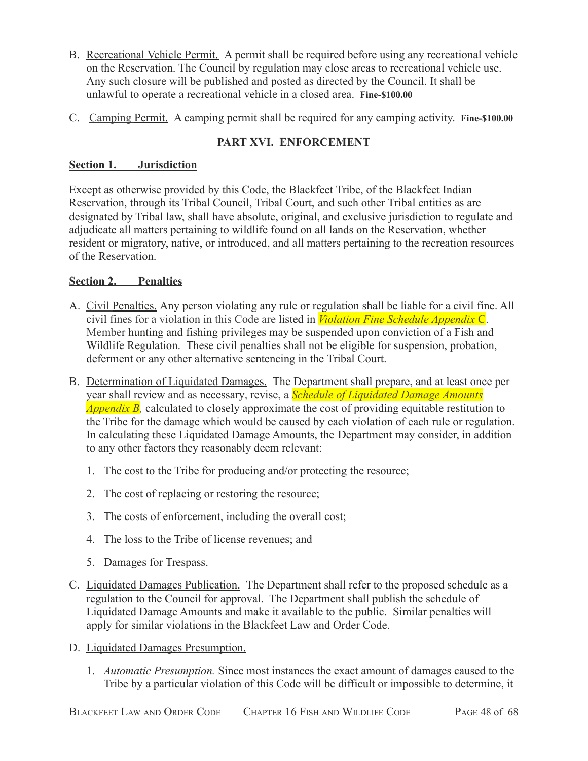B. Recreational Vehicle Permit. A permit shall be required before using any recreational vehicle on the Reservation. The Council by regulation may close areas to recreational vehicle use. Any such closure will be published and posted as directed by the Council. It shall be unlawful to operate a recreational vehicle in a closed area. **Fine-$100.00**

C. Camping Permit. A camping permit shall be required for any camping activity. **Fine-$100.00**

## PART XVI. ENFORCEMENT

### Section 1. Jurisdiction

Except as otherwise provided by this Code, the Blackfeet Tribe, of the Blackfeet Indian Reservation, through its Tribal Council, Tribal Court, and such other Tribal entities as are designated by Tribal law, shall have absolute, original, and exclusive jurisdiction to regulate and adjudicate all matters pertaining to wildlife found on all lands on the Reservation, whether resident or migratory, native, or introduced, and all matters pertaining to the recreation resources of the Reservation.

### Section 2. Penalties

A. Civil Penalties. Any person violating any rule or regulation shall be liable for a civil fine. All civil fines for a violation in this Code are listed in *Violation Fine Schedule Appendix* C. Member hunting and fishing privileges may be suspended upon conviction of a Fish and Wildlife Regulation. These civil penalties shall not be eligible for suspension, probation, deferment or any other alternative sentencing in the Tribal Court.

B. Determination of Liquidated Damages. The Department shall prepare, and at least once per year shall review and as necessary, revise, a *Schedule of Liquidated Damage Amounts Appendix B,* calculated to closely approximate the cost of providing equitable restitution to the Tribe for the damage which would be caused by each violation of each rule or regulation. In calculating these Liquidated Damage Amounts, the Department may consider, in addition to any other factors they reasonably deem relevant:

1. The cost to the Tribe for producing and/or protecting the resource;
2. The cost of replacing or restoring the resource;
3. The costs of enforcement, including the overall cost;
4. The loss to the Tribe of license revenues; and
5. Damages for Trespass.

C. Liquidated Damages Publication. The Department shall refer to the proposed schedule as a regulation to the Council for approval. The Department shall publish the schedule of Liquidated Damage Amounts and make it available to the public. Similar penalties will apply for similar violations in the Blackfeet Law and Order Code.

D. Liquidated Damages Presumption.

1. *Automatic Presumption.* Since most instances the exact amount of damages caused to the Tribe by a particular violation of this Code will be difficult or impossible to determine, it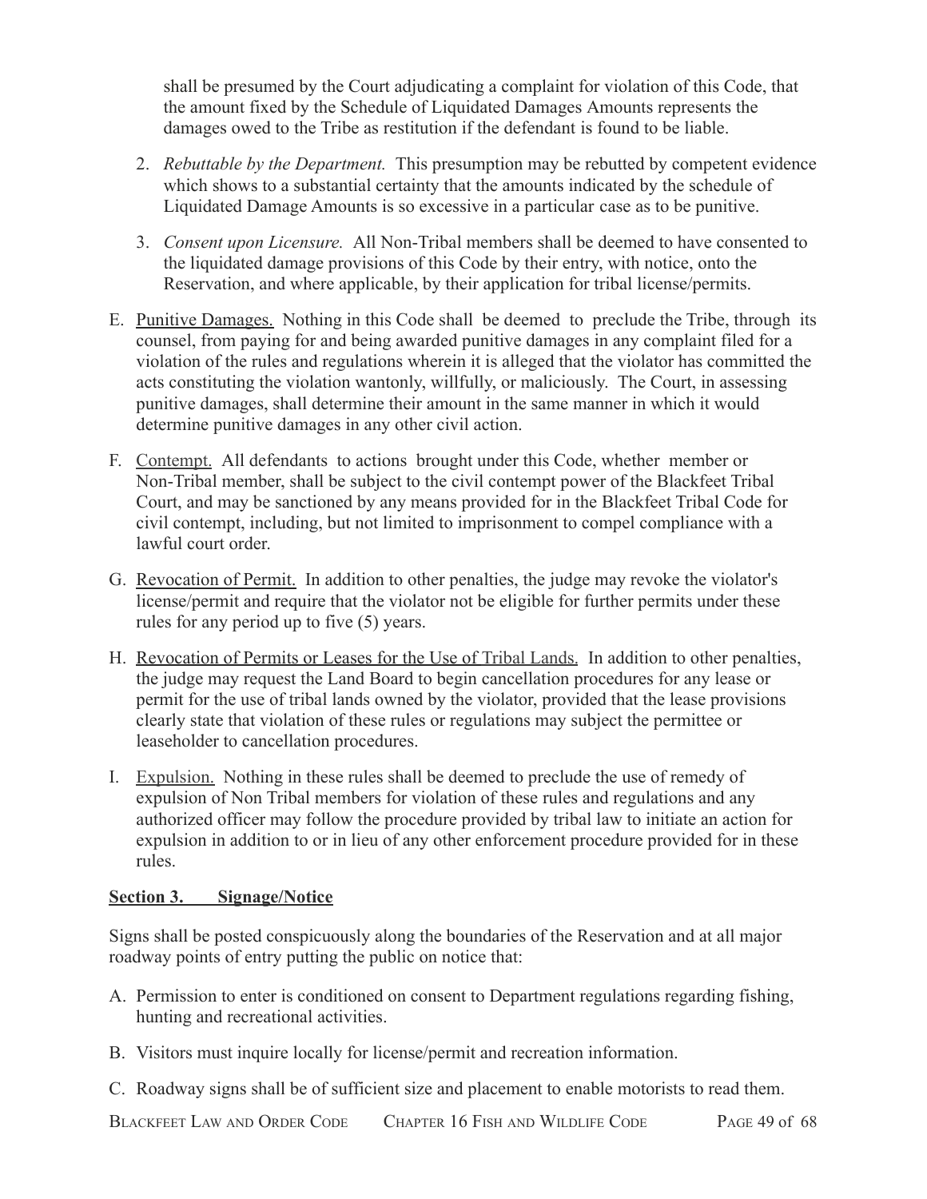shall be presumed by the Court adjudicating a complaint for violation of this Code, that the amount fixed by the Schedule of Liquidated Damages Amounts represents the damages owed to the Tribe as restitution if the defendant is found to be liable.

2. *Rebuttable by the Department.* This presumption may be rebutted by competent evidence which shows to a substantial certainty that the amounts indicated by the schedule of Liquidated Damage Amounts is so excessive in a particular case as to be punitive.

3. *Consent upon Licensure.* All Non-Tribal members shall be deemed to have consented to the liquidated damage provisions of this Code by their entry, with notice, onto the Reservation, and where applicable, by their application for tribal license/permits.

E. Punitive Damages. Nothing in this Code shall be deemed to preclude the Tribe, through its counsel, from paying for and being awarded punitive damages in any complaint filed for a violation of the rules and regulations wherein it is alleged that the violator has committed the acts constituting the violation wantonly, willfully, or maliciously. The Court, in assessing punitive damages, shall determine their amount in the same manner in which it would determine punitive damages in any other civil action.

F. Contempt. All defendants to actions brought under this Code, whether member or Non-Tribal member, shall be subject to the civil contempt power of the Blackfeet Tribal Court, and may be sanctioned by any means provided for in the Blackfeet Tribal Code for civil contempt, including, but not limited to imprisonment to compel compliance with a lawful court order.

G. Revocation of Permit. In addition to other penalties, the judge may revoke the violator's license/permit and require that the violator not be eligible for further permits under these rules for any period up to five (5) years.

H. Revocation of Permits or Leases for the Use of Tribal Lands. In addition to other penalties, the judge may request the Land Board to begin cancellation procedures for any lease or permit for the use of tribal lands owned by the violator, provided that the lease provisions clearly state that violation of these rules or regulations may subject the permittee or leaseholder to cancellation procedures.

I. Expulsion. Nothing in these rules shall be deemed to preclude the use of remedy of expulsion of Non Tribal members for violation of these rules and regulations and any authorized officer may follow the procedure provided by tribal law to initiate an action for expulsion in addition to or in lieu of any other enforcement procedure provided for in these rules.

**Section 3. Signage/Notice**

Signs shall be posted conspicuously along the boundaries of the Reservation and at all major roadway points of entry putting the public on notice that:

A. Permission to enter is conditioned on consent to Department regulations regarding fishing, hunting and recreational activities.

B. Visitors must inquire locally for license/permit and recreation information.

C. Roadway signs shall be of sufficient size and placement to enable motorists to read them.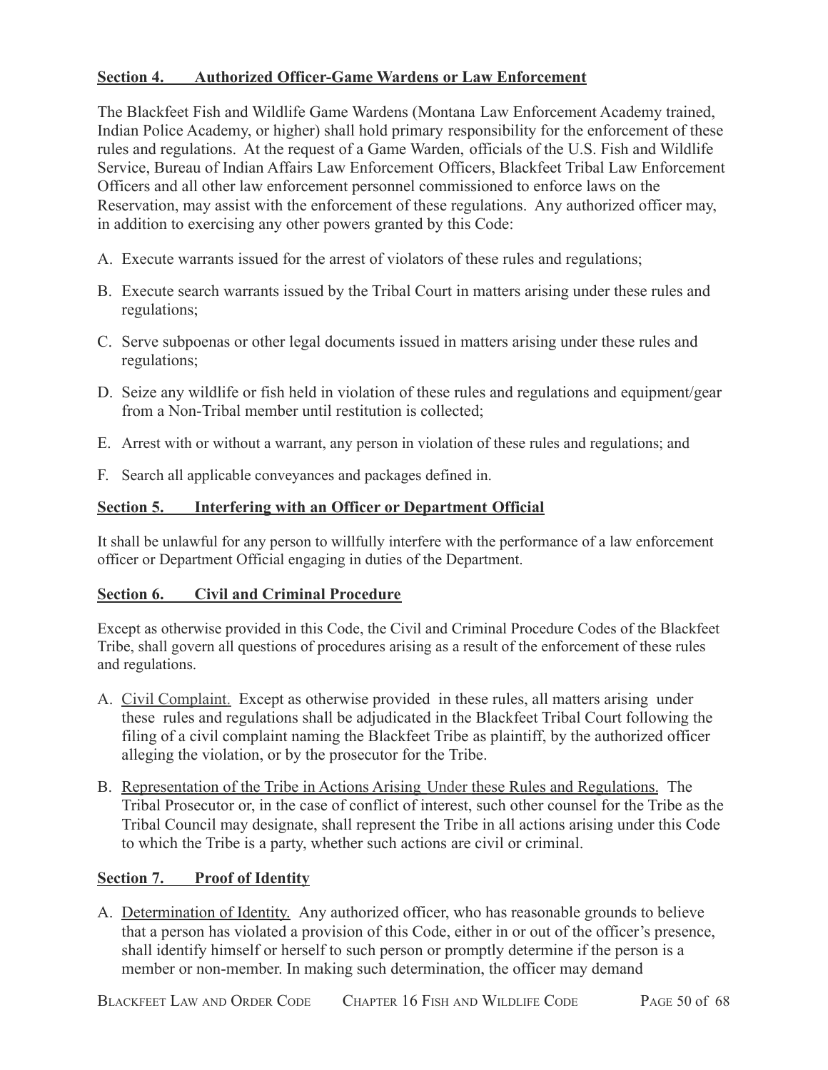**Section 4. Authorized Officer-Game Wardens or Law Enforcement**

The Blackfeet Fish and Wildlife Game Wardens (Montana Law Enforcement Academy trained, Indian Police Academy, or higher) shall hold primary responsibility for the enforcement of these rules and regulations. At the request of a Game Warden, officials of the U.S. Fish and Wildlife Service, Bureau of Indian Affairs Law Enforcement Officers, Blackfeet Tribal Law Enforcement Officers and all other law enforcement personnel commissioned to enforce laws on the Reservation, may assist with the enforcement of these regulations. Any authorized officer may, in addition to exercising any other powers granted by this Code:

A. Execute warrants issued for the arrest of violators of these rules and regulations;

B. Execute search warrants issued by the Tribal Court in matters arising under these rules and regulations;

C. Serve subpoenas or other legal documents issued in matters arising under these rules and regulations;

D. Seize any wildlife or fish held in violation of these rules and regulations and equipment/gear from a Non-Tribal member until restitution is collected;

E. Arrest with or without a warrant, any person in violation of these rules and regulations; and

F. Search all applicable conveyances and packages defined in.

**Section 5. Interfering with an Officer or Department Official**

It shall be unlawful for any person to willfully interfere with the performance of a law enforcement officer or Department Official engaging in duties of the Department.

**Section 6. Civil and Criminal Procedure**

Except as otherwise provided in this Code, the Civil and Criminal Procedure Codes of the Blackfeet Tribe, shall govern all questions of procedures arising as a result of the enforcement of these rules and regulations.

A. Civil Complaint. Except as otherwise provided in these rules, all matters arising under these rules and regulations shall be adjudicated in the Blackfeet Tribal Court following the filing of a civil complaint naming the Blackfeet Tribe as plaintiff, by the authorized officer alleging the violation, or by the prosecutor for the Tribe.

B. Representation of the Tribe in Actions Arising Under these Rules and Regulations. The Tribal Prosecutor or, in the case of conflict of interest, such other counsel for the Tribe as the Tribal Council may designate, shall represent the Tribe in all actions arising under this Code to which the Tribe is a party, whether such actions are civil or criminal.

**Section 7. Proof of Identity**

A. Determination of Identity. Any authorized officer, who has reasonable grounds to believe that a person has violated a provision of this Code, either in or out of the officer's presence, shall identify himself or herself to such person or promptly determine if the person is a member or non-member. In making such determination, the officer may demand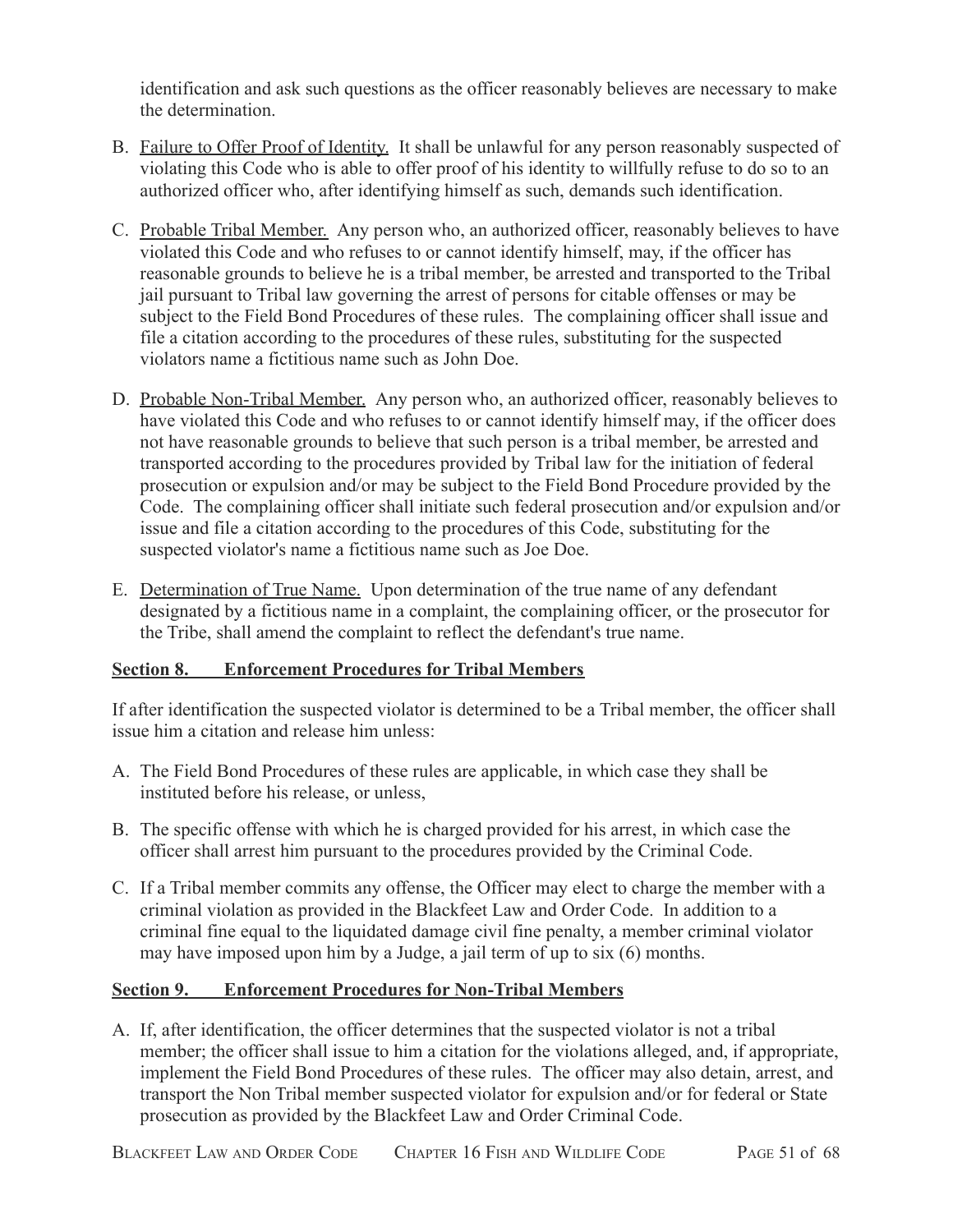identification and ask such questions as the officer reasonably believes are necessary to make the determination.

B. Failure to Offer Proof of Identity. It shall be unlawful for any person reasonably suspected of violating this Code who is able to offer proof of his identity to willfully refuse to do so to an authorized officer who, after identifying himself as such, demands such identification.

C. Probable Tribal Member. Any person who, an authorized officer, reasonably believes to have violated this Code and who refuses to or cannot identify himself, may, if the officer has reasonable grounds to believe he is a tribal member, be arrested and transported to the Tribal jail pursuant to Tribal law governing the arrest of persons for citable offenses or may be subject to the Field Bond Procedures of these rules. The complaining officer shall issue and file a citation according to the procedures of these rules, substituting for the suspected violators name a fictitious name such as John Doe.

D. Probable Non-Tribal Member. Any person who, an authorized officer, reasonably believes to have violated this Code and who refuses to or cannot identify himself may, if the officer does not have reasonable grounds to believe that such person is a tribal member, be arrested and transported according to the procedures provided by Tribal law for the initiation of federal prosecution or expulsion and/or may be subject to the Field Bond Procedure provided by the Code. The complaining officer shall initiate such federal prosecution and/or expulsion and/or issue and file a citation according to the procedures of this Code, substituting for the suspected violator's name a fictitious name such as Joe Doe.

E. Determination of True Name. Upon determination of the true name of any defendant designated by a fictitious name in a complaint, the complaining officer, or the prosecutor for the Tribe, shall amend the complaint to reflect the defendant's true name.

## Section 8. Enforcement Procedures for Tribal Members

If after identification the suspected violator is determined to be a Tribal member, the officer shall issue him a citation and release him unless:

A. The Field Bond Procedures of these rules are applicable, in which case they shall be instituted before his release, or unless,

B. The specific offense with which he is charged provided for his arrest, in which case the officer shall arrest him pursuant to the procedures provided by the Criminal Code.

C. If a Tribal member commits any offense, the Officer may elect to charge the member with a criminal violation as provided in the Blackfeet Law and Order Code. In addition to a criminal fine equal to the liquidated damage civil fine penalty, a member criminal violator may have imposed upon him by a Judge, a jail term of up to six (6) months.

## Section 9. Enforcement Procedures for Non-Tribal Members

A. If, after identification, the officer determines that the suspected violator is not a tribal member; the officer shall issue to him a citation for the violations alleged, and, if appropriate, implement the Field Bond Procedures of these rules. The officer may also detain, arrest, and transport the Non Tribal member suspected violator for expulsion and/or for federal or State prosecution as provided by the Blackfeet Law and Order Criminal Code.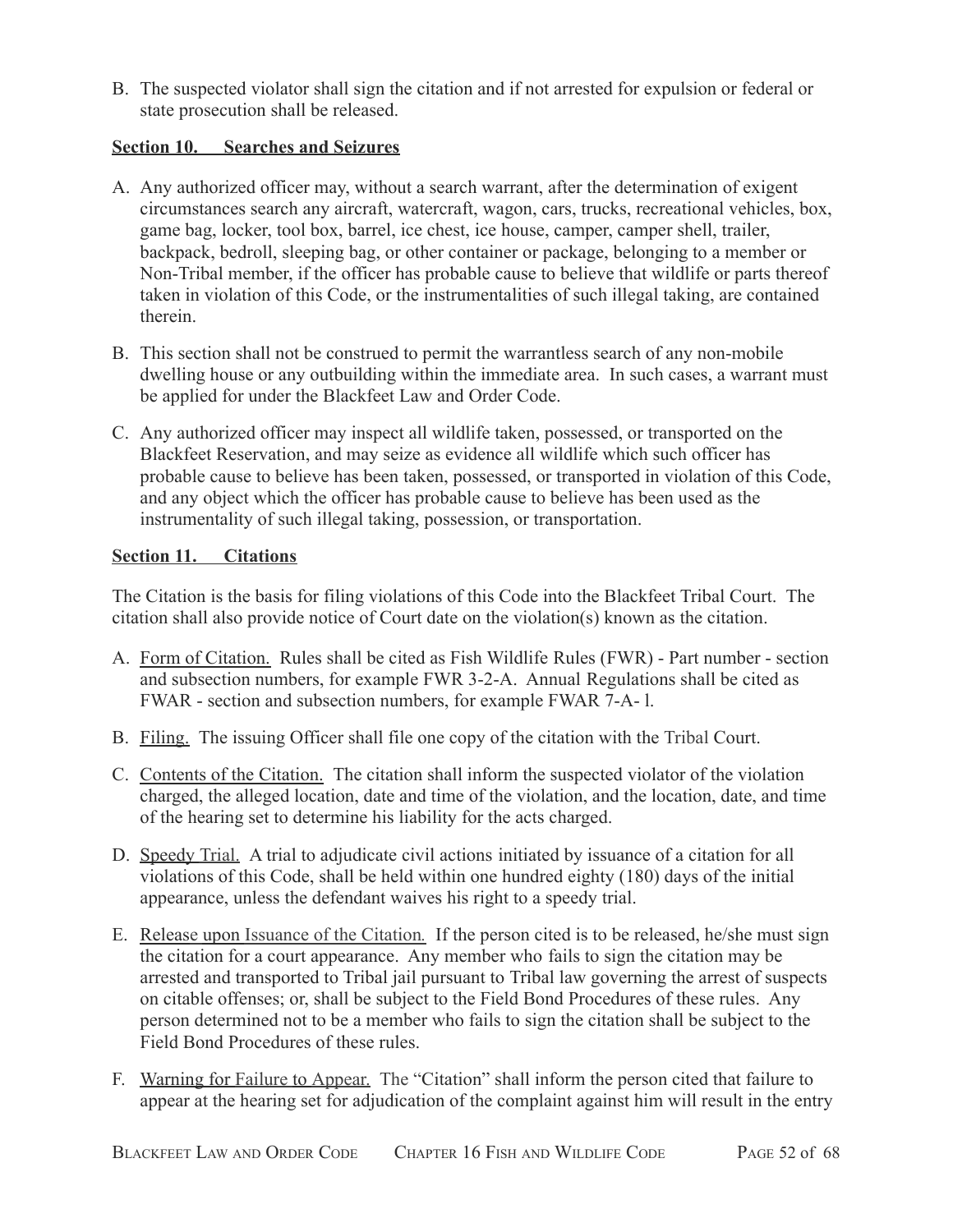B. The suspected violator shall sign the citation and if not arrested for expulsion or federal or state prosecution shall be released.

**Section 10. Searches and Seizures**

A. Any authorized officer may, without a search warrant, after the determination of exigent circumstances search any aircraft, watercraft, wagon, cars, trucks, recreational vehicles, box, game bag, locker, tool box, barrel, ice chest, ice house, camper, camper shell, trailer, backpack, bedroll, sleeping bag, or other container or package, belonging to a member or Non-Tribal member, if the officer has probable cause to believe that wildlife or parts thereof taken in violation of this Code, or the instrumentalities of such illegal taking, are contained therein.

B. This section shall not be construed to permit the warrantless search of any non-mobile dwelling house or any outbuilding within the immediate area. In such cases, a warrant must be applied for under the Blackfeet Law and Order Code.

C. Any authorized officer may inspect all wildlife taken, possessed, or transported on the Blackfeet Reservation, and may seize as evidence all wildlife which such officer has probable cause to believe has been taken, possessed, or transported in violation of this Code, and any object which the officer has probable cause to believe has been used as the instrumentality of such illegal taking, possession, or transportation.

**Section 11. Citations**

The Citation is the basis for filing violations of this Code into the Blackfeet Tribal Court. The citation shall also provide notice of Court date on the violation(s) known as the citation.

A. Form of Citation. Rules shall be cited as Fish Wildlife Rules (FWR) - Part number - section and subsection numbers, for example FWR 3-2-A. Annual Regulations shall be cited as FWAR - section and subsection numbers, for example FWAR 7-A- l.

B. Filing. The issuing Officer shall file one copy of the citation with the Tribal Court.

C. Contents of the Citation. The citation shall inform the suspected violator of the violation charged, the alleged location, date and time of the violation, and the location, date, and time of the hearing set to determine his liability for the acts charged.

D. Speedy Trial. A trial to adjudicate civil actions initiated by issuance of a citation for all violations of this Code, shall be held within one hundred eighty (180) days of the initial appearance, unless the defendant waives his right to a speedy trial.

E. Release upon Issuance of the Citation. If the person cited is to be released, he/she must sign the citation for a court appearance. Any member who fails to sign the citation may be arrested and transported to Tribal jail pursuant to Tribal law governing the arrest of suspects on citable offenses; or, shall be subject to the Field Bond Procedures of these rules. Any person determined not to be a member who fails to sign the citation shall be subject to the Field Bond Procedures of these rules.

F. Warning for Failure to Appear. The "Citation" shall inform the person cited that failure to appear at the hearing set for adjudication of the complaint against him will result in the entry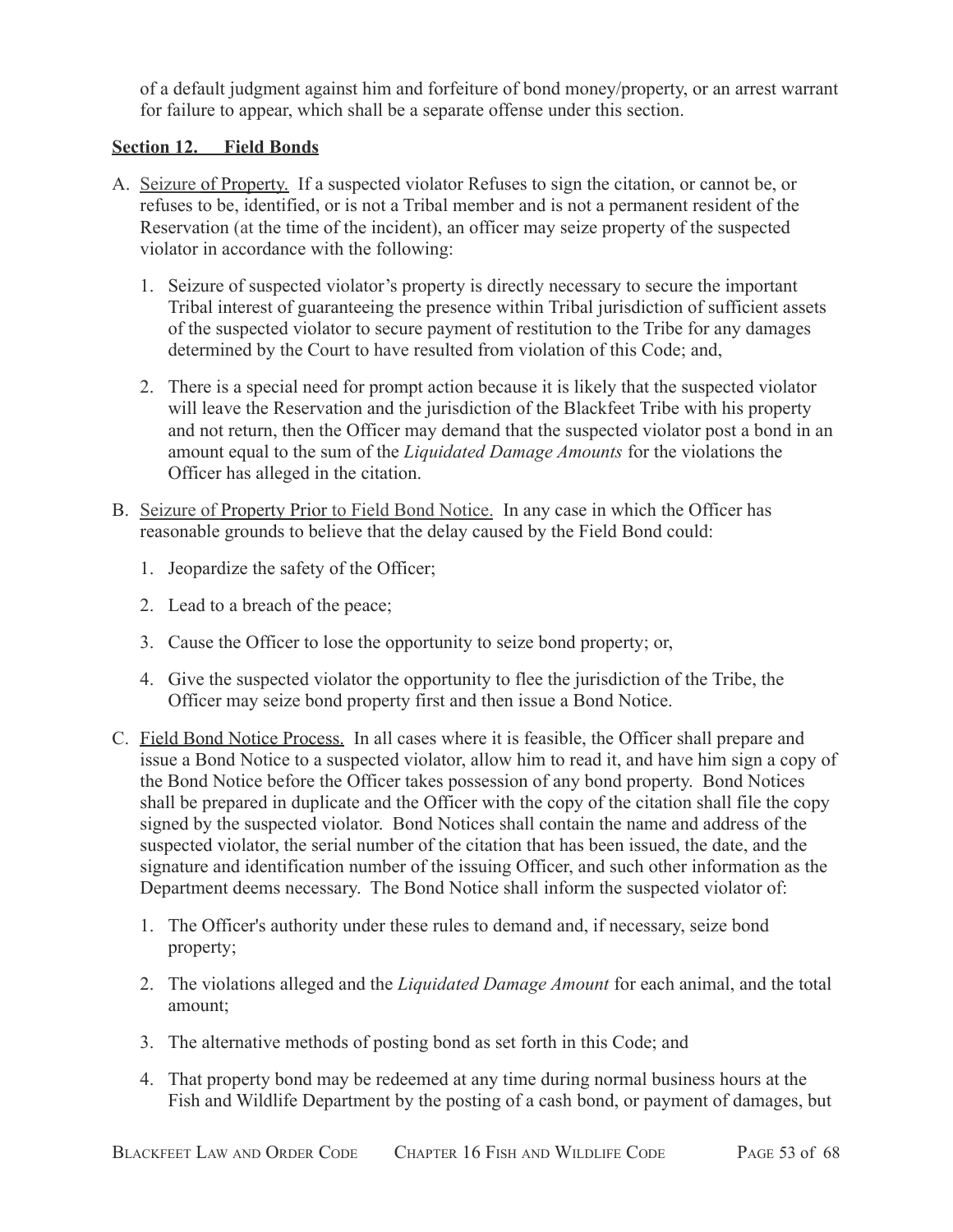of a default judgment against him and forfeiture of bond money/property, or an arrest warrant for failure to appear, which shall be a separate offense under this section.

## Section 12. Field Bonds

A. Seizure of Property. If a suspected violator Refuses to sign the citation, or cannot be, or refuses to be, identified, or is not a Tribal member and is not a permanent resident of the Reservation (at the time of the incident), an officer may seize property of the suspected violator in accordance with the following:

   1. Seizure of suspected violator's property is directly necessary to secure the important Tribal interest of guaranteeing the presence within Tribal jurisdiction of sufficient assets of the suspected violator to secure payment of restitution to the Tribe for any damages determined by the Court to have resulted from violation of this Code; and,

   2. There is a special need for prompt action because it is likely that the suspected violator will leave the Reservation and the jurisdiction of the Blackfeet Tribe with his property and not return, then the Officer may demand that the suspected violator post a bond in an amount equal to the sum of the *Liquidated Damage Amounts* for the violations the Officer has alleged in the citation.

B. Seizure of Property Prior to Field Bond Notice. In any case in which the Officer has reasonable grounds to believe that the delay caused by the Field Bond could:

   1. Jeopardize the safety of the Officer;

   2. Lead to a breach of the peace;

   3. Cause the Officer to lose the opportunity to seize bond property; or,

   4. Give the suspected violator the opportunity to flee the jurisdiction of the Tribe, the Officer may seize bond property first and then issue a Bond Notice.

C. Field Bond Notice Process. In all cases where it is feasible, the Officer shall prepare and issue a Bond Notice to a suspected violator, allow him to read it, and have him sign a copy of the Bond Notice before the Officer takes possession of any bond property. Bond Notices shall be prepared in duplicate and the Officer with the copy of the citation shall file the copy signed by the suspected violator. Bond Notices shall contain the name and address of the suspected violator, the serial number of the citation that has been issued, the date, and the signature and identification number of the issuing Officer, and such other information as the Department deems necessary. The Bond Notice shall inform the suspected violator of:

   1. The Officer's authority under these rules to demand and, if necessary, seize bond property;

   2. The violations alleged and the *Liquidated Damage Amount* for each animal, and the total amount;

   3. The alternative methods of posting bond as set forth in this Code; and

   4. That property bond may be redeemed at any time during normal business hours at the Fish and Wildlife Department by the posting of a cash bond, or payment of damages, but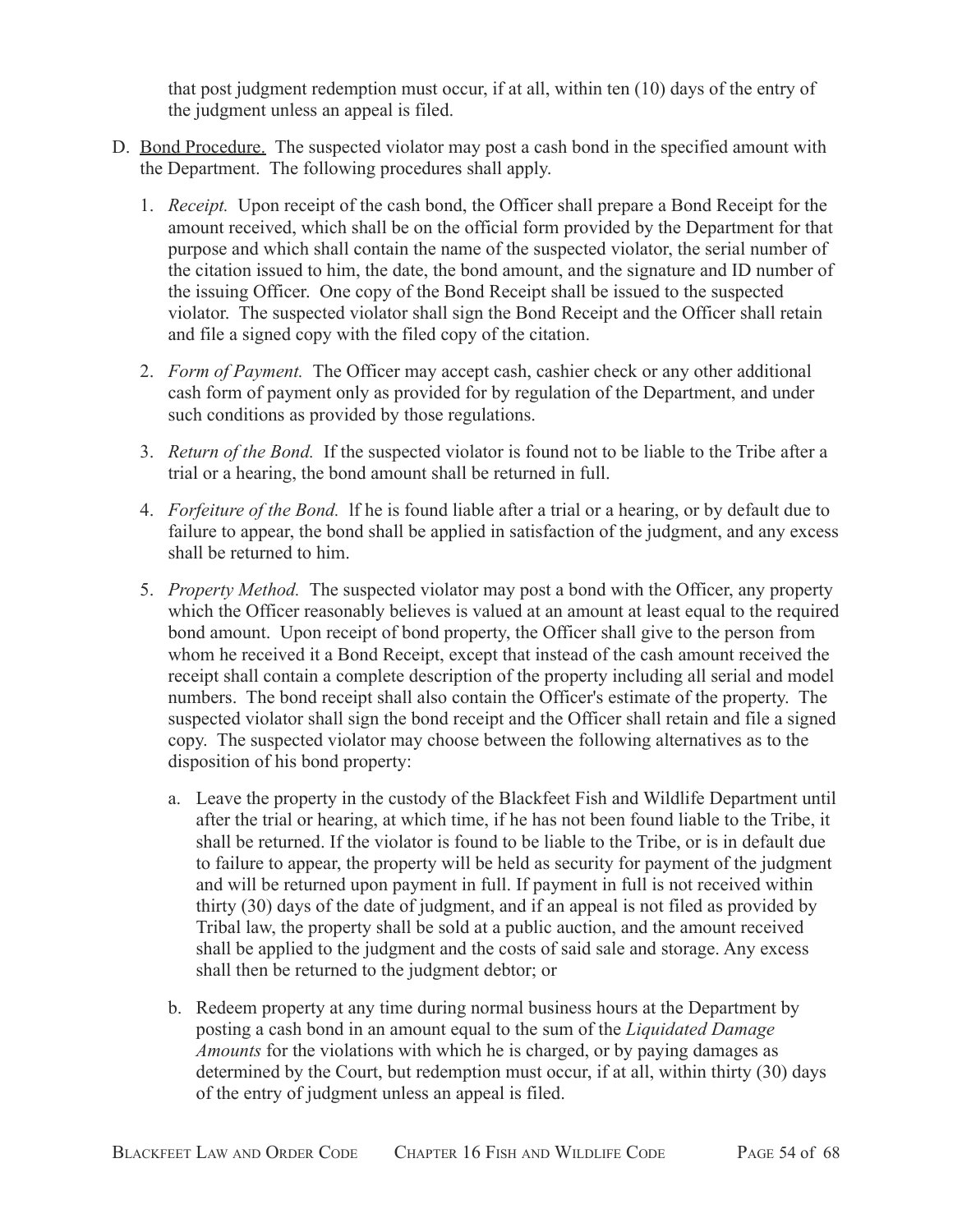that post judgment redemption must occur, if at all, within ten (10) days of the entry of the judgment unless an appeal is filed.

D. <u>Bond Procedure.</u> The suspected violator may post a cash bond in the specified amount with the Department. The following procedures shall apply.

   1. *Receipt.* Upon receipt of the cash bond, the Officer shall prepare a Bond Receipt for the amount received, which shall be on the official form provided by the Department for that purpose and which shall contain the name of the suspected violator, the serial number of the citation issued to him, the date, the bond amount, and the signature and ID number of the issuing Officer. One copy of the Bond Receipt shall be issued to the suspected violator. The suspected violator shall sign the Bond Receipt and the Officer shall retain and file a signed copy with the filed copy of the citation.

   2. *Form of Payment.* The Officer may accept cash, cashier check or any other additional cash form of payment only as provided for by regulation of the Department, and under such conditions as provided by those regulations.

   3. *Return of the Bond.* If the suspected violator is found not to be liable to the Tribe after a trial or a hearing, the bond amount shall be returned in full.

   4. *Forfeiture of the Bond.* lf he is found liable after a trial or a hearing, or by default due to failure to appear, the bond shall be applied in satisfaction of the judgment, and any excess shall be returned to him.

   5. *Property Method.* The suspected violator may post a bond with the Officer, any property which the Officer reasonably believes is valued at an amount at least equal to the required bond amount. Upon receipt of bond property, the Officer shall give to the person from whom he received it a Bond Receipt, except that instead of the cash amount received the receipt shall contain a complete description of the property including all serial and model numbers. The bond receipt shall also contain the Officer's estimate of the property. The suspected violator shall sign the bond receipt and the Officer shall retain and file a signed copy. The suspected violator may choose between the following alternatives as to the disposition of his bond property:

      a. Leave the property in the custody of the Blackfeet Fish and Wildlife Department until after the trial or hearing, at which time, if he has not been found liable to the Tribe, it shall be returned. If the violator is found to be liable to the Tribe, or is in default due to failure to appear, the property will be held as security for payment of the judgment and will be returned upon payment in full. If payment in full is not received within thirty (30) days of the date of judgment, and if an appeal is not filed as provided by Tribal law, the property shall be sold at a public auction, and the amount received shall be applied to the judgment and the costs of said sale and storage. Any excess shall then be returned to the judgment debtor; or

      b. Redeem property at any time during normal business hours at the Department by posting a cash bond in an amount equal to the sum of the *Liquidated Damage Amounts* for the violations with which he is charged, or by paying damages as determined by the Court, but redemption must occur, if at all, within thirty (30) days of the entry of judgment unless an appeal is filed.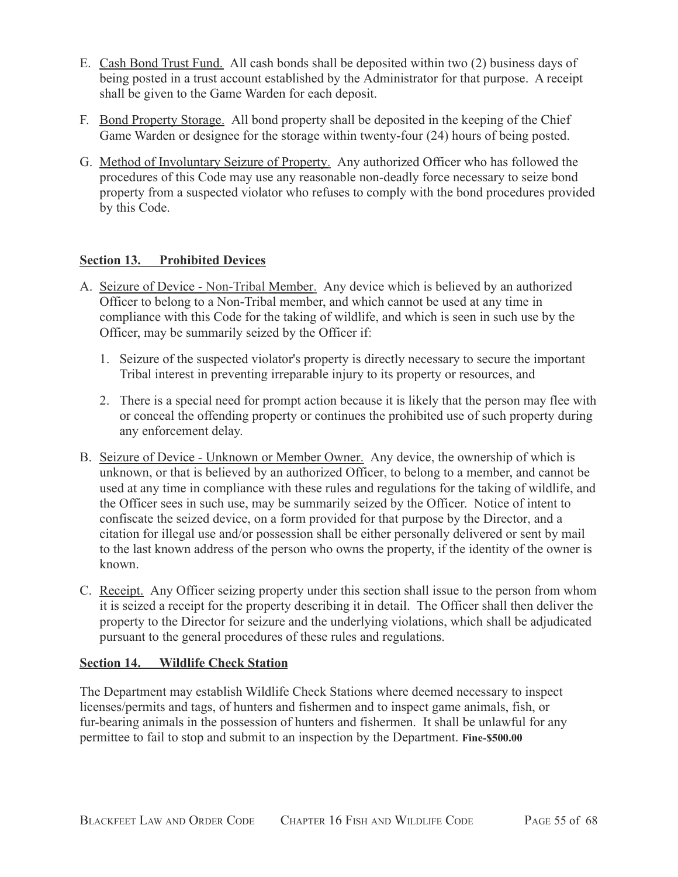E. Cash Bond Trust Fund. All cash bonds shall be deposited within two (2) business days of being posted in a trust account established by the Administrator for that purpose. A receipt shall be given to the Game Warden for each deposit.

F. Bond Property Storage. All bond property shall be deposited in the keeping of the Chief Game Warden or designee for the storage within twenty-four (24) hours of being posted.

G. Method of Involuntary Seizure of Property. Any authorized Officer who has followed the procedures of this Code may use any reasonable non-deadly force necessary to seize bond property from a suspected violator who refuses to comply with the bond procedures provided by this Code.

## Section 13. Prohibited Devices

A. Seizure of Device - Non-Tribal Member. Any device which is believed by an authorized Officer to belong to a Non-Tribal member, and which cannot be used at any time in compliance with this Code for the taking of wildlife, and which is seen in such use by the Officer, may be summarily seized by the Officer if:

   1. Seizure of the suspected violator's property is directly necessary to secure the important Tribal interest in preventing irreparable injury to its property or resources, and

   2. There is a special need for prompt action because it is likely that the person may flee with or conceal the offending property or continues the prohibited use of such property during any enforcement delay.

B. Seizure of Device - Unknown or Member Owner. Any device, the ownership of which is unknown, or that is believed by an authorized Officer, to belong to a member, and cannot be used at any time in compliance with these rules and regulations for the taking of wildlife, and the Officer sees in such use, may be summarily seized by the Officer. Notice of intent to confiscate the seized device, on a form provided for that purpose by the Director, and a citation for illegal use and/or possession shall be either personally delivered or sent by mail to the last known address of the person who owns the property, if the identity of the owner is known.

C. Receipt. Any Officer seizing property under this section shall issue to the person from whom it is seized a receipt for the property describing it in detail. The Officer shall then deliver the property to the Director for seizure and the underlying violations, which shall be adjudicated pursuant to the general procedures of these rules and regulations.

## Section 14. Wildlife Check Station

The Department may establish Wildlife Check Stations where deemed necessary to inspect licenses/permits and tags, of hunters and fishermen and to inspect game animals, fish, or fur-bearing animals in the possession of hunters and fishermen. It shall be unlawful for any permittee to fail to stop and submit to an inspection by the Department. **Fine-$500.00**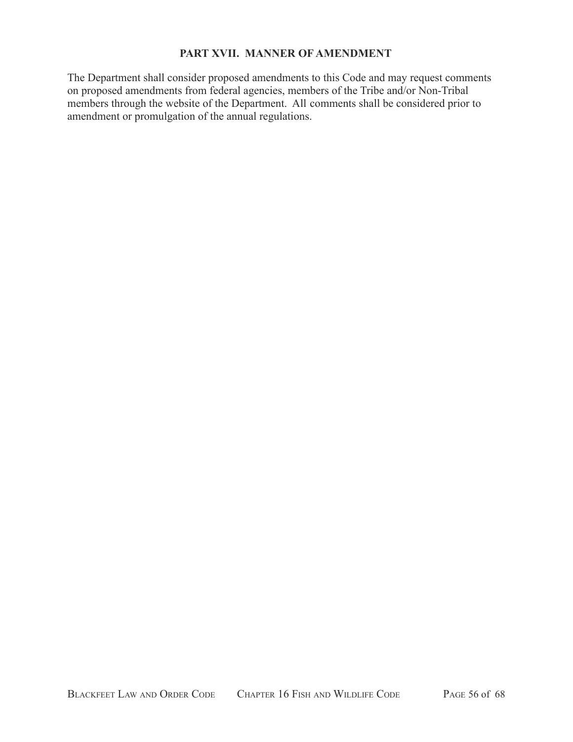## PART XVII. MANNER OF AMENDMENT

The Department shall consider proposed amendments to this Code and may request comments on proposed amendments from federal agencies, members of the Tribe and/or Non-Tribal members through the website of the Department. All comments shall be considered prior to amendment or promulgation of the annual regulations.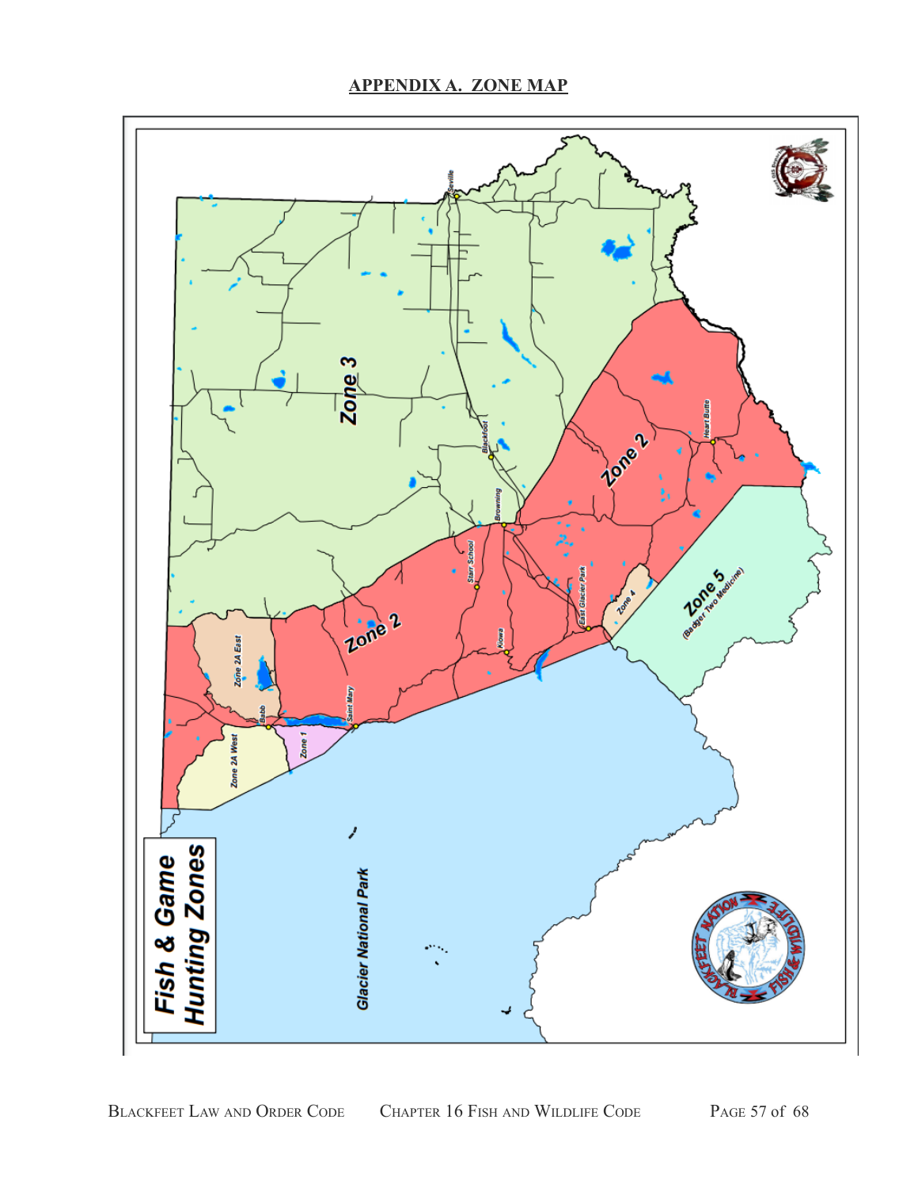# APPENDIX A. ZONE MAP

Fish & Game Hunting Zones

Zone 3

Zone 2

Zone 2

Zone 2A East

Zone 2A West

Zone 1

Zone 4

Zone 5 (Badger Two Medicine)

Glacier National Park

Seville

Blackfoot

Browning

Heart Butte

Starr School

East Glacier Park

Kiowa

Babb

Saint Mary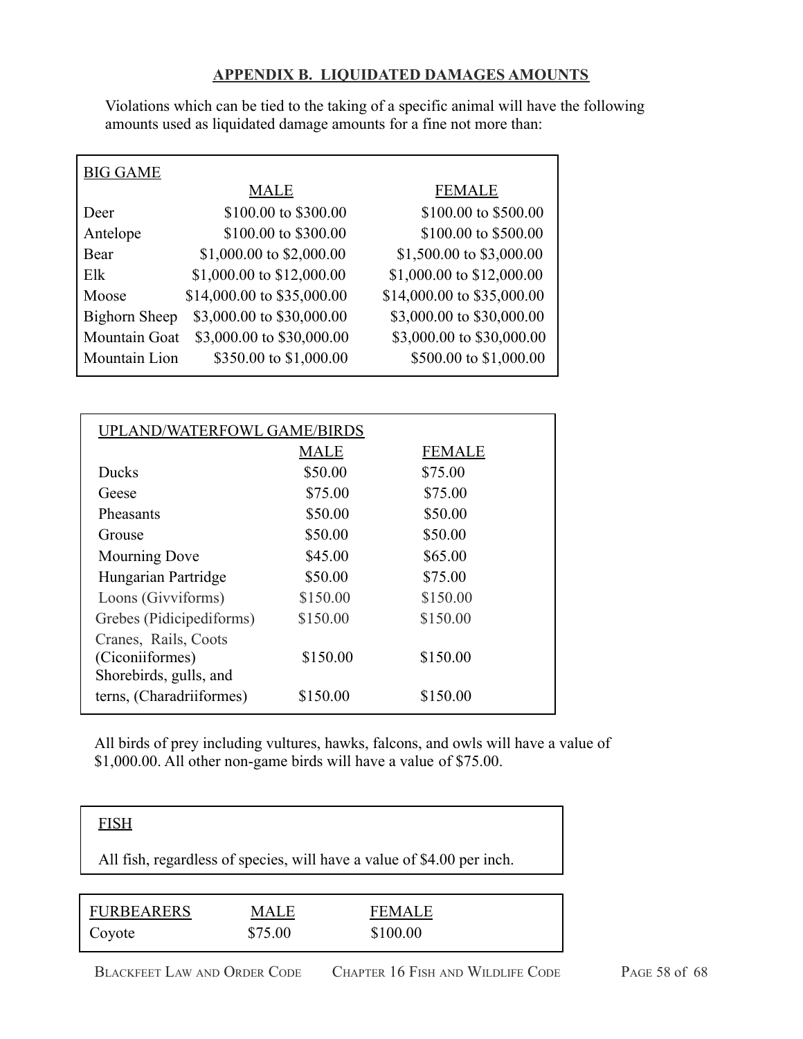## APPENDIX B. LIQUIDATED DAMAGES AMOUNTS

Violations which can be tied to the taking of a specific animal will have the following amounts used as liquidated damage amounts for a fine not more than:

| BIG GAME | MALE | FEMALE |
|---|---|---|
| Deer | $100.00 to $300.00 | $100.00 to $500.00 |
| Antelope | $100.00 to $300.00 | $100.00 to $500.00 |
| Bear | $1,000.00 to $2,000.00 | $1,500.00 to $3,000.00 |
| Elk | $1,000.00 to $12,000.00 | $1,000.00 to $12,000.00 |
| Moose | $14,000.00 to $35,000.00 | $14,000.00 to $35,000.00 |
| Bighorn Sheep | $3,000.00 to $30,000.00 | $3,000.00 to $30,000.00 |
| Mountain Goat | $3,000.00 to $30,000.00 | $3,000.00 to $30,000.00 |
| Mountain Lion | $350.00 to $1,000.00 | $500.00 to $1,000.00 |

| UPLAND/WATERFOWL GAME/BIRDS | MALE | FEMALE |
|---|---|---|
| Ducks | $50.00 | $75.00 |
| Geese | $75.00 | $75.00 |
| Pheasants | $50.00 | $50.00 |
| Grouse | $50.00 | $50.00 |
| Mourning Dove | $45.00 | $65.00 |
| Hungarian Partridge | $50.00 | $75.00 |
| Loons (Givviforms) | $150.00 | $150.00 |
| Grebes (Pidicipediforms) | $150.00 | $150.00 |
| Cranes, Rails, Coots (Ciconiiformes) | $150.00 | $150.00 |
| Shorebirds, gulls, and terns, (Charadriiformes) | $150.00 | $150.00 |

All birds of prey including vultures, hawks, falcons, and owls will have a value of $1,000.00. All other non-game birds will have a value of $75.00.

**FISH**

All fish, regardless of species, will have a value of $4.00 per inch.

| FURBEARERS | MALE | FEMALE |
|---|---|---|
| Coyote | $75.00 | $100.00 |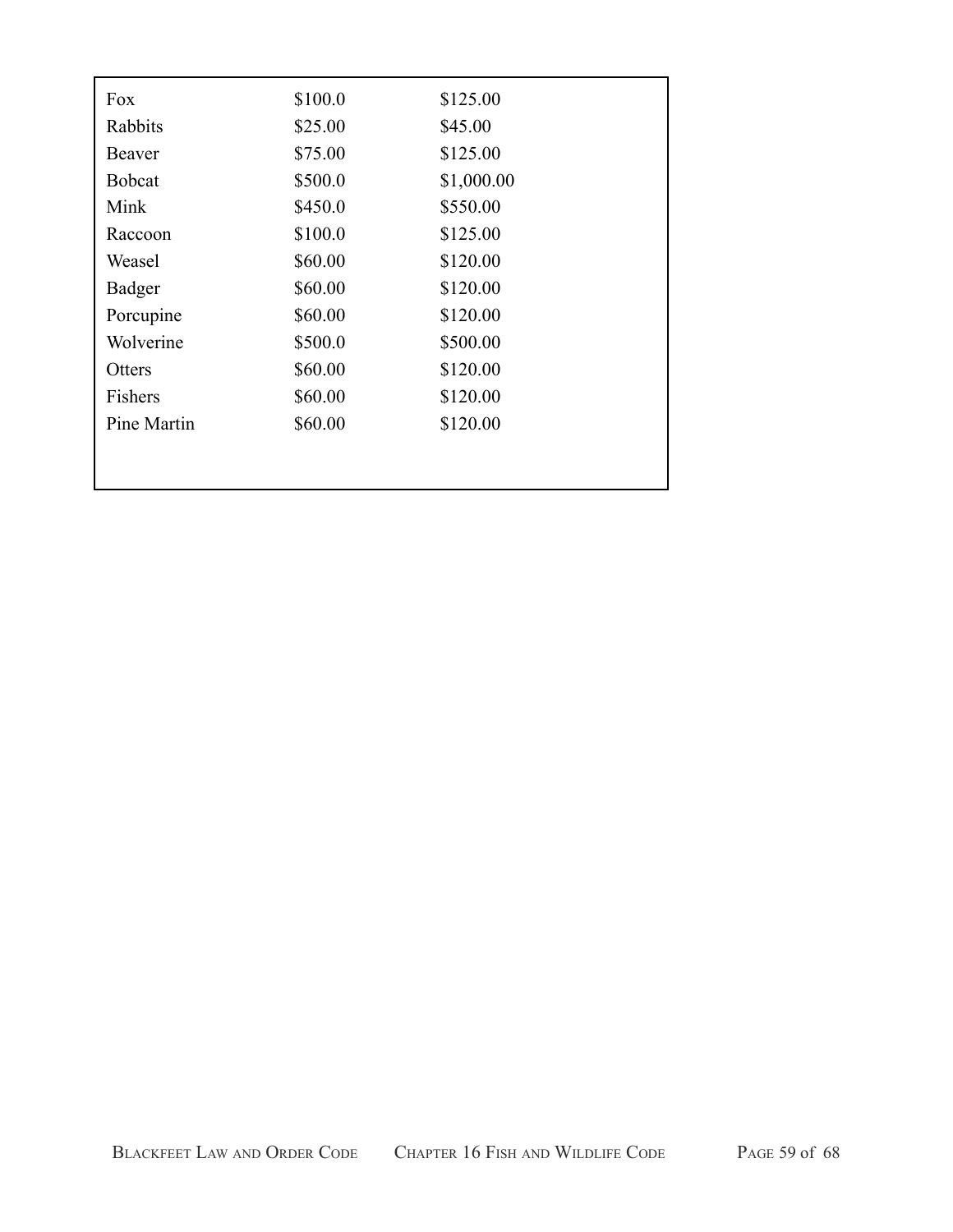| | | |
|---|---|---|
| Fox | $100.0 | $125.00 |
| Rabbits | $25.00 | $45.00 |
| Beaver | $75.00 | $125.00 |
| Bobcat | $500.0 | $1,000.00 |
| Mink | $450.0 | $550.00 |
| Raccoon | $100.0 | $125.00 |
| Weasel | $60.00 | $120.00 |
| Badger | $60.00 | $120.00 |
| Porcupine | $60.00 | $120.00 |
| Wolverine | $500.0 | $500.00 |
| Otters | $60.00 | $120.00 |
| Fishers | $60.00 | $120.00 |
| Pine Martin | $60.00 | $120.00 |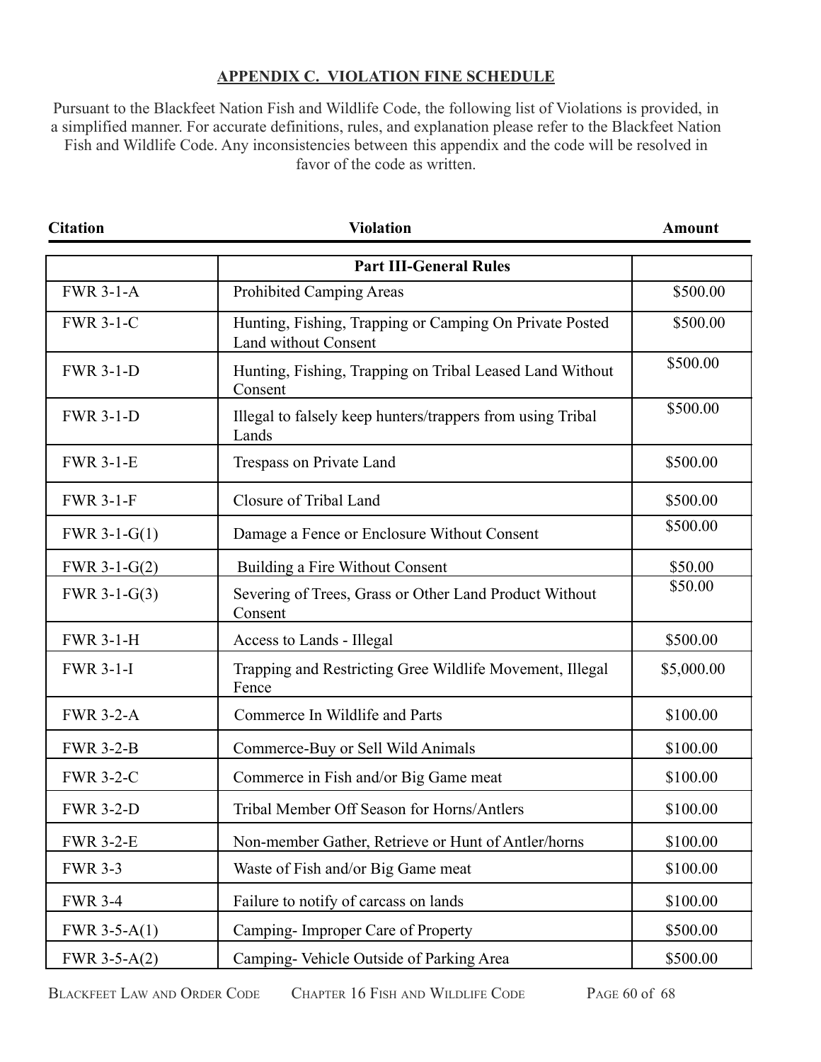## APPENDIX C. VIOLATION FINE SCHEDULE

Pursuant to the Blackfeet Nation Fish and Wildlife Code, the following list of Violations is provided, in a simplified manner. For accurate definitions, rules, and explanation please refer to the Blackfeet Nation Fish and Wildlife Code. Any inconsistencies between this appendix and the code will be resolved in favor of the code as written.

| Citation | Violation | Amount |
|---|---|---|
| | **Part III-General Rules** | |
| FWR 3-1-A | Prohibited Camping Areas | $500.00 |
| FWR 3-1-C | Hunting, Fishing, Trapping or Camping On Private Posted Land without Consent | $500.00 |
| FWR 3-1-D | Hunting, Fishing, Trapping on Tribal Leased Land Without Consent | $500.00 |
| FWR 3-1-D | Illegal to falsely keep hunters/trappers from using Tribal Lands | $500.00 |
| FWR 3-1-E | Trespass on Private Land | $500.00 |
| FWR 3-1-F | Closure of Tribal Land | $500.00 |
| FWR 3-1-G(1) | Damage a Fence or Enclosure Without Consent | $500.00 |
| FWR 3-1-G(2) | Building a Fire Without Consent | $50.00 |
| FWR 3-1-G(3) | Severing of Trees, Grass or Other Land Product Without Consent | $50.00 |
| FWR 3-1-H | Access to Lands - Illegal | $500.00 |
| FWR 3-1-I | Trapping and Restricting Gree Wildlife Movement, Illegal Fence | $5,000.00 |
| FWR 3-2-A | Commerce In Wildlife and Parts | $100.00 |
| FWR 3-2-B | Commerce-Buy or Sell Wild Animals | $100.00 |
| FWR 3-2-C | Commerce in Fish and/or Big Game meat | $100.00 |
| FWR 3-2-D | Tribal Member Off Season for Horns/Antlers | $100.00 |
| FWR 3-2-E | Non-member Gather, Retrieve or Hunt of Antler/horns | $100.00 |
| FWR 3-3 | Waste of Fish and/or Big Game meat | $100.00 |
| FWR 3-4 | Failure to notify of carcass on lands | $100.00 |
| FWR 3-5-A(1) | Camping- Improper Care of Property | $500.00 |
| FWR 3-5-A(2) | Camping- Vehicle Outside of Parking Area | $500.00 |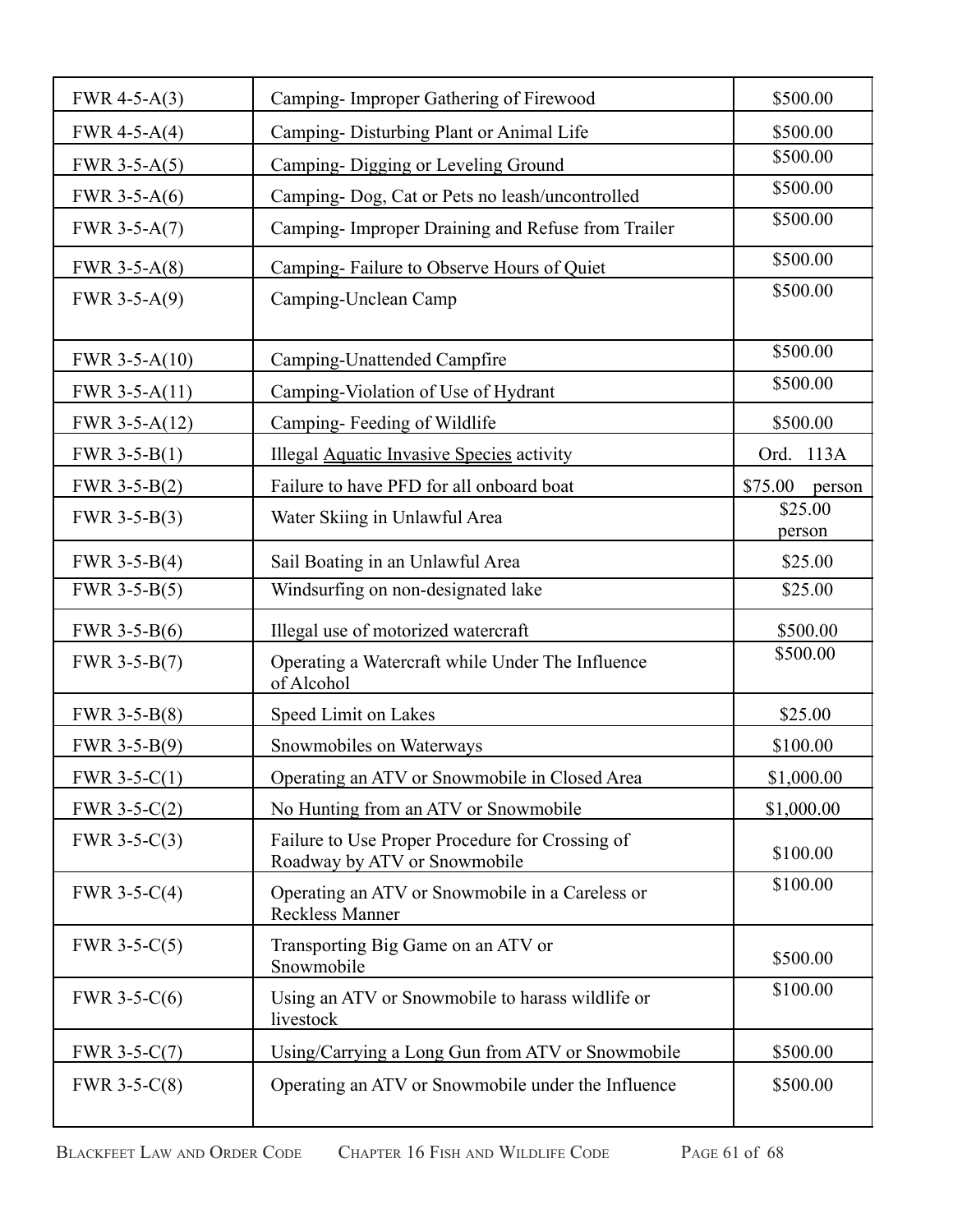| | | |
|---|---|---|
| FWR 4-5-A(3) | Camping- Improper Gathering of Firewood | $500.00 |
| FWR 4-5-A(4) | Camping- Disturbing Plant or Animal Life | $500.00 |
| FWR 3-5-A(5) | Camping- Digging or Leveling Ground | $500.00 |
| FWR 3-5-A(6) | Camping- Dog, Cat or Pets no leash/uncontrolled | $500.00 |
| FWR 3-5-A(7) | Camping- Improper Draining and Refuse from Trailer | $500.00 |
| FWR 3-5-A(8) | Camping- Failure to Observe Hours of Quiet | $500.00 |
| FWR 3-5-A(9) | Camping-Unclean Camp | $500.00 |
| FWR 3-5-A(10) | Camping-Unattended Campfire | $500.00 |
| FWR 3-5-A(11) | Camping-Violation of Use of Hydrant | $500.00 |
| FWR 3-5-A(12) | Camping- Feeding of Wildlife | $500.00 |
| FWR 3-5-B(1) | Illegal Aquatic Invasive Species activity | Ord. 113A |
| FWR 3-5-B(2) | Failure to have PFD for all onboard boat | $75.00 person |
| FWR 3-5-B(3) | Water Skiing in Unlawful Area | $25.00 person |
| FWR 3-5-B(4) | Sail Boating in an Unlawful Area | $25.00 |
| FWR 3-5-B(5) | Windsurfing on non-designated lake | $25.00 |
| FWR 3-5-B(6) | Illegal use of motorized watercraft | $500.00 |
| FWR 3-5-B(7) | Operating a Watercraft while Under The Influence of Alcohol | $500.00 |
| FWR 3-5-B(8) | Speed Limit on Lakes | $25.00 |
| FWR 3-5-B(9) | Snowmobiles on Waterways | $100.00 |
| FWR 3-5-C(1) | Operating an ATV or Snowmobile in Closed Area | $1,000.00 |
| FWR 3-5-C(2) | No Hunting from an ATV or Snowmobile | $1,000.00 |
| FWR 3-5-C(3) | Failure to Use Proper Procedure for Crossing of Roadway by ATV or Snowmobile | $100.00 |
| FWR 3-5-C(4) | Operating an ATV or Snowmobile in a Careless or Reckless Manner | $100.00 |
| FWR 3-5-C(5) | Transporting Big Game on an ATV or Snowmobile | $500.00 |
| FWR 3-5-C(6) | Using an ATV or Snowmobile to harass wildlife or livestock | $100.00 |
| FWR 3-5-C(7) | Using/Carrying a Long Gun from ATV or Snowmobile | $500.00 |
| FWR 3-5-C(8) | Operating an ATV or Snowmobile under the Influence | $500.00 |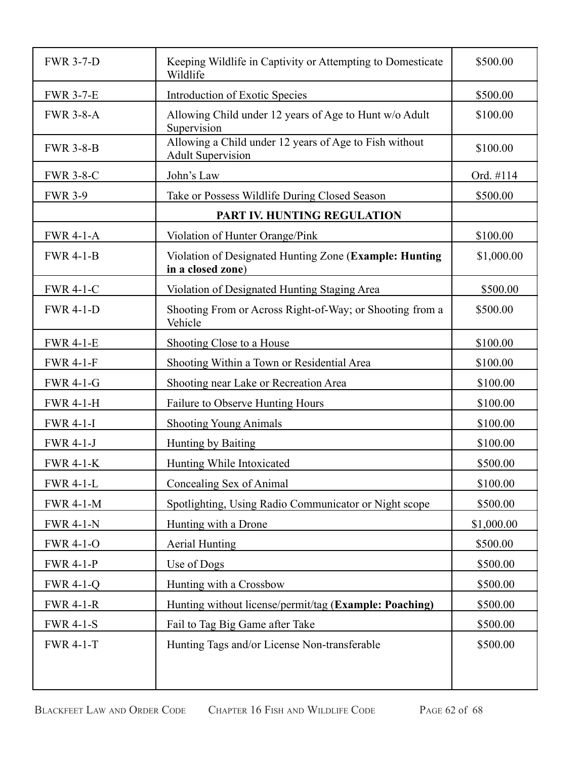| | | |
|---|---|---|
| FWR 3-7-D | Keeping Wildlife in Captivity or Attempting to Domesticate Wildlife | $500.00 |
| FWR 3-7-E | Introduction of Exotic Species | $500.00 |
| FWR 3-8-A | Allowing Child under 12 years of Age to Hunt w/o Adult Supervision | $100.00 |
| FWR 3-8-B | Allowing a Child under 12 years of Age to Fish without Adult Supervision | $100.00 |
| FWR 3-8-C | John's Law | Ord. #114 |
| FWR 3-9 | Take or Possess Wildlife During Closed Season | $500.00 |
| | **PART IV. HUNTING REGULATION** | |
| FWR 4-1-A | Violation of Hunter Orange/Pink | $100.00 |
| FWR 4-1-B | Violation of Designated Hunting Zone (**Example: Hunting in a closed zone**) | $1,000.00 |
| FWR 4-1-C | Violation of Designated Hunting Staging Area | $500.00 |
| FWR 4-1-D | Shooting From or Across Right-of-Way; or Shooting from a Vehicle | $500.00 |
| FWR 4-1-E | Shooting Close to a House | $100.00 |
| FWR 4-1-F | Shooting Within a Town or Residential Area | $100.00 |
| FWR 4-1-G | Shooting near Lake or Recreation Area | $100.00 |
| FWR 4-1-H | Failure to Observe Hunting Hours | $100.00 |
| FWR 4-1-I | Shooting Young Animals | $100.00 |
| FWR 4-1-J | Hunting by Baiting | $100.00 |
| FWR 4-1-K | Hunting While Intoxicated | $500.00 |
| FWR 4-1-L | Concealing Sex of Animal | $100.00 |
| FWR 4-1-M | Spotlighting, Using Radio Communicator or Night scope | $500.00 |
| FWR 4-1-N | Hunting with a Drone | $1,000.00 |
| FWR 4-1-O | Aerial Hunting | $500.00 |
| FWR 4-1-P | Use of Dogs | $500.00 |
| FWR 4-1-Q | Hunting with a Crossbow | $500.00 |
| FWR 4-1-R | Hunting without license/permit/tag (**Example: Poaching)** | $500.00 |
| FWR 4-1-S | Fail to Tag Big Game after Take | $500.00 |
| FWR 4-1-T | Hunting Tags and/or License Non-transferable | $500.00 |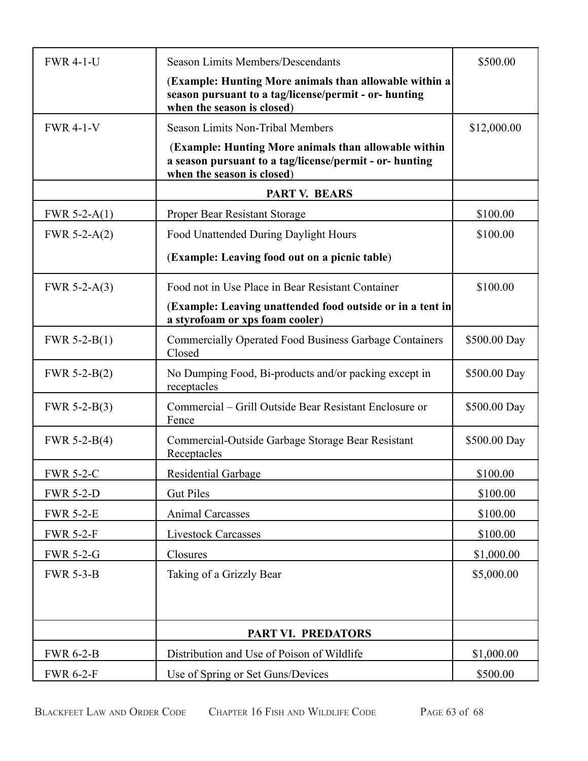| | | |
|---|---|---|
| FWR 4-1-U | Season Limits Members/Descendants<br>(**Example: Hunting More animals than allowable within a season pursuant to a tag/license/permit - or- hunting when the season is closed**) | $500.00 |
| FWR 4-1-V | Season Limits Non-Tribal Members<br>(**Example: Hunting More animals than allowable within a season pursuant to a tag/license/permit - or- hunting when the season is closed**) | $12,000.00 |
| | **PART V. BEARS** | |
| FWR 5-2-A(1) | Proper Bear Resistant Storage | $100.00 |
| FWR 5-2-A(2) | Food Unattended During Daylight Hours<br>(**Example: Leaving food out on a picnic table**) | $100.00 |
| FWR 5-2-A(3) | Food not in Use Place in Bear Resistant Container<br>(**Example: Leaving unattended food outside or in a tent in a styrofoam or xps foam cooler**) | $100.00 |
| FWR 5-2-B(1) | Commercially Operated Food Business Garbage Containers Closed | $500.00 Day |
| FWR 5-2-B(2) | No Dumping Food, Bi-products and/or packing except in receptacles | $500.00 Day |
| FWR 5-2-B(3) | Commercial – Grill Outside Bear Resistant Enclosure or Fence | $500.00 Day |
| FWR 5-2-B(4) | Commercial-Outside Garbage Storage Bear Resistant Receptacles | $500.00 Day |
| FWR 5-2-C | Residential Garbage | $100.00 |
| FWR 5-2-D | Gut Piles | $100.00 |
| FWR 5-2-E | Animal Carcasses | $100.00 |
| FWR 5-2-F | Livestock Carcasses | $100.00 |
| FWR 5-2-G | Closures | $1,000.00 |
| FWR 5-3-B | Taking of a Grizzly Bear | $5,000.00 |
| | **PART VI. PREDATORS** | |
| FWR 6-2-B | Distribution and Use of Poison of Wildlife | $1,000.00 |
| FWR 6-2-F | Use of Spring or Set Guns/Devices | $500.00 |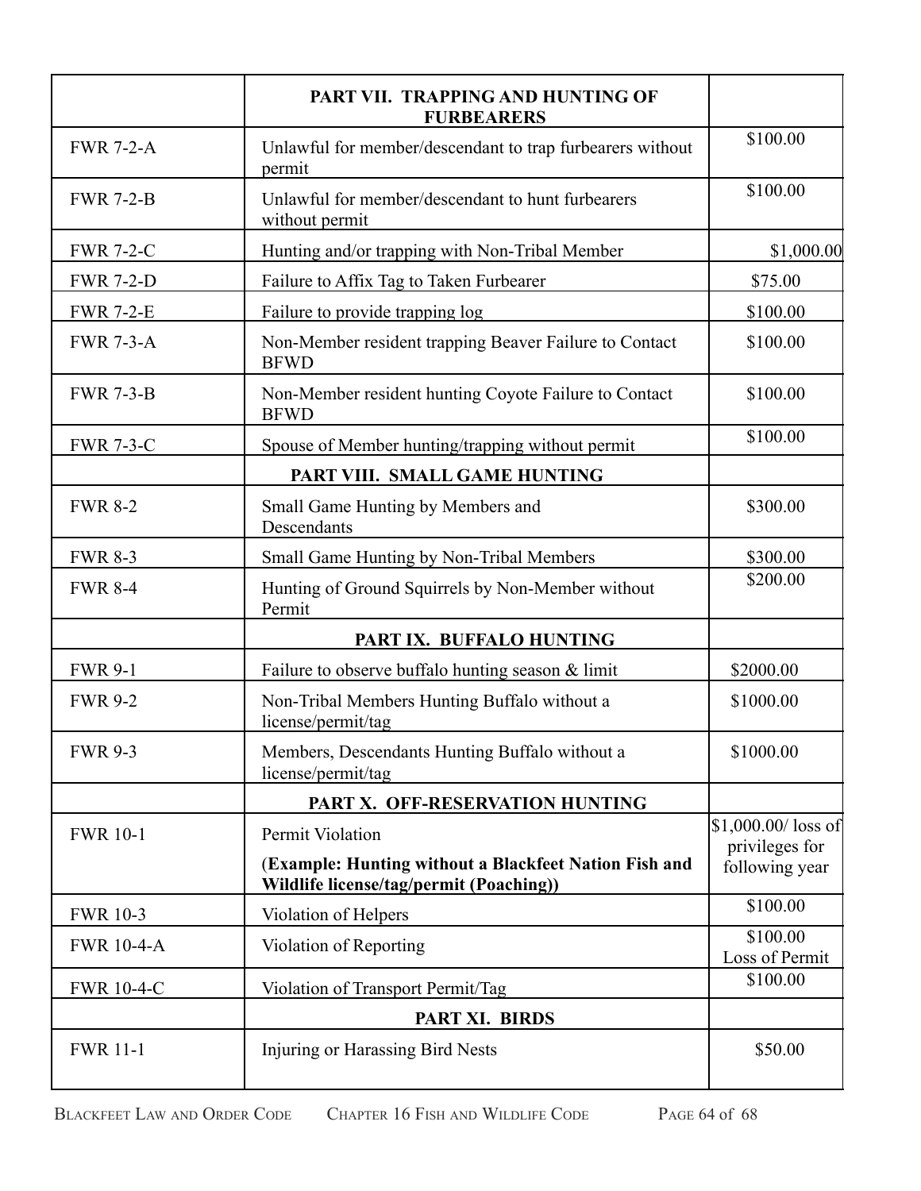| | **PART VII. TRAPPING AND HUNTING OF FURBEARERS** | |
|---|---|---|
| FWR 7-2-A | Unlawful for member/descendant to trap furbearers without permit | $100.00 |
| FWR 7-2-B | Unlawful for member/descendant to hunt furbearers without permit | $100.00 |
| FWR 7-2-C | Hunting and/or trapping with Non-Tribal Member | $1,000.00 |
| FWR 7-2-D | Failure to Affix Tag to Taken Furbearer | $75.00 |
| FWR 7-2-E | Failure to provide trapping log | $100.00 |
| FWR 7-3-A | Non-Member resident trapping Beaver Failure to Contact BFWD | $100.00 |
| FWR 7-3-B | Non-Member resident hunting Coyote Failure to Contact BFWD | $100.00 |
| FWR 7-3-C | Spouse of Member hunting/trapping without permit | $100.00 |
| | **PART VIII. SMALL GAME HUNTING** | |
| FWR 8-2 | Small Game Hunting by Members and Descendants | $300.00 |
| FWR 8-3 | Small Game Hunting by Non-Tribal Members | $300.00 |
| FWR 8-4 | Hunting of Ground Squirrels by Non-Member without Permit | $200.00 |
| | **PART IX. BUFFALO HUNTING** | |
| FWR 9-1 | Failure to observe buffalo hunting season & limit | $2000.00 |
| FWR 9-2 | Non-Tribal Members Hunting Buffalo without a license/permit/tag | $1000.00 |
| FWR 9-3 | Members, Descendants Hunting Buffalo without a license/permit/tag | $1000.00 |
| | **PART X. OFF-RESERVATION HUNTING** | |
| FWR 10-1 | Permit Violation (**Example: Hunting without a Blackfeet Nation Fish and Wildlife license/tag/permit (Poaching)**) | $1,000.00/ loss of privileges for following year |
| FWR 10-3 | Violation of Helpers | $100.00 |
| FWR 10-4-A | Violation of Reporting | $100.00 Loss of Permit |
| FWR 10-4-C | Violation of Transport Permit/Tag | $100.00 |
| | **PART XI. BIRDS** | |
| FWR 11-1 | Injuring or Harassing Bird Nests | $50.00 |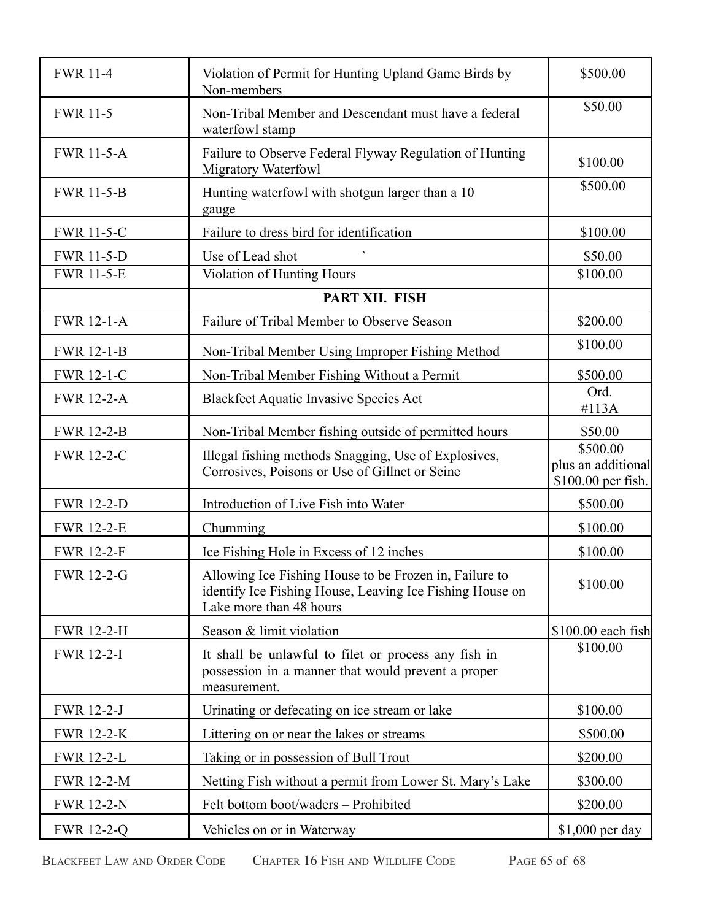| | | |
|---|---|---|
| FWR 11-4 | Violation of Permit for Hunting Upland Game Birds by Non-members | $500.00 |
| FWR 11-5 | Non-Tribal Member and Descendant must have a federal waterfowl stamp | $50.00 |
| FWR 11-5-A | Failure to Observe Federal Flyway Regulation of Hunting Migratory Waterfowl | $100.00 |
| FWR 11-5-B | Hunting waterfowl with shotgun larger than a 10 gauge | $500.00 |
| FWR 11-5-C | Failure to dress bird for identification | $100.00 |
| FWR 11-5-D | Use of Lead shot ` | $50.00 |
| FWR 11-5-E | Violation of Hunting Hours | $100.00 |
| | **PART XII. FISH** | |
| FWR 12-1-A | Failure of Tribal Member to Observe Season | $200.00 |
| FWR 12-1-B | Non-Tribal Member Using Improper Fishing Method | $100.00 |
| FWR 12-1-C | Non-Tribal Member Fishing Without a Permit | $500.00 |
| FWR 12-2-A | Blackfeet Aquatic Invasive Species Act | Ord. #113A |
| FWR 12-2-B | Non-Tribal Member fishing outside of permitted hours | $50.00 |
| FWR 12-2-C | Illegal fishing methods Snagging, Use of Explosives, Corrosives, Poisons or Use of Gillnet or Seine | $500.00 plus an additional $100.00 per fish. |
| FWR 12-2-D | Introduction of Live Fish into Water | $500.00 |
| FWR 12-2-E | Chumming | $100.00 |
| FWR 12-2-F | Ice Fishing Hole in Excess of 12 inches | $100.00 |
| FWR 12-2-G | Allowing Ice Fishing House to be Frozen in, Failure to identify Ice Fishing House, Leaving Ice Fishing House on Lake more than 48 hours | $100.00 |
| FWR 12-2-H | Season & limit violation | $100.00 each fish |
| FWR 12-2-I | It shall be unlawful to filet or process any fish in possession in a manner that would prevent a proper measurement. | $100.00 |
| FWR 12-2-J | Urinating or defecating on ice stream or lake | $100.00 |
| FWR 12-2-K | Littering on or near the lakes or streams | $500.00 |
| FWR 12-2-L | Taking or in possession of Bull Trout | $200.00 |
| FWR 12-2-M | Netting Fish without a permit from Lower St. Mary's Lake | $300.00 |
| FWR 12-2-N | Felt bottom boot/waders – Prohibited | $200.00 |
| FWR 12-2-Q | Vehicles on or in Waterway | $1,000 per day |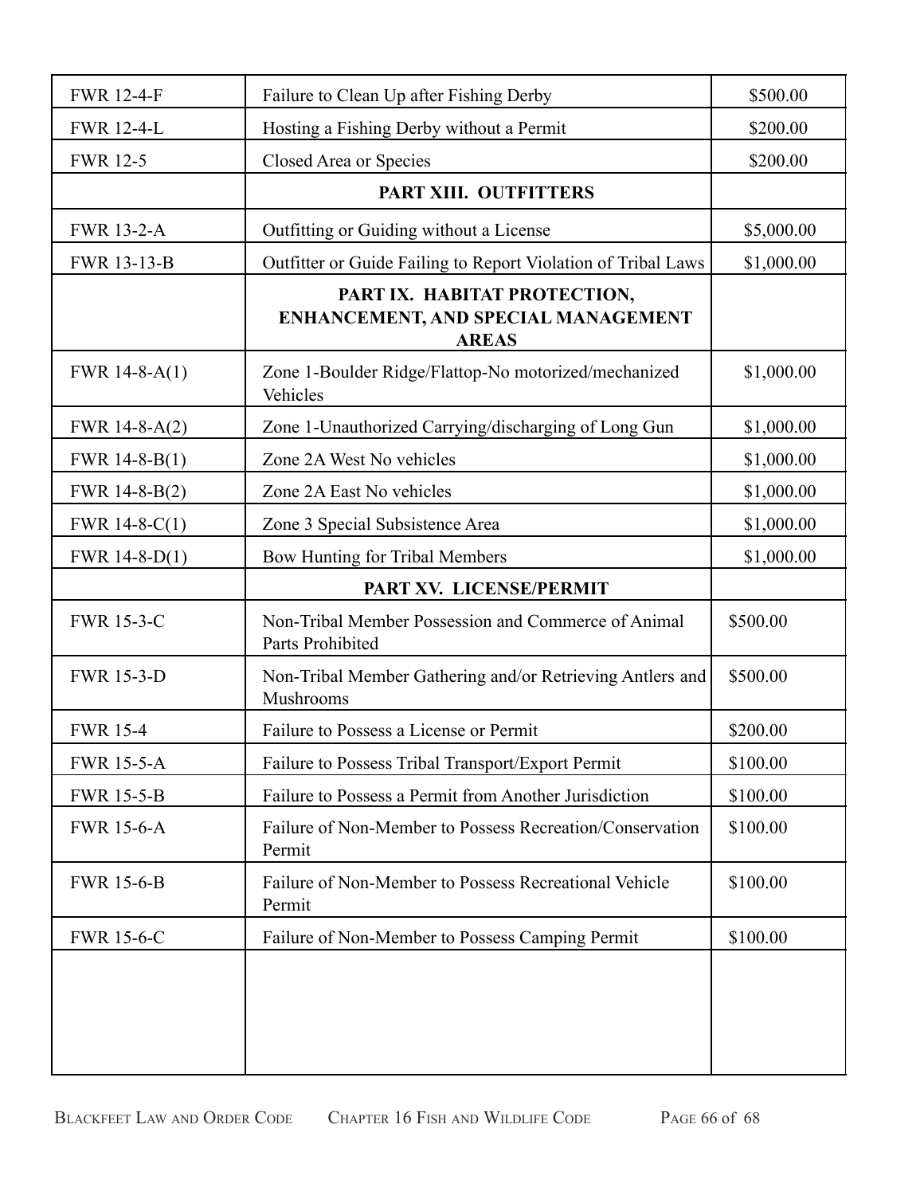| | | |
|---|---|---|
| FWR 12-4-F | Failure to Clean Up after Fishing Derby | $500.00 |
| FWR 12-4-L | Hosting a Fishing Derby without a Permit | $200.00 |
| FWR 12-5 | Closed Area or Species | $200.00 |
| | **PART XIII. OUTFITTERS** | |
| FWR 13-2-A | Outfitting or Guiding without a License | $5,000.00 |
| FWR 13-13-B | Outfitter or Guide Failing to Report Violation of Tribal Laws | $1,000.00 |
| | **PART IX. HABITAT PROTECTION, ENHANCEMENT, AND SPECIAL MANAGEMENT AREAS** | |
| FWR 14-8-A(1) | Zone 1-Boulder Ridge/Flattop-No motorized/mechanized Vehicles | $1,000.00 |
| FWR 14-8-A(2) | Zone 1-Unauthorized Carrying/discharging of Long Gun | $1,000.00 |
| FWR 14-8-B(1) | Zone 2A West No vehicles | $1,000.00 |
| FWR 14-8-B(2) | Zone 2A East No vehicles | $1,000.00 |
| FWR 14-8-C(1) | Zone 3 Special Subsistence Area | $1,000.00 |
| FWR 14-8-D(1) | Bow Hunting for Tribal Members | $1,000.00 |
| | **PART XV. LICENSE/PERMIT** | |
| FWR 15-3-C | Non-Tribal Member Possession and Commerce of Animal Parts Prohibited | $500.00 |
| FWR 15-3-D | Non-Tribal Member Gathering and/or Retrieving Antlers and Mushrooms | $500.00 |
| FWR 15-4 | Failure to Possess a License or Permit | $200.00 |
| FWR 15-5-A | Failure to Possess Tribal Transport/Export Permit | $100.00 |
| FWR 15-5-B | Failure to Possess a Permit from Another Jurisdiction | $100.00 |
| FWR 15-6-A | Failure of Non-Member to Possess Recreation/Conservation Permit | $100.00 |
| FWR 15-6-B | Failure of Non-Member to Possess Recreational Vehicle Permit | $100.00 |
| FWR 15-6-C | Failure of Non-Member to Possess Camping Permit | $100.00 |
| | | |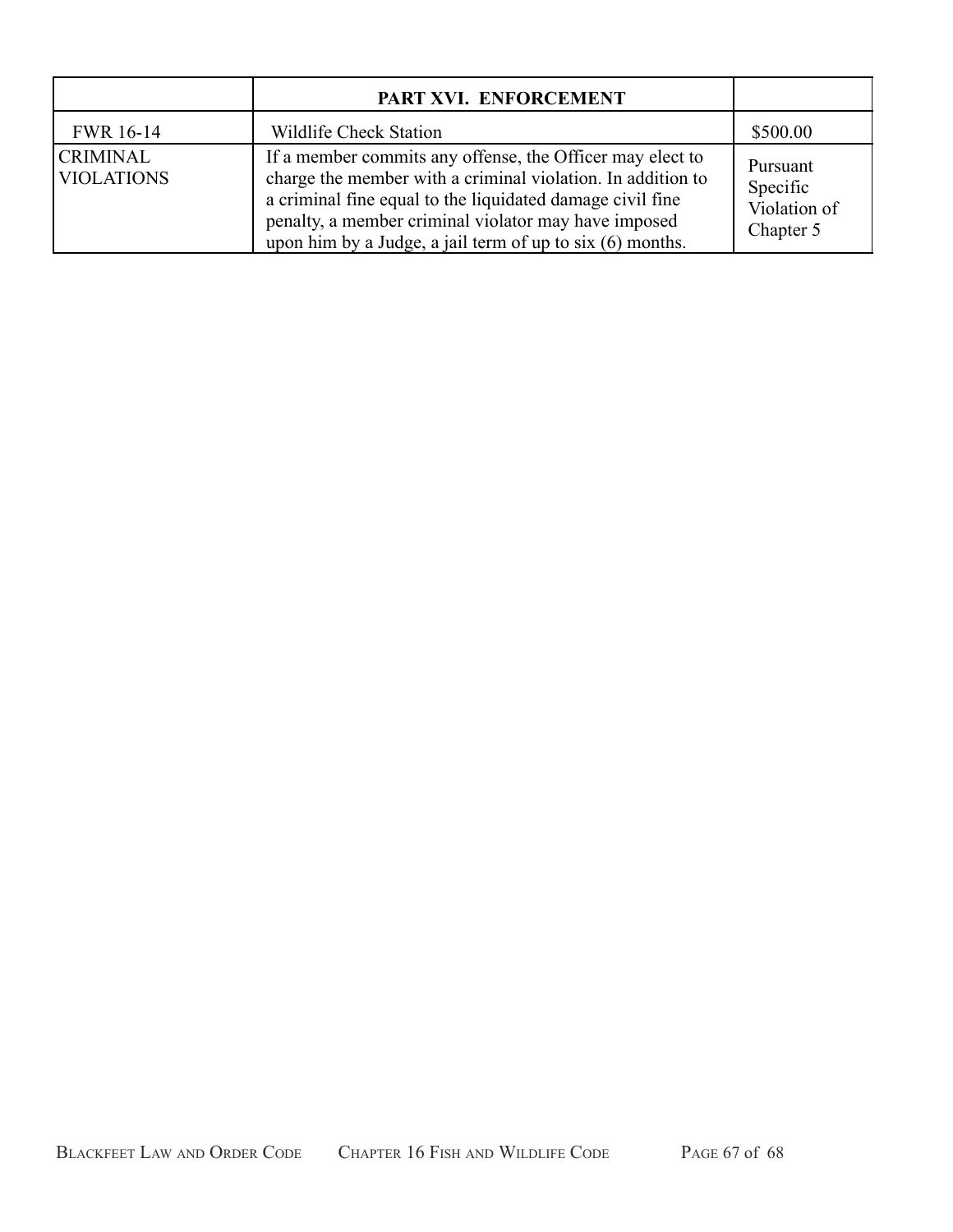| | PART XVI. ENFORCEMENT | |
|---|---|---|
| FWR 16-14 | Wildlife Check Station | $500.00 |
| CRIMINAL VIOLATIONS | If a member commits any offense, the Officer may elect to charge the member with a criminal violation. In addition to a criminal fine equal to the liquidated damage civil fine penalty, a member criminal violator may have imposed upon him by a Judge, a jail term of up to six (6) months. | Pursuant Specific Violation of Chapter 5 |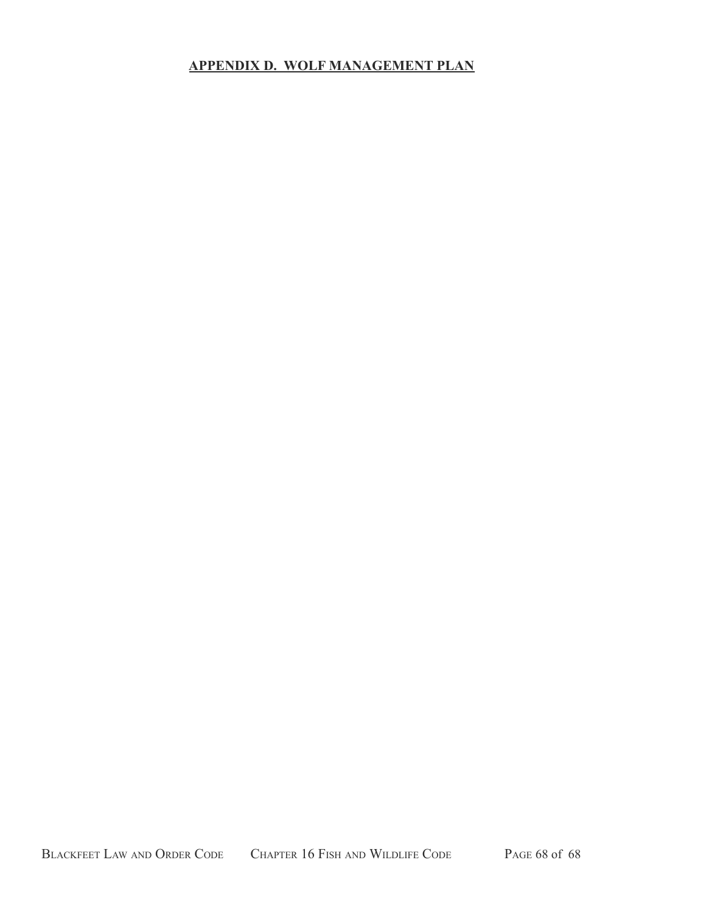## APPENDIX D. WOLF MANAGEMENT PLAN